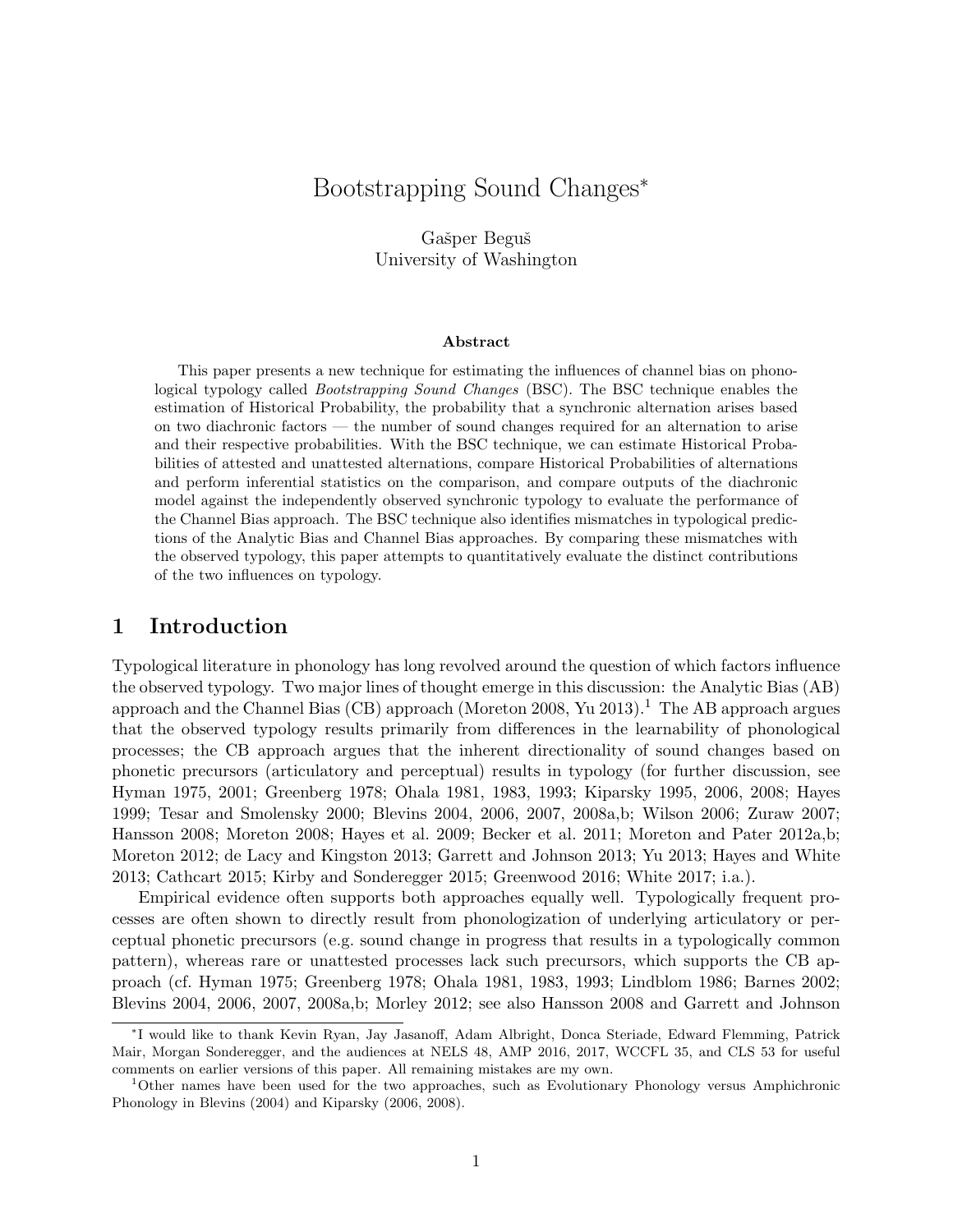# Bootstrapping Sound Changes*

Gašper Beguš
University of Washington

**Abstract**

This paper presents a new technique for estimating the influences of channel bias on phonological typology called *Bootstrapping Sound Changes* (BSC). The BSC technique enables the estimation of Historical Probability, the probability that a synchronic alternation arises based on two diachronic factors — the number of sound changes required for an alternation to arise and their respective probabilities. With the BSC technique, we can estimate Historical Probabilities of attested and unattested alternations, compare Historical Probabilities of alternations and perform inferential statistics on the comparison, and compare outputs of the diachronic model against the independently observed synchronic typology to evaluate the performance of the Channel Bias approach. The BSC technique also identifies mismatches in typological predictions of the Analytic Bias and Channel Bias approaches. By comparing these mismatches with the observed typology, this paper attempts to quantitatively evaluate the distinct contributions of the two influences on typology.

## 1 Introduction

Typological literature in phonology has long revolved around the question of which factors influence the observed typology. Two major lines of thought emerge in this discussion: the Analytic Bias (AB) approach and the Channel Bias (CB) approach (Moreton 2008, Yu 2013).[1] The AB approach argues that the observed typology results primarily from differences in the learnability of phonological processes; the CB approach argues that the inherent directionality of sound changes based on phonetic precursors (articulatory and perceptual) results in typology (for further discussion, see Hyman 1975, 2001; Greenberg 1978; Ohala 1981, 1983, 1993; Kiparsky 1995, 2006, 2008; Hayes 1999; Tesar and Smolensky 2000; Blevins 2004, 2006, 2007, 2008a,b; Wilson 2006; Zuraw 2007; Hansson 2008; Moreton 2008; Hayes et al. 2009; Becker et al. 2011; Moreton and Pater 2012a,b; Moreton 2012; de Lacy and Kingston 2013; Garrett and Johnson 2013; Yu 2013; Hayes and White 2013; Cathcart 2015; Kirby and Sonderegger 2015; Greenwood 2016; White 2017; i.a.).

Empirical evidence often supports both approaches equally well. Typologically frequent processes are often shown to directly result from phonologization of underlying articulatory or perceptual phonetic precursors (e.g. sound change in progress that results in a typologically common pattern), whereas rare or unattested processes lack such precursors, which supports the CB approach (cf. Hyman 1975; Greenberg 1978; Ohala 1981, 1983, 1993; Lindblom 1986; Barnes 2002; Blevins 2004, 2006, 2007, 2008a,b; Morley 2012; see also Hansson 2008 and Garrett and Johnson

---

*I would like to thank Kevin Ryan, Jay Jasanoff, Adam Albright, Donca Steriade, Edward Flemming, Patrick Mair, Morgan Sonderegger, and the audiences at NELS 48, AMP 2016, 2017, WCCFL 35, and CLS 53 for useful comments on earlier versions of this paper. All remaining mistakes are my own.

[1] Other names have been used for the two approaches, such as Evolutionary Phonology versus Amphichronic Phonology in Blevins (2004) and Kiparsky (2006, 2008).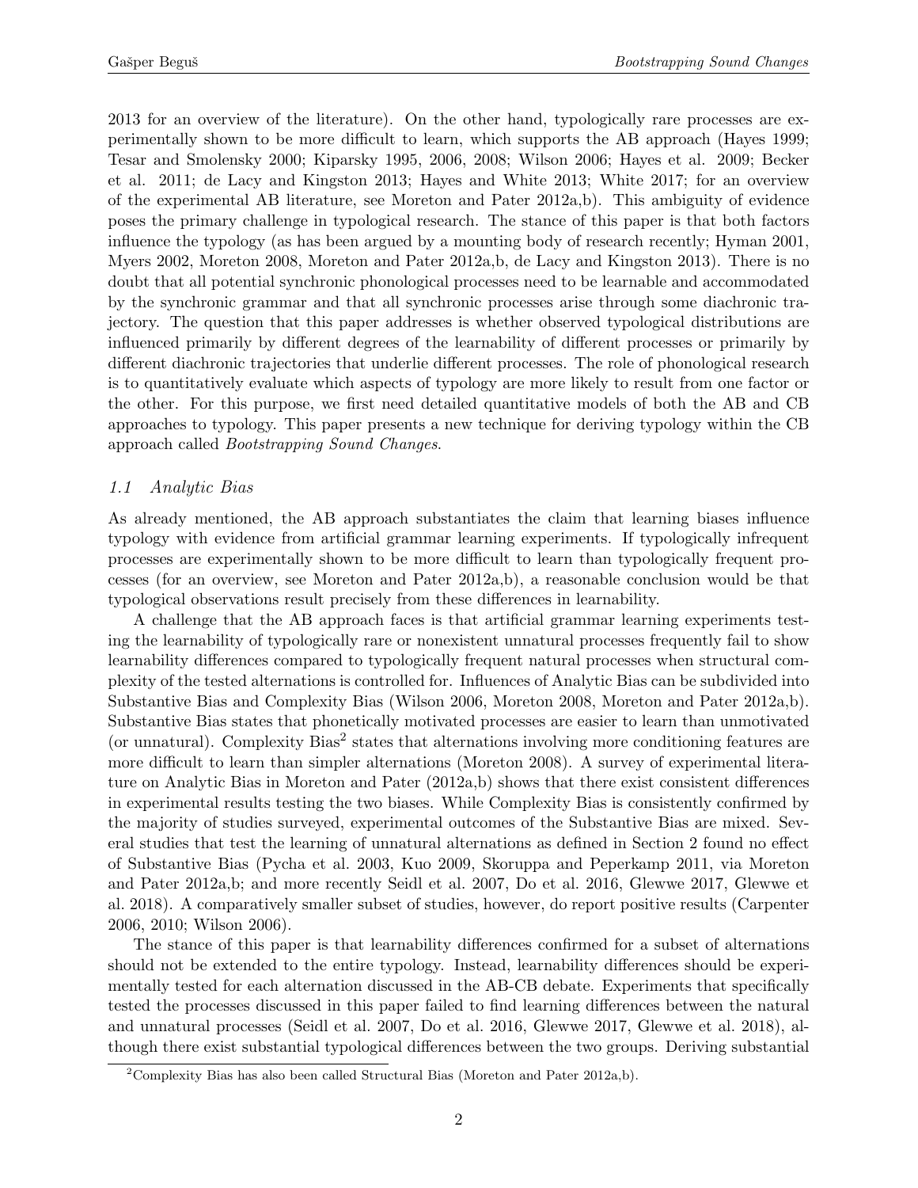2013 for an overview of the literature). On the other hand, typologically rare processes are experimentally shown to be more difficult to learn, which supports the AB approach (Hayes 1999; Tesar and Smolensky 2000; Kiparsky 1995, 2006, 2008; Wilson 2006; Hayes et al. 2009; Becker et al. 2011; de Lacy and Kingston 2013; Hayes and White 2013; White 2017; for an overview of the experimental AB literature, see Moreton and Pater 2012a,b). This ambiguity of evidence poses the primary challenge in typological research. The stance of this paper is that both factors influence the typology (as has been argued by a mounting body of research recently; Hyman 2001, Myers 2002, Moreton 2008, Moreton and Pater 2012a,b, de Lacy and Kingston 2013). There is no doubt that all potential synchronic phonological processes need to be learnable and accommodated by the synchronic grammar and that all synchronic processes arise through some diachronic trajectory. The question that this paper addresses is whether observed typological distributions are influenced primarily by different degrees of the learnability of different processes or primarily by different diachronic trajectories that underlie different processes. The role of phonological research is to quantitatively evaluate which aspects of typology are more likely to result from one factor or the other. For this purpose, we first need detailed quantitative models of both the AB and CB approaches to typology. This paper presents a new technique for deriving typology within the CB approach called *Bootstrapping Sound Changes*.

### *1.1 Analytic Bias*

As already mentioned, the AB approach substantiates the claim that learning biases influence typology with evidence from artificial grammar learning experiments. If typologically infrequent processes are experimentally shown to be more difficult to learn than typologically frequent processes (for an overview, see Moreton and Pater 2012a,b), a reasonable conclusion would be that typological observations result precisely from these differences in learnability.

A challenge that the AB approach faces is that artificial grammar learning experiments testing the learnability of typologically rare or nonexistent unnatural processes frequently fail to show learnability differences compared to typologically frequent natural processes when structural complexity of the tested alternations is controlled for. Influences of Analytic Bias can be subdivided into Substantive Bias and Complexity Bias (Wilson 2006, Moreton 2008, Moreton and Pater 2012a,b). Substantive Bias states that phonetically motivated processes are easier to learn than unmotivated (or unnatural). Complexity Bias[2] states that alternations involving more conditioning features are more difficult to learn than simpler alternations (Moreton 2008). A survey of experimental literature on Analytic Bias in Moreton and Pater (2012a,b) shows that there exist consistent differences in experimental results testing the two biases. While Complexity Bias is consistently confirmed by the majority of studies surveyed, experimental outcomes of the Substantive Bias are mixed. Several studies that test the learning of unnatural alternations as defined in Section 2 found no effect of Substantive Bias (Pycha et al. 2003, Kuo 2009, Skoruppa and Peperkamp 2011, via Moreton and Pater 2012a,b; and more recently Seidl et al. 2007, Do et al. 2016, Glewwe 2017, Glewwe et al. 2018). A comparatively smaller subset of studies, however, do report positive results (Carpenter 2006, 2010; Wilson 2006).

The stance of this paper is that learnability differences confirmed for a subset of alternations should not be extended to the entire typology. Instead, learnability differences should be experimentally tested for each alternation discussed in the AB-CB debate. Experiments that specifically tested the processes discussed in this paper failed to find learning differences between the natural and unnatural processes (Seidl et al. 2007, Do et al. 2016, Glewwe 2017, Glewwe et al. 2018), although there exist substantial typological differences between the two groups. Deriving substantial

[2]Complexity Bias has also been called Structural Bias (Moreton and Pater 2012a,b).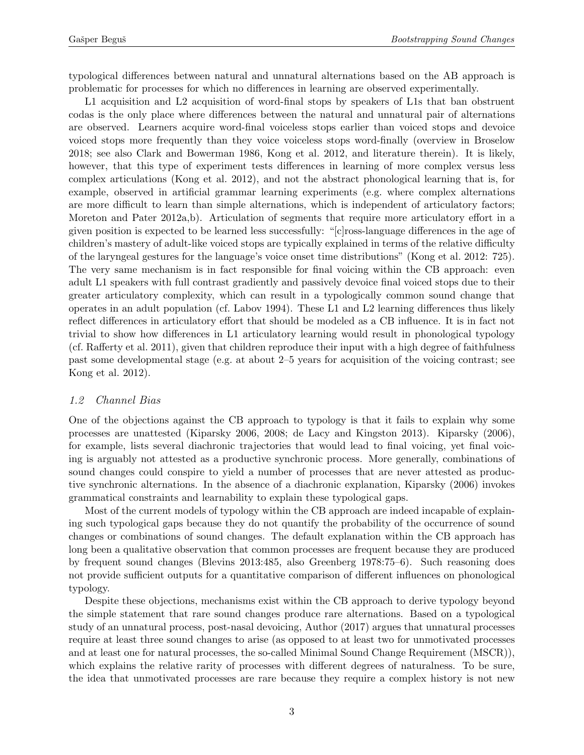typological differences between natural and unnatural alternations based on the AB approach is problematic for processes for which no differences in learning are observed experimentally.

L1 acquisition and L2 acquisition of word-final stops by speakers of L1s that ban obstruent codas is the only place where differences between the natural and unnatural pair of alternations are observed. Learners acquire word-final voiceless stops earlier than voiced stops and devoice voiced stops more frequently than they voice voiceless stops word-finally (overview in Broselow 2018; see also Clark and Bowerman 1986, Kong et al. 2012, and literature therein). It is likely, however, that this type of experiment tests differences in learning of more complex versus less complex articulations (Kong et al. 2012), and not the abstract phonological learning that is, for example, observed in artificial grammar learning experiments (e.g. where complex alternations are more difficult to learn than simple alternations, which is independent of articulatory factors; Moreton and Pater 2012a,b). Articulation of segments that require more articulatory effort in a given position is expected to be learned less successfully: "[c]ross-language differences in the age of children's mastery of adult-like voiced stops are typically explained in terms of the relative difficulty of the laryngeal gestures for the language's voice onset time distributions" (Kong et al. 2012: 725). The very same mechanism is in fact responsible for final voicing within the CB approach: even adult L1 speakers with full contrast gradiently and passively devoice final voiced stops due to their greater articulatory complexity, which can result in a typologically common sound change that operates in an adult population (cf. Labov 1994). These L1 and L2 learning differences thus likely reflect differences in articulatory effort that should be modeled as a CB influence. It is in fact not trivial to show how differences in L1 articulatory learning would result in phonological typology (cf. Rafferty et al. 2011), given that children reproduce their input with a high degree of faithfulness past some developmental stage (e.g. at about 2–5 years for acquisition of the voicing contrast; see Kong et al. 2012).

### *1.2 Channel Bias*

One of the objections against the CB approach to typology is that it fails to explain why some processes are unattested (Kiparsky 2006, 2008; de Lacy and Kingston 2013). Kiparsky (2006), for example, lists several diachronic trajectories that would lead to final voicing, yet final voicing is arguably not attested as a productive synchronic process. More generally, combinations of sound changes could conspire to yield a number of processes that are never attested as productive synchronic alternations. In the absence of a diachronic explanation, Kiparsky (2006) invokes grammatical constraints and learnability to explain these typological gaps.

Most of the current models of typology within the CB approach are indeed incapable of explaining such typological gaps because they do not quantify the probability of the occurrence of sound changes or combinations of sound changes. The default explanation within the CB approach has long been a qualitative observation that common processes are frequent because they are produced by frequent sound changes (Blevins 2013:485, also Greenberg 1978:75–6). Such reasoning does not provide sufficient outputs for a quantitative comparison of different influences on phonological typology.

Despite these objections, mechanisms exist within the CB approach to derive typology beyond the simple statement that rare sound changes produce rare alternations. Based on a typological study of an unnatural process, post-nasal devoicing, Author (2017) argues that unnatural processes require at least three sound changes to arise (as opposed to at least two for unmotivated processes and at least one for natural processes, the so-called Minimal Sound Change Requirement (MSCR)), which explains the relative rarity of processes with different degrees of naturalness. To be sure, the idea that unmotivated processes are rare because they require a complex history is not new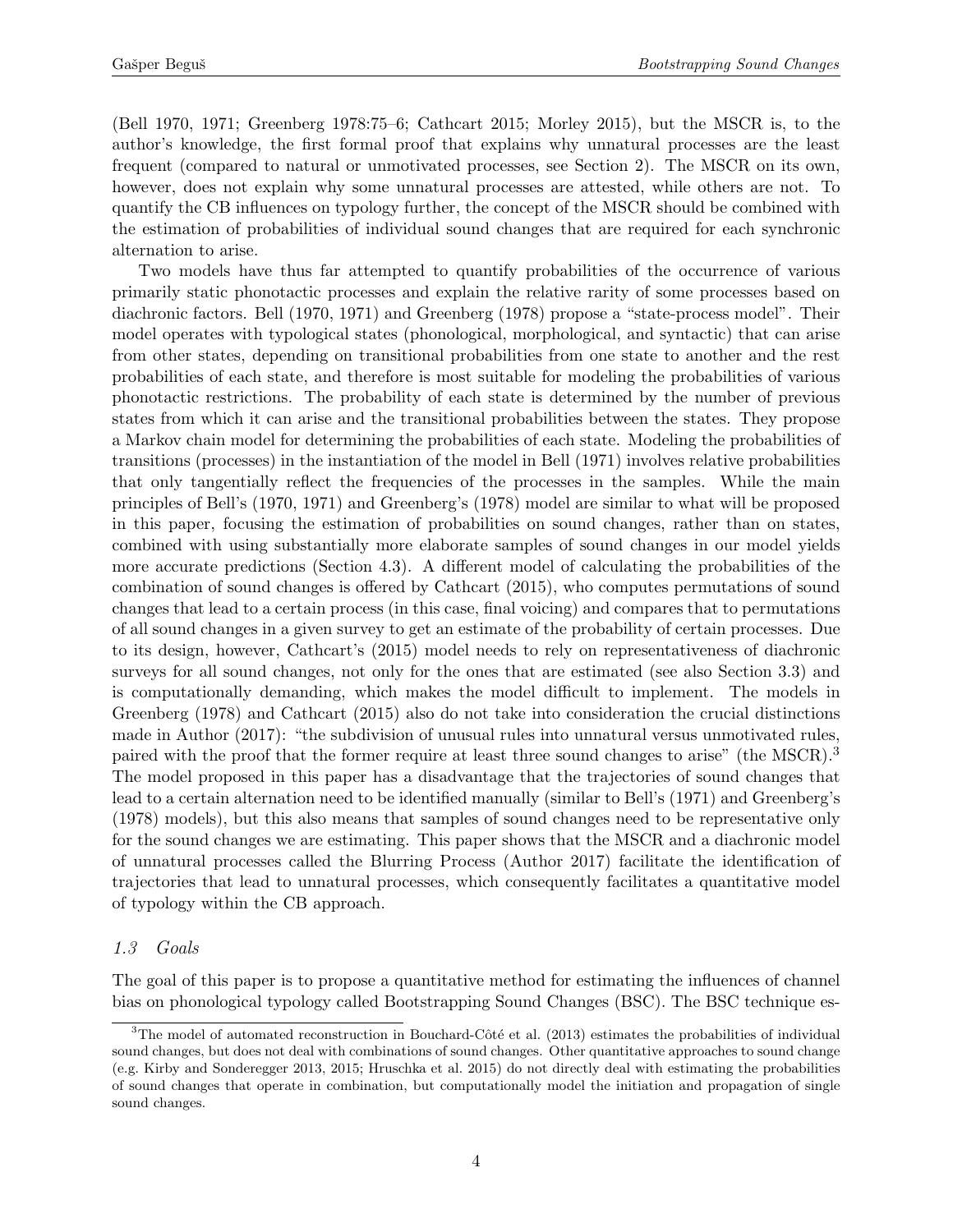(Bell 1970, 1971; Greenberg 1978:75–6; Cathcart 2015; Morley 2015), but the MSCR is, to the author's knowledge, the first formal proof that explains why unnatural processes are the least frequent (compared to natural or unmotivated processes, see Section 2). The MSCR on its own, however, does not explain why some unnatural processes are attested, while others are not. To quantify the CB influences on typology further, the concept of the MSCR should be combined with the estimation of probabilities of individual sound changes that are required for each synchronic alternation to arise.

Two models have thus far attempted to quantify probabilities of the occurrence of various primarily static phonotactic processes and explain the relative rarity of some processes based on diachronic factors. Bell (1970, 1971) and Greenberg (1978) propose a "state-process model". Their model operates with typological states (phonological, morphological, and syntactic) that can arise from other states, depending on transitional probabilities from one state to another and the rest probabilities of each state, and therefore is most suitable for modeling the probabilities of various phonotactic restrictions. The probability of each state is determined by the number of previous states from which it can arise and the transitional probabilities between the states. They propose a Markov chain model for determining the probabilities of each state. Modeling the probabilities of transitions (processes) in the instantiation of the model in Bell (1971) involves relative probabilities that only tangentially reflect the frequencies of the processes in the samples. While the main principles of Bell's (1970, 1971) and Greenberg's (1978) model are similar to what will be proposed in this paper, focusing the estimation of probabilities on sound changes, rather than on states, combined with using substantially more elaborate samples of sound changes in our model yields more accurate predictions (Section 4.3). A different model of calculating the probabilities of the combination of sound changes is offered by Cathcart (2015), who computes permutations of sound changes that lead to a certain process (in this case, final voicing) and compares that to permutations of all sound changes in a given survey to get an estimate of the probability of certain processes. Due to its design, however, Cathcart's (2015) model needs to rely on representativeness of diachronic surveys for all sound changes, not only for the ones that are estimated (see also Section 3.3) and is computationally demanding, which makes the model difficult to implement. The models in Greenberg (1978) and Cathcart (2015) also do not take into consideration the crucial distinctions made in Author (2017): "the subdivision of unusual rules into unnatural versus unmotivated rules, paired with the proof that the former require at least three sound changes to arise" (the MSCR).[3] The model proposed in this paper has a disadvantage that the trajectories of sound changes that lead to a certain alternation need to be identified manually (similar to Bell's (1971) and Greenberg's (1978) models), but this also means that samples of sound changes need to be representative only for the sound changes we are estimating. This paper shows that the MSCR and a diachronic model of unnatural processes called the Blurring Process (Author 2017) facilitate the identification of trajectories that lead to unnatural processes, which consequently facilitates a quantitative model of typology within the CB approach.

### 1.3 Goals

The goal of this paper is to propose a quantitative method for estimating the influences of channel bias on phonological typology called Bootstrapping Sound Changes (BSC). The BSC technique es-

[3] The model of automated reconstruction in Bouchard-Côté et al. (2013) estimates the probabilities of individual sound changes, but does not deal with combinations of sound changes. Other quantitative approaches to sound change (e.g. Kirby and Sonderegger 2013, 2015; Hruschka et al. 2015) do not directly deal with estimating the probabilities of sound changes that operate in combination, but computationally model the initiation and propagation of single sound changes.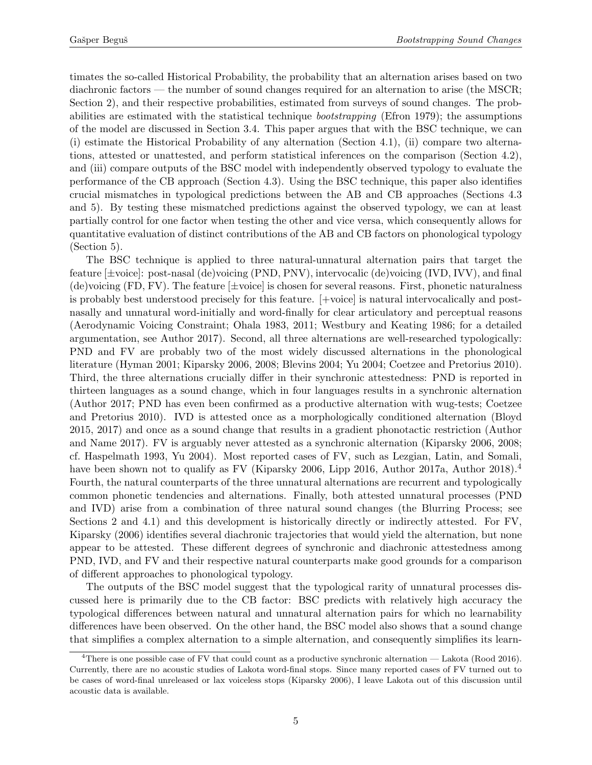timates the so-called Historical Probability, the probability that an alternation arises based on two diachronic factors — the number of sound changes required for an alternation to arise (the MSCR; Section 2), and their respective probabilities, estimated from surveys of sound changes. The probabilities are estimated with the statistical technique *bootstrapping* (Efron 1979); the assumptions of the model are discussed in Section 3.4. This paper argues that with the BSC technique, we can (i) estimate the Historical Probability of any alternation (Section 4.1), (ii) compare two alternations, attested or unattested, and perform statistical inferences on the comparison (Section 4.2), and (iii) compare outputs of the BSC model with independently observed typology to evaluate the performance of the CB approach (Section 4.3). Using the BSC technique, this paper also identifies crucial mismatches in typological predictions between the AB and CB approaches (Sections 4.3 and 5). By testing these mismatched predictions against the observed typology, we can at least partially control for one factor when testing the other and vice versa, which consequently allows for quantitative evaluation of distinct contributions of the AB and CB factors on phonological typology (Section 5).

The BSC technique is applied to three natural-unnatural alternation pairs that target the feature [±voice]: post-nasal (de)voicing (PND, PNV), intervocalic (de)voicing (IVD, IVV), and final (de)voicing (FD, FV). The feature [±voice] is chosen for several reasons. First, phonetic naturalness is probably best understood precisely for this feature. [+voice] is natural intervocalically and post-nasally and unnatural word-initially and word-finally for clear articulatory and perceptual reasons (Aerodynamic Voicing Constraint; Ohala 1983, 2011; Westbury and Keating 1986; for a detailed argumentation, see Author 2017). Second, all three alternations are well-researched typologically: PND and FV are probably two of the most widely discussed alternations in the phonological literature (Hyman 2001; Kiparsky 2006, 2008; Blevins 2004; Yu 2004; Coetzee and Pretorius 2010). Third, the three alternations crucially differ in their synchronic attestedness: PND is reported in thirteen languages as a sound change, which in four languages results in a synchronic alternation (Author 2017; PND has even been confirmed as a productive alternation with wug-tests; Coetzee and Pretorius 2010). IVD is attested once as a morphologically conditioned alternation (Bloyd 2015, 2017) and once as a sound change that results in a gradient phonotactic restriction (Author and Name 2017). FV is arguably never attested as a synchronic alternation (Kiparsky 2006, 2008; cf. Haspelmath 1993, Yu 2004). Most reported cases of FV, such as Lezgian, Latin, and Somali, have been shown not to qualify as FV (Kiparsky 2006, Lipp 2016, Author 2017a, Author 2018).[4] Fourth, the natural counterparts of the three unnatural alternations are recurrent and typologically common phonetic tendencies and alternations. Finally, both attested unnatural processes (PND and IVD) arise from a combination of three natural sound changes (the Blurring Process; see Sections 2 and 4.1) and this development is historically directly or indirectly attested. For FV, Kiparsky (2006) identifies several diachronic trajectories that would yield the alternation, but none appear to be attested. These different degrees of synchronic and diachronic attestedness among PND, IVD, and FV and their respective natural counterparts make good grounds for a comparison of different approaches to phonological typology.

The outputs of the BSC model suggest that the typological rarity of unnatural processes discussed here is primarily due to the CB factor: BSC predicts with relatively high accuracy the typological differences between natural and unnatural alternation pairs for which no learnability differences have been observed. On the other hand, the BSC model also shows that a sound change that simplifies a complex alternation to a simple alternation, and consequently simplifies its learn-

[4] There is one possible case of FV that could count as a productive synchronic alternation — Lakota (Rood 2016). Currently, there are no acoustic studies of Lakota word-final stops. Since many reported cases of FV turned out to be cases of word-final unreleased or lax voiceless stops (Kiparsky 2006), I leave Lakota out of this discussion until acoustic data is available.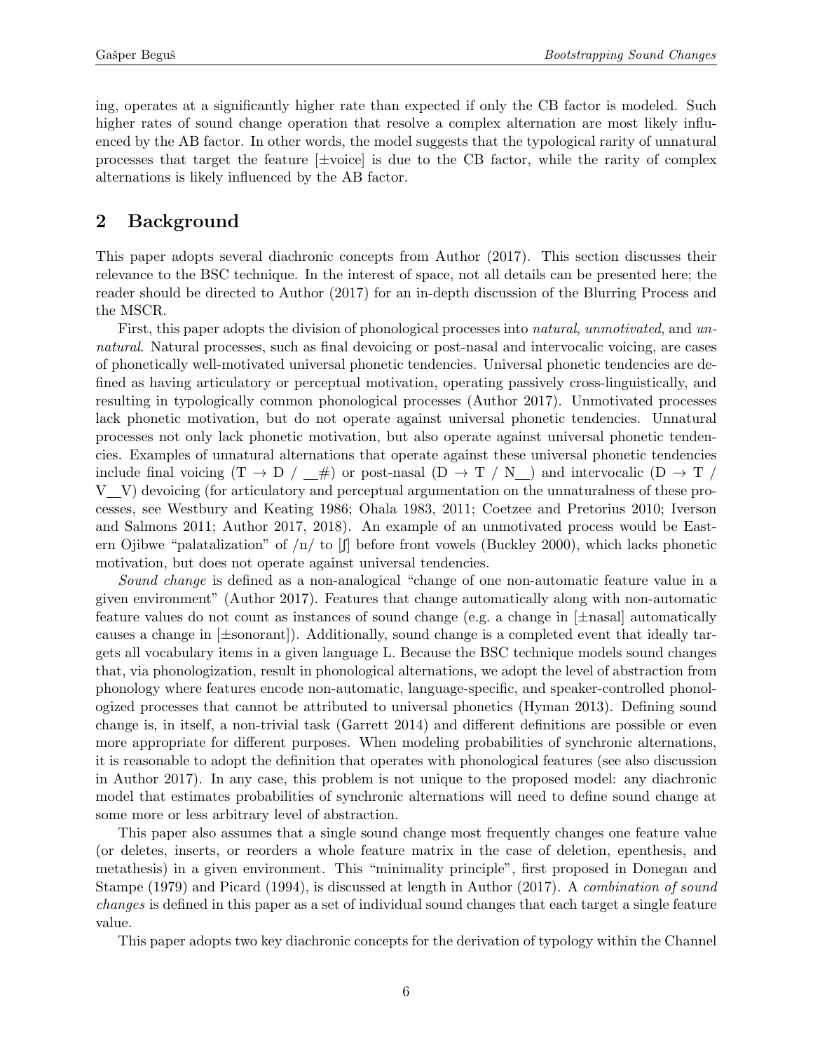ing, operates at a significantly higher rate than expected if only the CB factor is modeled. Such higher rates of sound change operation that resolve a complex alternation are most likely influenced by the AB factor. In other words, the model suggests that the typological rarity of unnatural processes that target the feature [±voice] is due to the CB factor, while the rarity of complex alternations is likely influenced by the AB factor.

## 2 Background

This paper adopts several diachronic concepts from Author (2017). This section discusses their relevance to the BSC technique. In the interest of space, not all details can be presented here; the reader should be directed to Author (2017) for an in-depth discussion of the Blurring Process and the MSCR.

First, this paper adopts the division of phonological processes into *natural*, *unmotivated*, and *unnatural*. Natural processes, such as final devoicing or post-nasal and intervocalic voicing, are cases of phonetically well-motivated universal phonetic tendencies. Universal phonetic tendencies are defined as having articulatory or perceptual motivation, operating passively cross-linguistically, and resulting in typologically common phonological processes (Author 2017). Unmotivated processes lack phonetic motivation, but do not operate against universal phonetic tendencies. Unnatural processes not only lack phonetic motivation, but also operate against universal phonetic tendencies. Examples of unnatural alternations that operate against these universal phonetic tendencies include final voicing (T → D / __#) or post-nasal (D → T / N__) and intervocalic (D → T / V__V) devoicing (for articulatory and perceptual argumentation on the unnaturalness of these processes, see Westbury and Keating 1986; Ohala 1983, 2011; Coetzee and Pretorius 2010; Iverson and Salmons 2011; Author 2017, 2018). An example of an unmotivated process would be Eastern Ojibwe "palatalization" of /n/ to [ʃ] before front vowels (Buckley 2000), which lacks phonetic motivation, but does not operate against universal tendencies.

*Sound change* is defined as a non-analogical "change of one non-automatic feature value in a given environment" (Author 2017). Features that change automatically along with non-automatic feature values do not count as instances of sound change (e.g. a change in [±nasal] automatically causes a change in [±sonorant]). Additionally, sound change is a completed event that ideally targets all vocabulary items in a given language L. Because the BSC technique models sound changes that, via phonologization, result in phonological alternations, we adopt the level of abstraction from phonology where features encode non-automatic, language-specific, and speaker-controlled phonologized processes that cannot be attributed to universal phonetics (Hyman 2013). Defining sound change is, in itself, a non-trivial task (Garrett 2014) and different definitions are possible or even more appropriate for different purposes. When modeling probabilities of synchronic alternations, it is reasonable to adopt the definition that operates with phonological features (see also discussion in Author 2017). In any case, this problem is not unique to the proposed model: any diachronic model that estimates probabilities of synchronic alternations will need to define sound change at some more or less arbitrary level of abstraction.

This paper also assumes that a single sound change most frequently changes one feature value (or deletes, inserts, or reorders a whole feature matrix in the case of deletion, epenthesis, and metathesis) in a given environment. This "minimality principle", first proposed in Donegan and Stampe (1979) and Picard (1994), is discussed at length in Author (2017). A *combination of sound changes* is defined in this paper as a set of individual sound changes that each target a single feature value.

This paper adopts two key diachronic concepts for the derivation of typology within the Channel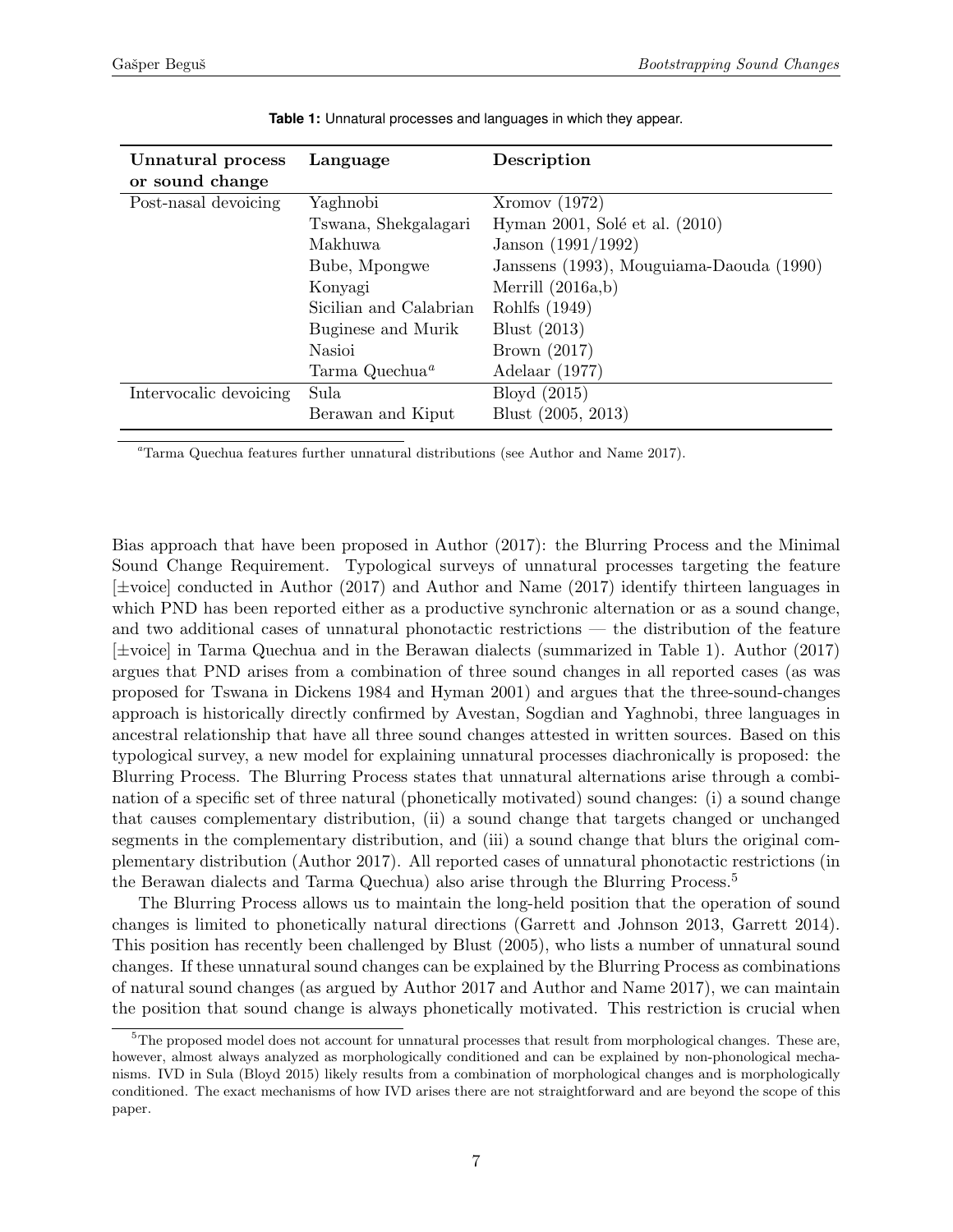**Table 1:** Unnatural processes and languages in which they appear.

| Unnatural process or sound change | Language | Description |
|---|---|---|
| Post-nasal devoicing | Yaghnobi | Xromov (1972) |
| | Tswana, Shekgalagari | Hyman 2001, Solé et al. (2010) |
| | Makhuwa | Janson (1991/1992) |
| | Bube, Mpongwe | Janssens (1993), Mouguiama-Daouda (1990) |
| | Konyagi | Merrill (2016a,b) |
| | Sicilian and Calabrian | Rohlfs (1949) |
| | Buginese and Murik | Blust (2013) |
| | Nasioi | Brown (2017) |
| | Tarma Quechua[a] | Adelaar (1977) |
| Intervocalic devoicing | Sula | Bloyd (2015) |
| | Berawan and Kiput | Blust (2005, 2013) |

[a]Tarma Quechua features further unnatural distributions (see Author and Name 2017).

Bias approach that have been proposed in Author (2017): the Blurring Process and the Minimal Sound Change Requirement. Typological surveys of unnatural processes targeting the feature [±voice] conducted in Author (2017) and Author and Name (2017) identify thirteen languages in which PND has been reported either as a productive synchronic alternation or as a sound change, and two additional cases of unnatural phonotactic restrictions — the distribution of the feature [±voice] in Tarma Quechua and in the Berawan dialects (summarized in Table 1). Author (2017) argues that PND arises from a combination of three sound changes in all reported cases (as was proposed for Tswana in Dickens 1984 and Hyman 2001) and argues that the three-sound-changes approach is historically directly confirmed by Avestan, Sogdian and Yaghnobi, three languages in ancestral relationship that have all three sound changes attested in written sources. Based on this typological survey, a new model for explaining unnatural processes diachronically is proposed: the Blurring Process. The Blurring Process states that unnatural alternations arise through a combination of a specific set of three natural (phonetically motivated) sound changes: (i) a sound change that causes complementary distribution, (ii) a sound change that targets changed or unchanged segments in the complementary distribution, and (iii) a sound change that blurs the original complementary distribution (Author 2017). All reported cases of unnatural phonotactic restrictions (in the Berawan dialects and Tarma Quechua) also arise through the Blurring Process.[5]

The Blurring Process allows us to maintain the long-held position that the operation of sound changes is limited to phonetically natural directions (Garrett and Johnson 2013, Garrett 2014). This position has recently been challenged by Blust (2005), who lists a number of unnatural sound changes. If these unnatural sound changes can be explained by the Blurring Process as combinations of natural sound changes (as argued by Author 2017 and Author and Name 2017), we can maintain the position that sound change is always phonetically motivated. This restriction is crucial when

[5]The proposed model does not account for unnatural processes that result from morphological changes. These are, however, almost always analyzed as morphologically conditioned and can be explained by non-phonological mechanisms. IVD in Sula (Bloyd 2015) likely results from a combination of morphological changes and is morphologically conditioned. The exact mechanisms of how IVD arises there are not straightforward and are beyond the scope of this paper.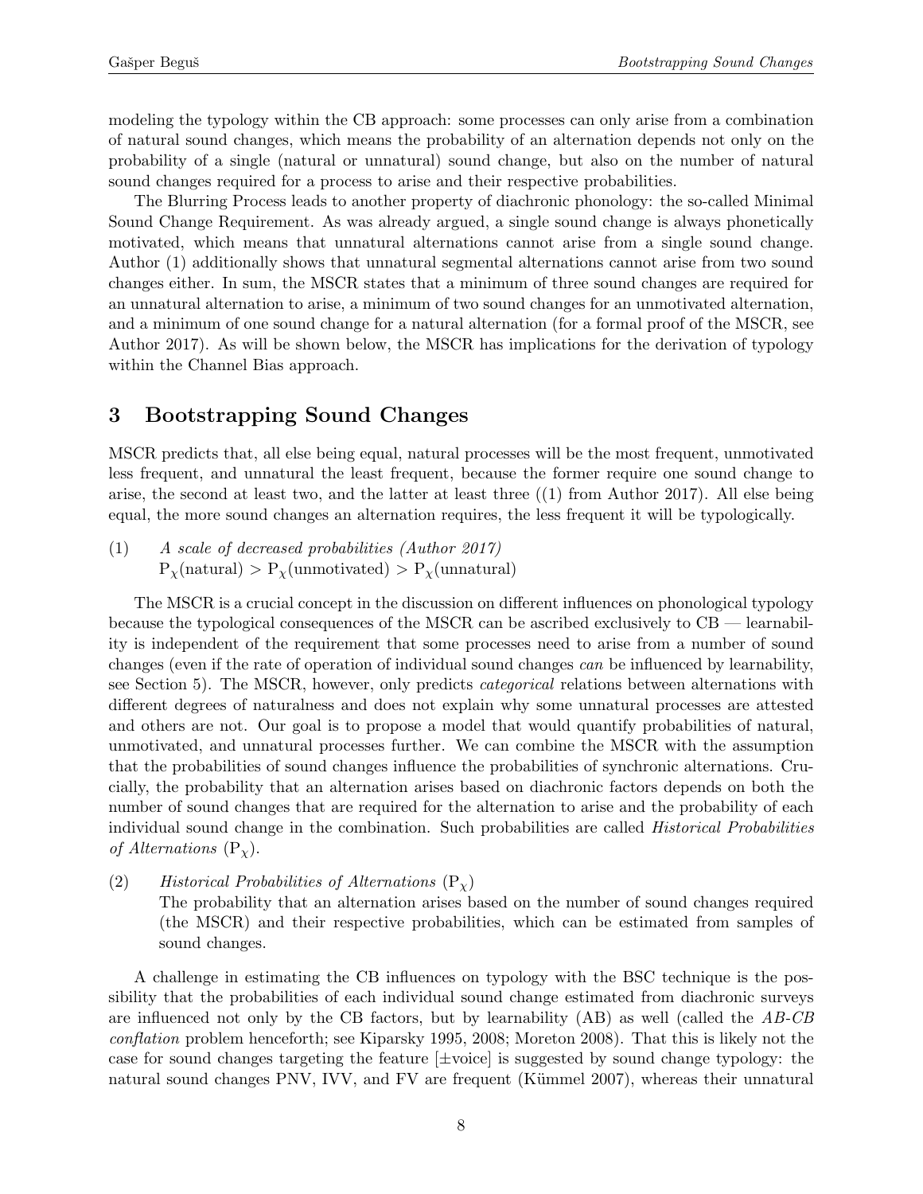modeling the typology within the CB approach: some processes can only arise from a combination of natural sound changes, which means the probability of an alternation depends not only on the probability of a single (natural or unnatural) sound change, but also on the number of natural sound changes required for a process to arise and their respective probabilities.

The Blurring Process leads to another property of diachronic phonology: the so-called Minimal Sound Change Requirement. As was already argued, a single sound change is always phonetically motivated, which means that unnatural alternations cannot arise from a single sound change. Author (1) additionally shows that unnatural segmental alternations cannot arise from two sound changes either. In sum, the MSCR states that a minimum of three sound changes are required for an unnatural alternation to arise, a minimum of two sound changes for an unmotivated alternation, and a minimum of one sound change for a natural alternation (for a formal proof of the MSCR, see Author 2017). As will be shown below, the MSCR has implications for the derivation of typology within the Channel Bias approach.

## 3 Bootstrapping Sound Changes

MSCR predicts that, all else being equal, natural processes will be the most frequent, unmotivated less frequent, and unnatural the least frequent, because the former require one sound change to arise, the second at least two, and the latter at least three ((1) from Author 2017). All else being equal, the more sound changes an alternation requires, the less frequent it will be typologically.

(1) *A scale of decreased probabilities (Author 2017)*
$P_\chi(\text{natural}) > P_\chi(\text{unmotivated}) > P_\chi(\text{unnatural})$

The MSCR is a crucial concept in the discussion on different influences on phonological typology because the typological consequences of the MSCR can be ascribed exclusively to CB — learnability is independent of the requirement that some processes need to arise from a number of sound changes (even if the rate of operation of individual sound changes *can* be influenced by learnability, see Section 5). The MSCR, however, only predicts *categorical* relations between alternations with different degrees of naturalness and does not explain why some unnatural processes are attested and others are not. Our goal is to propose a model that would quantify probabilities of natural, unmotivated, and unnatural processes further. We can combine the MSCR with the assumption that the probabilities of sound changes influence the probabilities of synchronic alternations. Crucially, the probability that an alternation arises based on diachronic factors depends on both the number of sound changes that are required for the alternation to arise and the probability of each individual sound change in the combination. Such probabilities are called *Historical Probabilities of Alternations* ($P_\chi$).

(2) *Historical Probabilities of Alternations* ($P_\chi$)
The probability that an alternation arises based on the number of sound changes required (the MSCR) and their respective probabilities, which can be estimated from samples of sound changes.

A challenge in estimating the CB influences on typology with the BSC technique is the possibility that the probabilities of each individual sound change estimated from diachronic surveys are influenced not only by the CB factors, but by learnability (AB) as well (called the *AB-CB conflation* problem henceforth; see Kiparsky 1995, 2008; Moreton 2008). That this is likely not the case for sound changes targeting the feature [±voice] is suggested by sound change typology: the natural sound changes PNV, IVV, and FV are frequent (Kümmel 2007), whereas their unnatural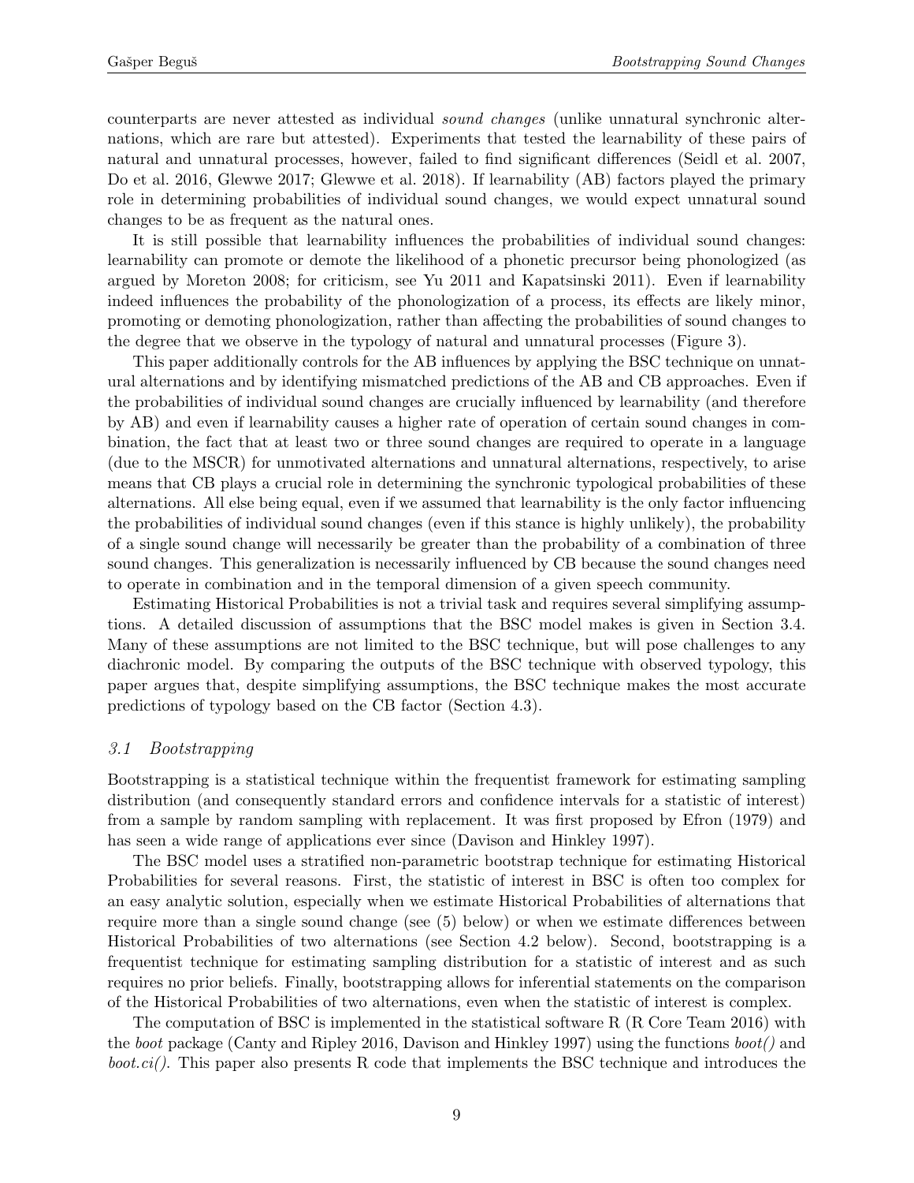counterparts are never attested as individual *sound changes* (unlike unnatural synchronic alternations, which are rare but attested). Experiments that tested the learnability of these pairs of natural and unnatural processes, however, failed to find significant differences (Seidl et al. 2007, Do et al. 2016, Glewwe 2017; Glewwe et al. 2018). If learnability (AB) factors played the primary role in determining probabilities of individual sound changes, we would expect unnatural sound changes to be as frequent as the natural ones.

It is still possible that learnability influences the probabilities of individual sound changes: learnability can promote or demote the likelihood of a phonetic precursor being phonologized (as argued by Moreton 2008; for criticism, see Yu 2011 and Kapatsinski 2011). Even if learnability indeed influences the probability of the phonologization of a process, its effects are likely minor, promoting or demoting phonologization, rather than affecting the probabilities of sound changes to the degree that we observe in the typology of natural and unnatural processes (Figure 3).

This paper additionally controls for the AB influences by applying the BSC technique on unnatural alternations and by identifying mismatched predictions of the AB and CB approaches. Even if the probabilities of individual sound changes are crucially influenced by learnability (and therefore by AB) and even if learnability causes a higher rate of operation of certain sound changes in combination, the fact that at least two or three sound changes are required to operate in a language (due to the MSCR) for unmotivated alternations and unnatural alternations, respectively, to arise means that CB plays a crucial role in determining the synchronic typological probabilities of these alternations. All else being equal, even if we assumed that learnability is the only factor influencing the probabilities of individual sound changes (even if this stance is highly unlikely), the probability of a single sound change will necessarily be greater than the probability of a combination of three sound changes. This generalization is necessarily influenced by CB because the sound changes need to operate in combination and in the temporal dimension of a given speech community.

Estimating Historical Probabilities is not a trivial task and requires several simplifying assumptions. A detailed discussion of assumptions that the BSC model makes is given in Section 3.4. Many of these assumptions are not limited to the BSC technique, but will pose challenges to any diachronic model. By comparing the outputs of the BSC technique with observed typology, this paper argues that, despite simplifying assumptions, the BSC technique makes the most accurate predictions of typology based on the CB factor (Section 4.3).

### *3.1 Bootstrapping*

Bootstrapping is a statistical technique within the frequentist framework for estimating sampling distribution (and consequently standard errors and confidence intervals for a statistic of interest) from a sample by random sampling with replacement. It was first proposed by Efron (1979) and has seen a wide range of applications ever since (Davison and Hinkley 1997).

The BSC model uses a stratified non-parametric bootstrap technique for estimating Historical Probabilities for several reasons. First, the statistic of interest in BSC is often too complex for an easy analytic solution, especially when we estimate Historical Probabilities of alternations that require more than a single sound change (see (5) below) or when we estimate differences between Historical Probabilities of two alternations (see Section 4.2 below). Second, bootstrapping is a frequentist technique for estimating sampling distribution for a statistic of interest and as such requires no prior beliefs. Finally, bootstrapping allows for inferential statements on the comparison of the Historical Probabilities of two alternations, even when the statistic of interest is complex.

The computation of BSC is implemented in the statistical software R (R Core Team 2016) with the *boot* package (Canty and Ripley 2016, Davison and Hinkley 1997) using the functions *boot()* and *boot.ci()*. This paper also presents R code that implements the BSC technique and introduces the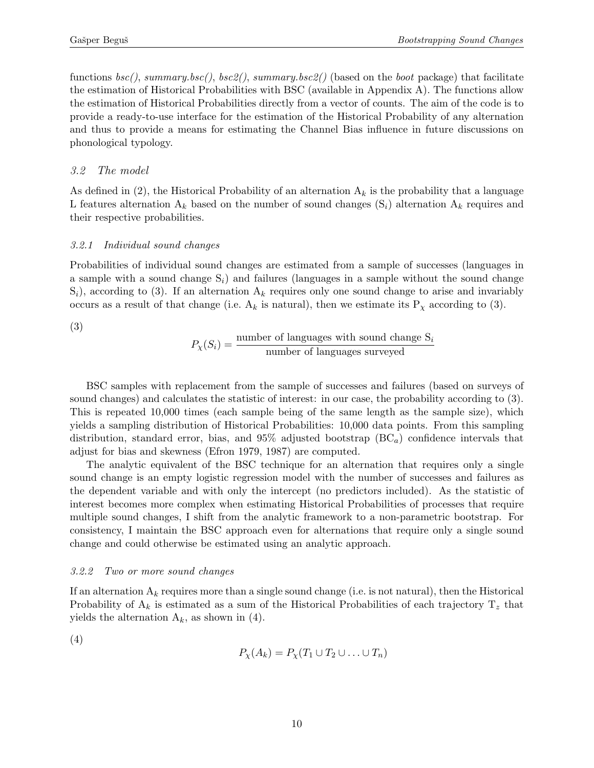functions *bsc()*, *summary.bsc()*, *bsc2()*, *summary.bsc2()* (based on the *boot* package) that facilitate the estimation of Historical Probabilities with BSC (available in Appendix A). The functions allow the estimation of Historical Probabilities directly from a vector of counts. The aim of the code is to provide a ready-to-use interface for the estimation of the Historical Probability of any alternation and thus to provide a means for estimating the Channel Bias influence in future discussions on phonological typology.

### *3.2 The model*

As defined in (2), the Historical Probability of an alternation $A_k$ is the probability that a language L features alternation $A_k$ based on the number of sound changes ($S_i$) alternation $A_k$ requires and their respective probabilities.

#### *3.2.1 Individual sound changes*

Probabilities of individual sound changes are estimated from a sample of successes (languages in a sample with a sound change $S_i$) and failures (languages in a sample without the sound change $S_i$), according to (3). If an alternation $A_k$ requires only one sound change to arise and invariably occurs as a result of that change (i.e. $A_k$ is natural), then we estimate its $P_\chi$ according to (3).

(3)

$$P_\chi(S_i) = \frac{\text{number of languages with sound change } S_i}{\text{number of languages surveyed}}$$

BSC samples with replacement from the sample of successes and failures (based on surveys of sound changes) and calculates the statistic of interest: in our case, the probability according to (3). This is repeated 10,000 times (each sample being of the same length as the sample size), which yields a sampling distribution of Historical Probabilities: 10,000 data points. From this sampling distribution, standard error, bias, and 95% adjusted bootstrap ($BC_a$) confidence intervals that adjust for bias and skewness (Efron 1979, 1987) are computed.

The analytic equivalent of the BSC technique for an alternation that requires only a single sound change is an empty logistic regression model with the number of successes and failures as the dependent variable and with only the intercept (no predictors included). As the statistic of interest becomes more complex when estimating Historical Probabilities of processes that require multiple sound changes, I shift from the analytic framework to a non-parametric bootstrap. For consistency, I maintain the BSC approach even for alternations that require only a single sound change and could otherwise be estimated using an analytic approach.

#### *3.2.2 Two or more sound changes*

If an alternation $A_k$ requires more than a single sound change (i.e. is not natural), then the Historical Probability of $A_k$ is estimated as a sum of the Historical Probabilities of each trajectory $T_z$ that yields the alternation $A_k$, as shown in (4).

(4)

$$P_\chi(A_k) = P_\chi(T_1 \cup T_2 \cup \ldots \cup T_n)$$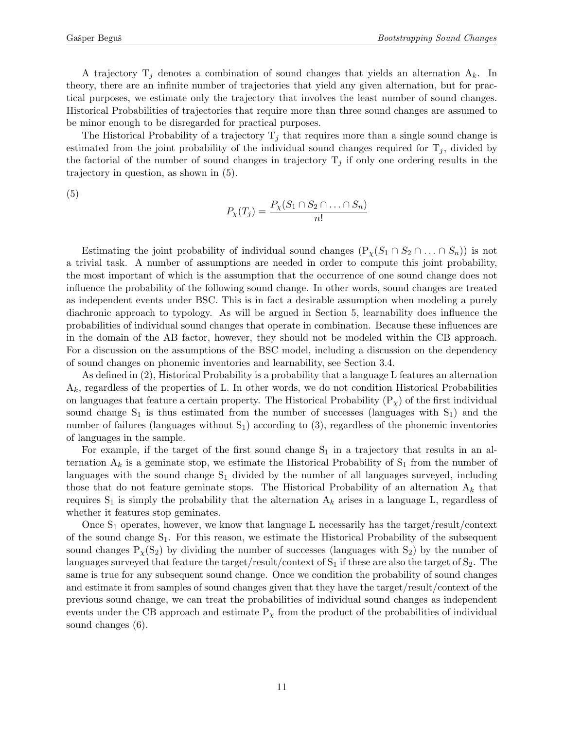A trajectory $T_j$ denotes a combination of sound changes that yields an alternation $A_k$. In theory, there are an infinite number of trajectories that yield any given alternation, but for practical purposes, we estimate only the trajectory that involves the least number of sound changes. Historical Probabilities of trajectories that require more than three sound changes are assumed to be minor enough to be disregarded for practical purposes.

The Historical Probability of a trajectory $T_j$ that requires more than a single sound change is estimated from the joint probability of the individual sound changes required for $T_j$, divided by the factorial of the number of sound changes in trajectory $T_j$ if only one ordering results in the trajectory in question, as shown in (5).

(5)

$$P_\chi(T_j) = \frac{P_\chi(S_1 \cap S_2 \cap \ldots \cap S_n)}{n!}$$

Estimating the joint probability of individual sound changes ($P_\chi(S_1 \cap S_2 \cap \ldots \cap S_n)$) is not a trivial task. A number of assumptions are needed in order to compute this joint probability, the most important of which is the assumption that the occurrence of one sound change does not influence the probability of the following sound change. In other words, sound changes are treated as independent events under BSC. This is in fact a desirable assumption when modeling a purely diachronic approach to typology. As will be argued in Section 5, learnability does influence the probabilities of individual sound changes that operate in combination. Because these influences are in the domain of the AB factor, however, they should not be modeled within the CB approach. For a discussion on the assumptions of the BSC model, including a discussion on the dependency of sound changes on phonemic inventories and learnability, see Section 3.4.

As defined in (2), Historical Probability is a probability that a language L features an alternation $A_k$, regardless of the properties of L. In other words, we do not condition Historical Probabilities on languages that feature a certain property. The Historical Probability ($P_\chi$) of the first individual sound change $S_1$ is thus estimated from the number of successes (languages with $S_1$) and the number of failures (languages without $S_1$) according to (3), regardless of the phonemic inventories of languages in the sample.

For example, if the target of the first sound change $S_1$ in a trajectory that results in an alternation $A_k$ is a geminate stop, we estimate the Historical Probability of $S_1$ from the number of languages with the sound change $S_1$ divided by the number of all languages surveyed, including those that do not feature geminate stops. The Historical Probability of an alternation $A_k$ that requires $S_1$ is simply the probability that the alternation $A_k$ arises in a language L, regardless of whether it features stop geminates.

Once $S_1$ operates, however, we know that language L necessarily has the target/result/context of the sound change $S_1$. For this reason, we estimate the Historical Probability of the subsequent sound changes $P_\chi(S_2)$ by dividing the number of successes (languages with $S_2$) by the number of languages surveyed that feature the target/result/context of $S_1$ if these are also the target of $S_2$. The same is true for any subsequent sound change. Once we condition the probability of sound changes and estimate it from samples of sound changes given that they have the target/result/context of the previous sound change, we can treat the probabilities of individual sound changes as independent events under the CB approach and estimate $P_\chi$ from the product of the probabilities of individual sound changes (6).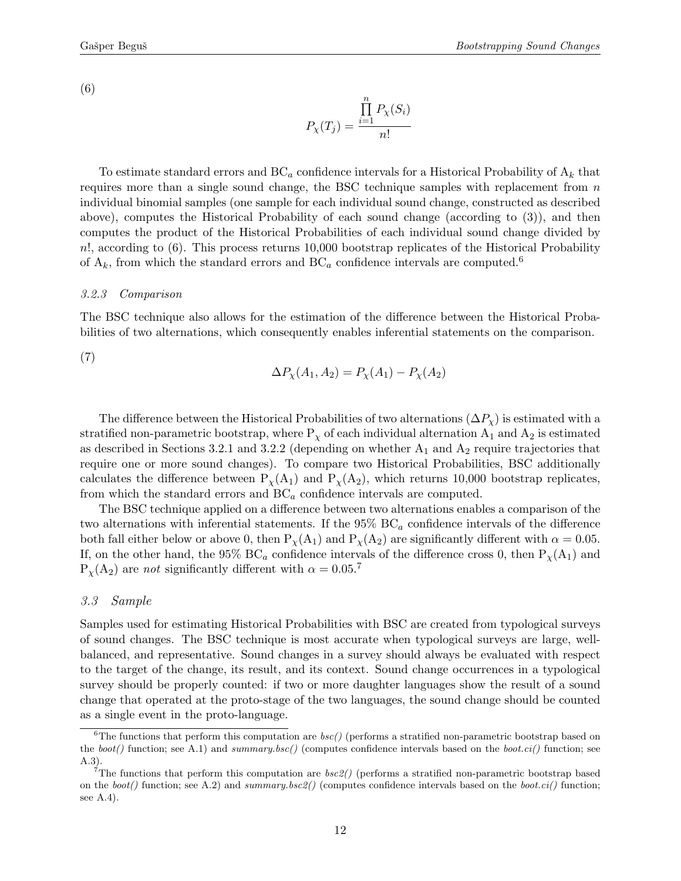(6)

$$P_\chi(T_j) = \frac{\prod_{i=1}^{n} P_\chi(S_i)}{n!}$$

To estimate standard errors and $\mathrm{BC}_a$ confidence intervals for a Historical Probability of $\mathrm{A}_k$ that requires more than a single sound change, the BSC technique samples with replacement from $n$ individual binomial samples (one sample for each individual sound change, constructed as described above), computes the Historical Probability of each sound change (according to (3)), and then computes the product of the Historical Probabilities of each individual sound change divided by $n!$, according to (6). This process returns 10,000 bootstrap replicates of the Historical Probability of $\mathrm{A}_k$, from which the standard errors and $\mathrm{BC}_a$ confidence intervals are computed.[6]

### *3.2.3 Comparison*

The BSC technique also allows for the estimation of the difference between the Historical Probabilities of two alternations, which consequently enables inferential statements on the comparison.

(7)

$$\Delta P_\chi(A_1, A_2) = P_\chi(A_1) - P_\chi(A_2)$$

The difference between the Historical Probabilities of two alternations ($\Delta P_\chi$) is estimated with a stratified non-parametric bootstrap, where $\mathrm{P}_\chi$ of each individual alternation $\mathrm{A}_1$ and $\mathrm{A}_2$ is estimated as described in Sections 3.2.1 and 3.2.2 (depending on whether $\mathrm{A}_1$ and $\mathrm{A}_2$ require trajectories that require one or more sound changes). To compare two Historical Probabilities, BSC additionally calculates the difference between $\mathrm{P}_\chi(\mathrm{A}_1)$ and $\mathrm{P}_\chi(\mathrm{A}_2)$, which returns 10,000 bootstrap replicates, from which the standard errors and $\mathrm{BC}_a$ confidence intervals are computed.

The BSC technique applied on a difference between two alternations enables a comparison of the two alternations with inferential statements. If the 95% $\mathrm{BC}_a$ confidence intervals of the difference both fall either below or above 0, then $\mathrm{P}_\chi(\mathrm{A}_1)$ and $\mathrm{P}_\chi(\mathrm{A}_2)$ are significantly different with $\alpha = 0.05$. If, on the other hand, the 95% $\mathrm{BC}_a$ confidence intervals of the difference cross 0, then $\mathrm{P}_\chi(\mathrm{A}_1)$ and $\mathrm{P}_\chi(\mathrm{A}_2)$ are *not* significantly different with $\alpha = 0.05$.[7]

### *3.3 Sample*

Samples used for estimating Historical Probabilities with BSC are created from typological surveys of sound changes. The BSC technique is most accurate when typological surveys are large, well-balanced, and representative. Sound changes in a survey should always be evaluated with respect to the target of the change, its result, and its context. Sound change occurrences in a typological survey should be properly counted: if two or more daughter languages show the result of a sound change that operated at the proto-stage of the two languages, the sound change should be counted as a single event in the proto-language.

[6] The functions that perform this computation are *bsc()* (performs a stratified non-parametric bootstrap based on the *boot()* function; see A.1) and *summary.bsc()* (computes confidence intervals based on the *boot.ci()* function; see A.3).

[7] The functions that perform this computation are *bsc2()* (performs a stratified non-parametric bootstrap based on the *boot()* function; see A.2) and *summary.bsc2()* (computes confidence intervals based on the *boot.ci()* function; see A.4).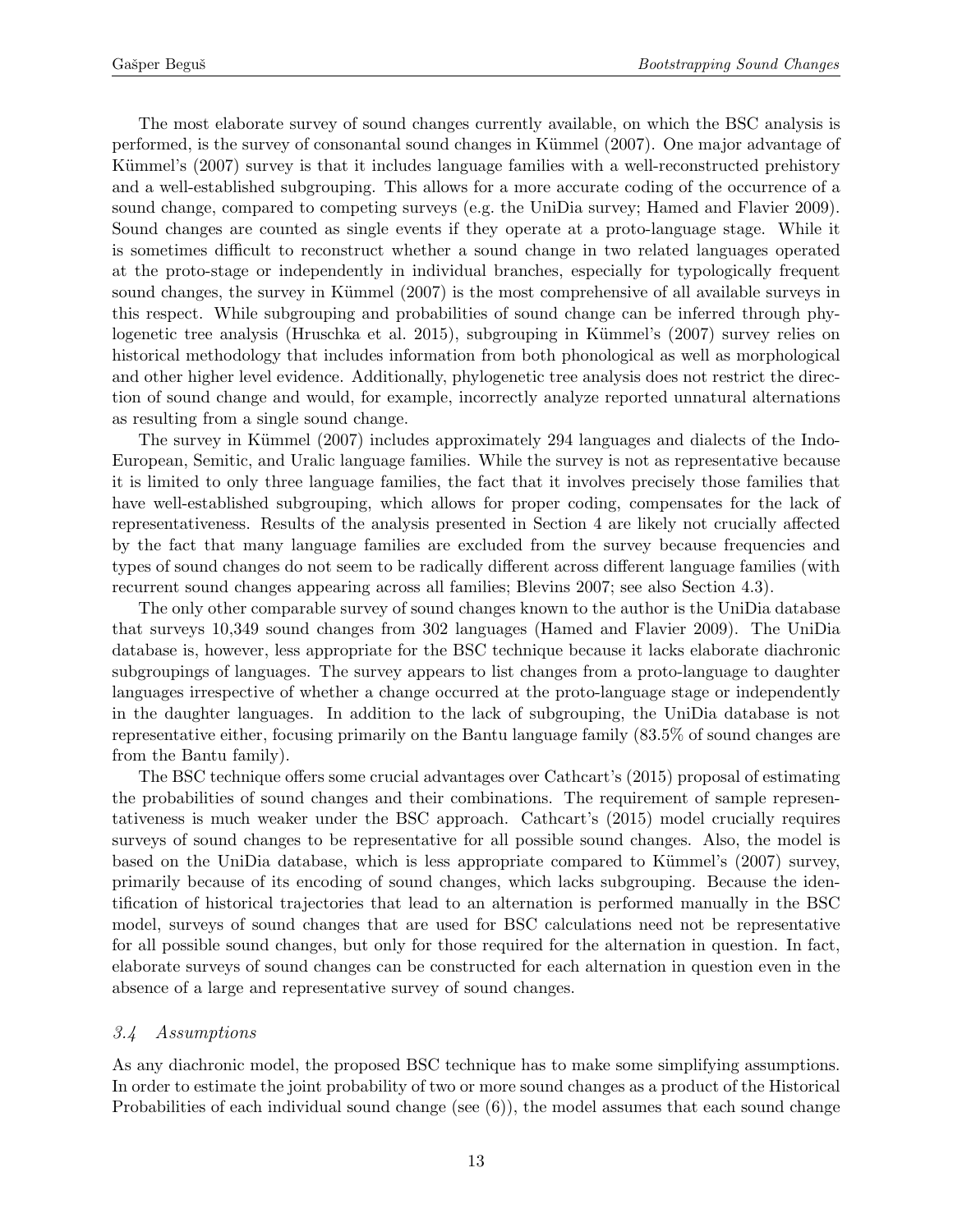The most elaborate survey of sound changes currently available, on which the BSC analysis is performed, is the survey of consonantal sound changes in Kümmel (2007). One major advantage of Kümmel's (2007) survey is that it includes language families with a well-reconstructed prehistory and a well-established subgrouping. This allows for a more accurate coding of the occurrence of a sound change, compared to competing surveys (e.g. the UniDia survey; Hamed and Flavier 2009). Sound changes are counted as single events if they operate at a proto-language stage. While it is sometimes difficult to reconstruct whether a sound change in two related languages operated at the proto-stage or independently in individual branches, especially for typologically frequent sound changes, the survey in Kümmel (2007) is the most comprehensive of all available surveys in this respect. While subgrouping and probabilities of sound change can be inferred through phylogenetic tree analysis (Hruschka et al. 2015), subgrouping in Kümmel's (2007) survey relies on historical methodology that includes information from both phonological as well as morphological and other higher level evidence. Additionally, phylogenetic tree analysis does not restrict the direction of sound change and would, for example, incorrectly analyze reported unnatural alternations as resulting from a single sound change.

The survey in Kümmel (2007) includes approximately 294 languages and dialects of the Indo-European, Semitic, and Uralic language families. While the survey is not as representative because it is limited to only three language families, the fact that it involves precisely those families that have well-established subgrouping, which allows for proper coding, compensates for the lack of representativeness. Results of the analysis presented in Section 4 are likely not crucially affected by the fact that many language families are excluded from the survey because frequencies and types of sound changes do not seem to be radically different across different language families (with recurrent sound changes appearing across all families; Blevins 2007; see also Section 4.3).

The only other comparable survey of sound changes known to the author is the UniDia database that surveys 10,349 sound changes from 302 languages (Hamed and Flavier 2009). The UniDia database is, however, less appropriate for the BSC technique because it lacks elaborate diachronic subgroupings of languages. The survey appears to list changes from a proto-language to daughter languages irrespective of whether a change occurred at the proto-language stage or independently in the daughter languages. In addition to the lack of subgrouping, the UniDia database is not representative either, focusing primarily on the Bantu language family (83.5% of sound changes are from the Bantu family).

The BSC technique offers some crucial advantages over Cathcart's (2015) proposal of estimating the probabilities of sound changes and their combinations. The requirement of sample representativeness is much weaker under the BSC approach. Cathcart's (2015) model crucially requires surveys of sound changes to be representative for all possible sound changes. Also, the model is based on the UniDia database, which is less appropriate compared to Kümmel's (2007) survey, primarily because of its encoding of sound changes, which lacks subgrouping. Because the identification of historical trajectories that lead to an alternation is performed manually in the BSC model, surveys of sound changes that are used for BSC calculations need not be representative for all possible sound changes, but only for those required for the alternation in question. In fact, elaborate surveys of sound changes can be constructed for each alternation in question even in the absence of a large and representative survey of sound changes.

### *3.4 Assumptions*

As any diachronic model, the proposed BSC technique has to make some simplifying assumptions. In order to estimate the joint probability of two or more sound changes as a product of the Historical Probabilities of each individual sound change (see (6)), the model assumes that each sound change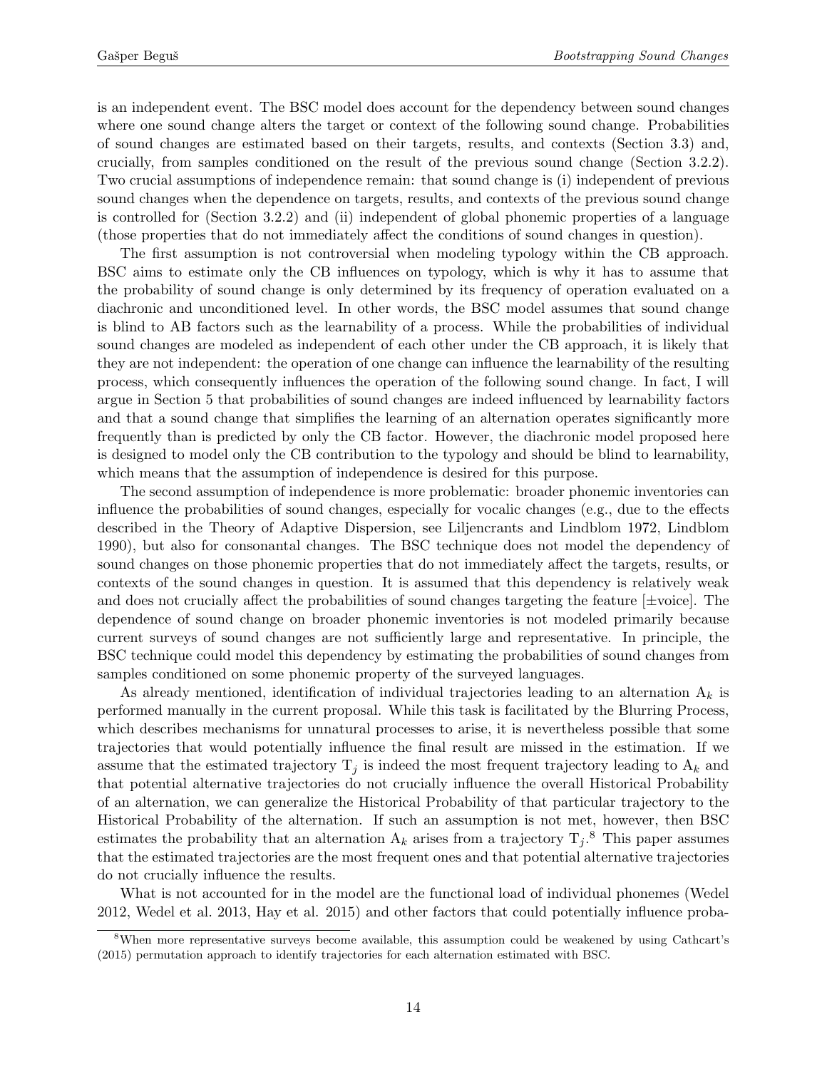is an independent event. The BSC model does account for the dependency between sound changes where one sound change alters the target or context of the following sound change. Probabilities of sound changes are estimated based on their targets, results, and contexts (Section 3.3) and, crucially, from samples conditioned on the result of the previous sound change (Section 3.2.2). Two crucial assumptions of independence remain: that sound change is (i) independent of previous sound changes when the dependence on targets, results, and contexts of the previous sound change is controlled for (Section 3.2.2) and (ii) independent of global phonemic properties of a language (those properties that do not immediately affect the conditions of sound changes in question).

The first assumption is not controversial when modeling typology within the CB approach. BSC aims to estimate only the CB influences on typology, which is why it has to assume that the probability of sound change is only determined by its frequency of operation evaluated on a diachronic and unconditioned level. In other words, the BSC model assumes that sound change is blind to AB factors such as the learnability of a process. While the probabilities of individual sound changes are modeled as independent of each other under the CB approach, it is likely that they are not independent: the operation of one change can influence the learnability of the resulting process, which consequently influences the operation of the following sound change. In fact, I will argue in Section 5 that probabilities of sound changes are indeed influenced by learnability factors and that a sound change that simplifies the learning of an alternation operates significantly more frequently than is predicted by only the CB factor. However, the diachronic model proposed here is designed to model only the CB contribution to the typology and should be blind to learnability, which means that the assumption of independence is desired for this purpose.

The second assumption of independence is more problematic: broader phonemic inventories can influence the probabilities of sound changes, especially for vocalic changes (e.g., due to the effects described in the Theory of Adaptive Dispersion, see Liljencrants and Lindblom 1972, Lindblom 1990), but also for consonantal changes. The BSC technique does not model the dependency of sound changes on those phonemic properties that do not immediately affect the targets, results, or contexts of the sound changes in question. It is assumed that this dependency is relatively weak and does not crucially affect the probabilities of sound changes targeting the feature [±voice]. The dependence of sound change on broader phonemic inventories is not modeled primarily because current surveys of sound changes are not sufficiently large and representative. In principle, the BSC technique could model this dependency by estimating the probabilities of sound changes from samples conditioned on some phonemic property of the surveyed languages.

As already mentioned, identification of individual trajectories leading to an alternation $\mathrm{A}_k$ is performed manually in the current proposal. While this task is facilitated by the Blurring Process, which describes mechanisms for unnatural processes to arise, it is nevertheless possible that some trajectories that would potentially influence the final result are missed in the estimation. If we assume that the estimated trajectory $\mathrm{T}_j$ is indeed the most frequent trajectory leading to $\mathrm{A}_k$ and that potential alternative trajectories do not crucially influence the overall Historical Probability of an alternation, we can generalize the Historical Probability of that particular trajectory to the Historical Probability of the alternation. If such an assumption is not met, however, then BSC estimates the probability that an alternation $\mathrm{A}_k$ arises from a trajectory $\mathrm{T}_j$.[8] This paper assumes that the estimated trajectories are the most frequent ones and that potential alternative trajectories do not crucially influence the results.

What is not accounted for in the model are the functional load of individual phonemes (Wedel 2012, Wedel et al. 2013, Hay et al. 2015) and other factors that could potentially influence proba-

[8] When more representative surveys become available, this assumption could be weakened by using Cathcart's (2015) permutation approach to identify trajectories for each alternation estimated with BSC.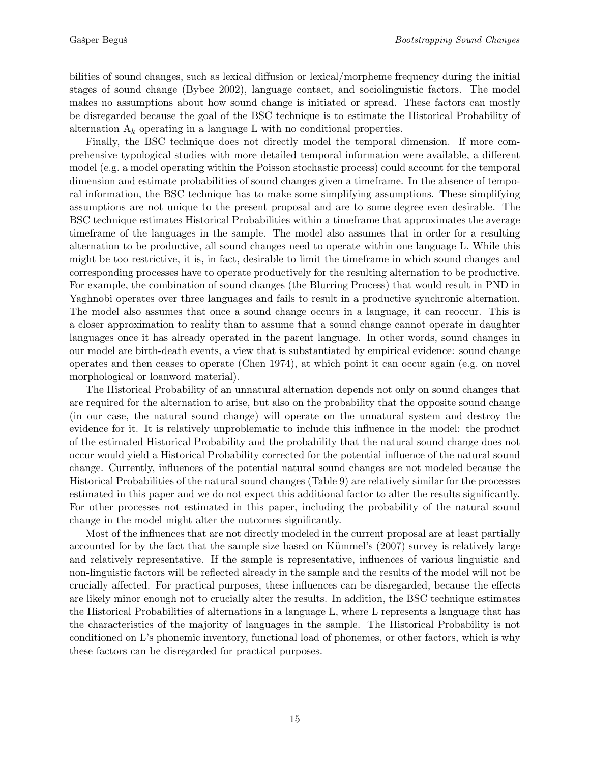bilities of sound changes, such as lexical diffusion or lexical/morpheme frequency during the initial stages of sound change (Bybee 2002), language contact, and sociolinguistic factors. The model makes no assumptions about how sound change is initiated or spread. These factors can mostly be disregarded because the goal of the BSC technique is to estimate the Historical Probability of alternation $\mathrm{A}_k$ operating in a language L with no conditional properties.

Finally, the BSC technique does not directly model the temporal dimension. If more comprehensive typological studies with more detailed temporal information were available, a different model (e.g. a model operating within the Poisson stochastic process) could account for the temporal dimension and estimate probabilities of sound changes given a timeframe. In the absence of temporal information, the BSC technique has to make some simplifying assumptions. These simplifying assumptions are not unique to the present proposal and are to some degree even desirable. The BSC technique estimates Historical Probabilities within a timeframe that approximates the average timeframe of the languages in the sample. The model also assumes that in order for a resulting alternation to be productive, all sound changes need to operate within one language L. While this might be too restrictive, it is, in fact, desirable to limit the timeframe in which sound changes and corresponding processes have to operate productively for the resulting alternation to be productive. For example, the combination of sound changes (the Blurring Process) that would result in PND in Yaghnobi operates over three languages and fails to result in a productive synchronic alternation. The model also assumes that once a sound change occurs in a language, it can reoccur. This is a closer approximation to reality than to assume that a sound change cannot operate in daughter languages once it has already operated in the parent language. In other words, sound changes in our model are birth-death events, a view that is substantiated by empirical evidence: sound change operates and then ceases to operate (Chen 1974), at which point it can occur again (e.g. on novel morphological or loanword material).

The Historical Probability of an unnatural alternation depends not only on sound changes that are required for the alternation to arise, but also on the probability that the opposite sound change (in our case, the natural sound change) will operate on the unnatural system and destroy the evidence for it. It is relatively unproblematic to include this influence in the model: the product of the estimated Historical Probability and the probability that the natural sound change does not occur would yield a Historical Probability corrected for the potential influence of the natural sound change. Currently, influences of the potential natural sound changes are not modeled because the Historical Probabilities of the natural sound changes (Table 9) are relatively similar for the processes estimated in this paper and we do not expect this additional factor to alter the results significantly. For other processes not estimated in this paper, including the probability of the natural sound change in the model might alter the outcomes significantly.

Most of the influences that are not directly modeled in the current proposal are at least partially accounted for by the fact that the sample size based on Kümmel's (2007) survey is relatively large and relatively representative. If the sample is representative, influences of various linguistic and non-linguistic factors will be reflected already in the sample and the results of the model will not be crucially affected. For practical purposes, these influences can be disregarded, because the effects are likely minor enough not to crucially alter the results. In addition, the BSC technique estimates the Historical Probabilities of alternations in a language L, where L represents a language that has the characteristics of the majority of languages in the sample. The Historical Probability is not conditioned on L's phonemic inventory, functional load of phonemes, or other factors, which is why these factors can be disregarded for practical purposes.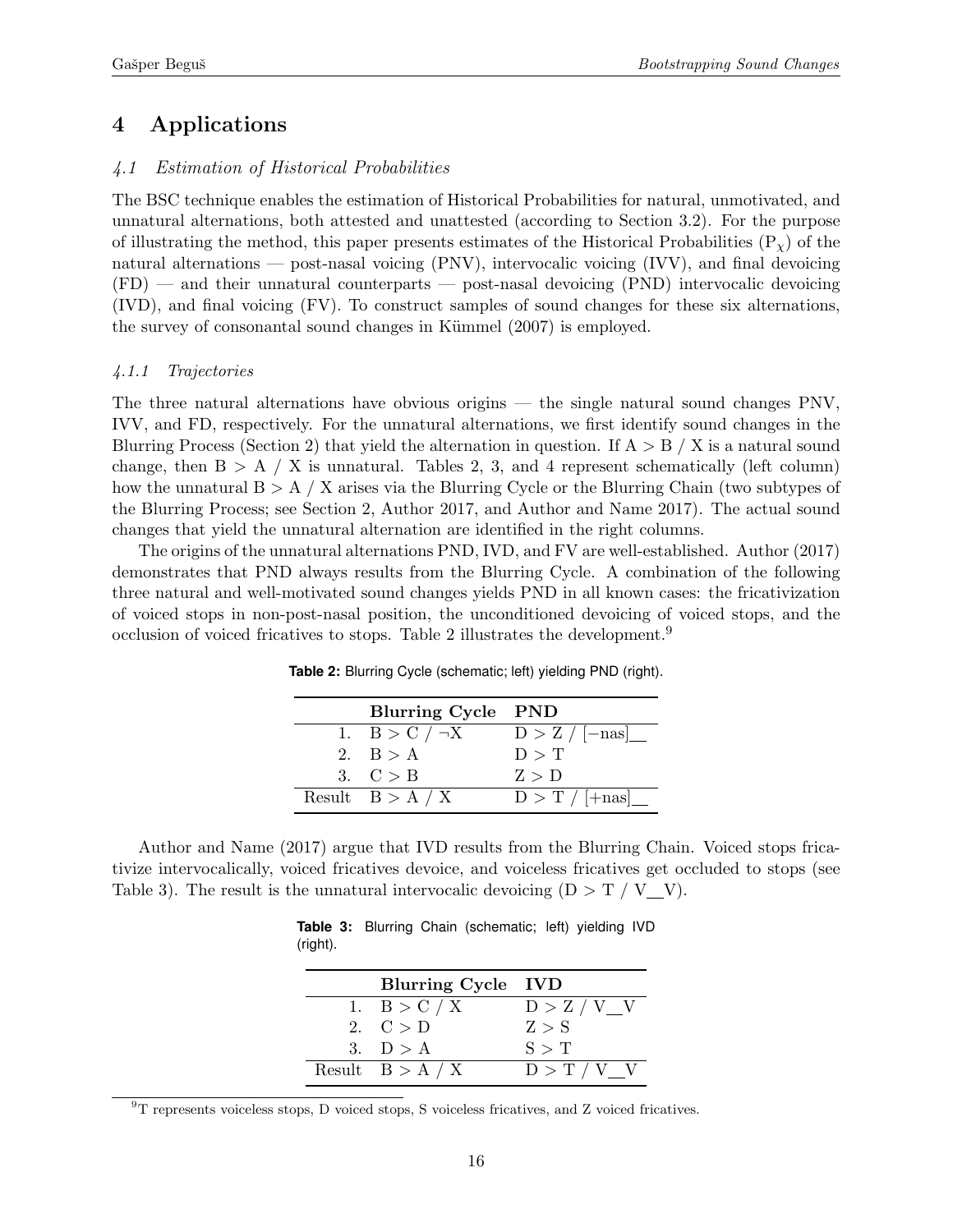## 4 Applications

### *4.1 Estimation of Historical Probabilities*

The BSC technique enables the estimation of Historical Probabilities for natural, unmotivated, and unnatural alternations, both attested and unattested (according to Section 3.2). For the purpose of illustrating the method, this paper presents estimates of the Historical Probabilities ($P_\chi$) of the natural alternations — post-nasal voicing (PNV), intervocalic voicing (IVV), and final devoicing (FD) — and their unnatural counterparts — post-nasal devoicing (PND) intervocalic devoicing (IVD), and final voicing (FV). To construct samples of sound changes for these six alternations, the survey of consonantal sound changes in Kümmel (2007) is employed.

#### *4.1.1 Trajectories*

The three natural alternations have obvious origins — the single natural sound changes PNV, IVV, and FD, respectively. For the unnatural alternations, we first identify sound changes in the Blurring Process (Section 2) that yield the alternation in question. If A > B / X is a natural sound change, then B > A / X is unnatural. Tables 2, 3, and 4 represent schematically (left column) how the unnatural B > A / X arises via the Blurring Cycle or the Blurring Chain (two subtypes of the Blurring Process; see Section 2, Author 2017, and Author and Name 2017). The actual sound changes that yield the unnatural alternation are identified in the right columns.

The origins of the unnatural alternations PND, IVD, and FV are well-established. Author (2017) demonstrates that PND always results from the Blurring Cycle. A combination of the following three natural and well-motivated sound changes yields PND in all known cases: the fricativization of voiced stops in non-post-nasal position, the unconditioned devoicing of voiced stops, and the occlusion of voiced fricatives to stops. Table 2 illustrates the development.[9]

**Table 2:** Blurring Cycle (schematic; left) yielding PND (right).

| | **Blurring Cycle** | **PND** |
|---|---|---|
| 1. | B > C / ¬X | D > Z / [−nas]__ |
| 2. | B > A | D > T |
| 3. | C > B | Z > D |
| Result | B > A / X | D > T / [+nas]__ |

Author and Name (2017) argue that IVD results from the Blurring Chain. Voiced stops fricativize intervocalically, voiced fricatives devoice, and voiceless fricatives get occluded to stops (see Table 3). The result is the unnatural intervocalic devoicing (D > T / V__V).

**Table 3:** Blurring Chain (schematic; left) yielding IVD (right).

| | **Blurring Cycle** | **IVD** |
|---|---|---|
| 1. | B > C / X | D > Z / V__V |
| 2. | C > D | Z > S |
| 3. | D > A | S > T |
| Result | B > A / X | D > T / V__V |

[9] T represents voiceless stops, D voiced stops, S voiceless fricatives, and Z voiced fricatives.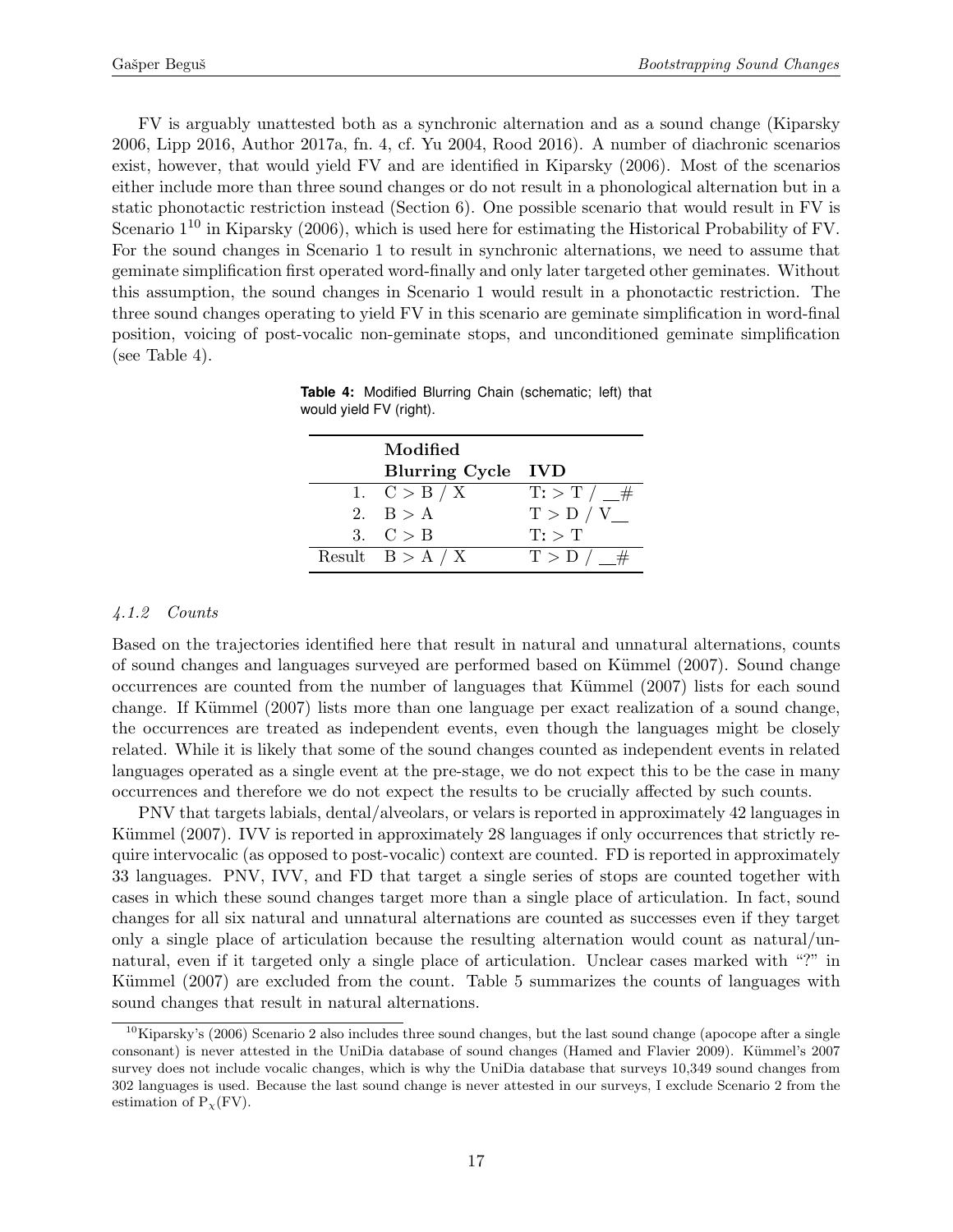FV is arguably unattested both as a synchronic alternation and as a sound change (Kiparsky 2006, Lipp 2016, Author 2017a, fn. 4, cf. Yu 2004, Rood 2016). A number of diachronic scenarios exist, however, that would yield FV and are identified in Kiparsky (2006). Most of the scenarios either include more than three sound changes or do not result in a phonological alternation but in a static phonotactic restriction instead (Section 6). One possible scenario that would result in FV is Scenario 1[10] in Kiparsky (2006), which is used here for estimating the Historical Probability of FV. For the sound changes in Scenario 1 to result in synchronic alternations, we need to assume that geminate simplification first operated word-finally and only later targeted other geminates. Without this assumption, the sound changes in Scenario 1 would result in a phonotactic restriction. The three sound changes operating to yield FV in this scenario are geminate simplification in word-final position, voicing of post-vocalic non-geminate stops, and unconditioned geminate simplification (see Table 4).

**Table 4:** Modified Blurring Chain (schematic; left) that would yield FV (right).

| | Modified Blurring Cycle | IVD |
|---|---|---|
| 1. | C > B / X | T: > T / __# |
| 2. | B > A | T > D / V__ |
| 3. | C > B | T: > T |
| Result | B > A / X | T > D / __# |

#### *4.1.2 Counts*

Based on the trajectories identified here that result in natural and unnatural alternations, counts of sound changes and languages surveyed are performed based on Kümmel (2007). Sound change occurrences are counted from the number of languages that Kümmel (2007) lists for each sound change. If Kümmel (2007) lists more than one language per exact realization of a sound change, the occurrences are treated as independent events, even though the languages might be closely related. While it is likely that some of the sound changes counted as independent events in related languages operated as a single event at the pre-stage, we do not expect this to be the case in many occurrences and therefore we do not expect the results to be crucially affected by such counts.

PNV that targets labials, dental/alveolars, or velars is reported in approximately 42 languages in Kümmel (2007). IVV is reported in approximately 28 languages if only occurrences that strictly require intervocalic (as opposed to post-vocalic) context are counted. FD is reported in approximately 33 languages. PNV, IVV, and FD that target a single series of stops are counted together with cases in which these sound changes target more than a single place of articulation. In fact, sound changes for all six natural and unnatural alternations are counted as successes even if they target only a single place of articulation because the resulting alternation would count as natural/unnatural, even if it targeted only a single place of articulation. Unclear cases marked with "?" in Kümmel (2007) are excluded from the count. Table 5 summarizes the counts of languages with sound changes that result in natural alternations.

[10] Kiparsky's (2006) Scenario 2 also includes three sound changes, but the last sound change (apocope after a single consonant) is never attested in the UniDia database of sound changes (Hamed and Flavier 2009). Kümmel's 2007 survey does not include vocalic changes, which is why the UniDia database that surveys 10,349 sound changes from 302 languages is used. Because the last sound change is never attested in our surveys, I exclude Scenario 2 from the estimation of $P_\chi(FV)$.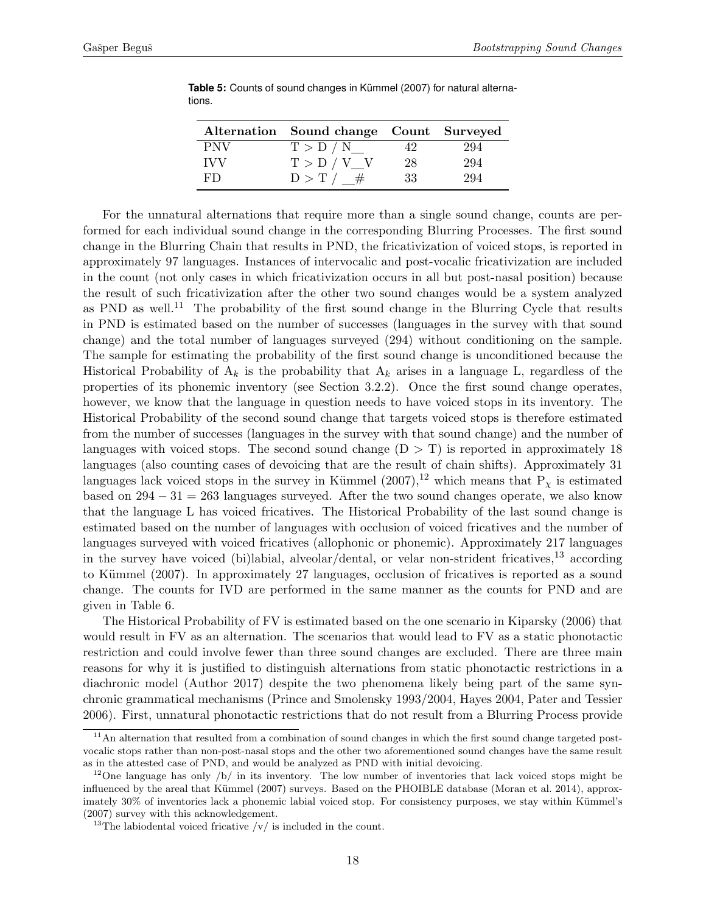**Table 5:** Counts of sound changes in Kümmel (2007) for natural alternations.

| Alternation | Sound change | Count | Surveyed |
|---|---|---|---|
| PNV | T > D / N__ | 42 | 294 |
| IVV | T > D / V__V | 28 | 294 |
| FD | D > T / __# | 33 | 294 |

For the unnatural alternations that require more than a single sound change, counts are performed for each individual sound change in the corresponding Blurring Processes. The first sound change in the Blurring Chain that results in PND, the fricativization of voiced stops, is reported in approximately 97 languages. Instances of intervocalic and post-vocalic fricativization are included in the count (not only cases in which fricativization occurs in all but post-nasal position) because the result of such fricativization after the other two sound changes would be a system analyzed as PND as well.[11] The probability of the first sound change in the Blurring Cycle that results in PND is estimated based on the number of successes (languages in the survey with that sound change) and the total number of languages surveyed (294) without conditioning on the sample. The sample for estimating the probability of the first sound change is unconditioned because the Historical Probability of $A_k$ is the probability that $A_k$ arises in a language L, regardless of the properties of its phonemic inventory (see Section 3.2.2). Once the first sound change operates, however, we know that the language in question needs to have voiced stops in its inventory. The Historical Probability of the second sound change that targets voiced stops is therefore estimated from the number of successes (languages in the survey with that sound change) and the number of languages with voiced stops. The second sound change (D > T) is reported in approximately 18 languages (also counting cases of devoicing that are the result of chain shifts). Approximately 31 languages lack voiced stops in the survey in Kümmel (2007),[12] which means that $P_\chi$ is estimated based on $294 - 31 = 263$ languages surveyed. After the two sound changes operate, we also know that the language L has voiced fricatives. The Historical Probability of the last sound change is estimated based on the number of languages with occlusion of voiced fricatives and the number of languages surveyed with voiced fricatives (allophonic or phonemic). Approximately 217 languages in the survey have voiced (bi)labial, alveolar/dental, or velar non-strident fricatives,[13] according to Kümmel (2007). In approximately 27 languages, occlusion of fricatives is reported as a sound change. The counts for IVD are performed in the same manner as the counts for PND and are given in Table 6.

The Historical Probability of FV is estimated based on the one scenario in Kiparsky (2006) that would result in FV as an alternation. The scenarios that would lead to FV as a static phonotactic restriction and could involve fewer than three sound changes are excluded. There are three main reasons for why it is justified to distinguish alternations from static phonotactic restrictions in a diachronic model (Author 2017) despite the two phenomena likely being part of the same synchronic grammatical mechanisms (Prince and Smolensky 1993/2004, Hayes 2004, Pater and Tessier 2006). First, unnatural phonotactic restrictions that do not result from a Blurring Process provide

[11] An alternation that resulted from a combination of sound changes in which the first sound change targeted post-vocalic stops rather than non-post-nasal stops and the other two aforementioned sound changes have the same result as in the attested case of PND, and would be analyzed as PND with initial devoicing.

[12] One language has only /b/ in its inventory. The low number of inventories that lack voiced stops might be influenced by the areal that Kümmel (2007) surveys. Based on the PHOIBLE database (Moran et al. 2014), approximately 30% of inventories lack a phonemic labial voiced stop. For consistency purposes, we stay within Kümmel's (2007) survey with this acknowledgement.

[13] The labiodental voiced fricative /v/ is included in the count.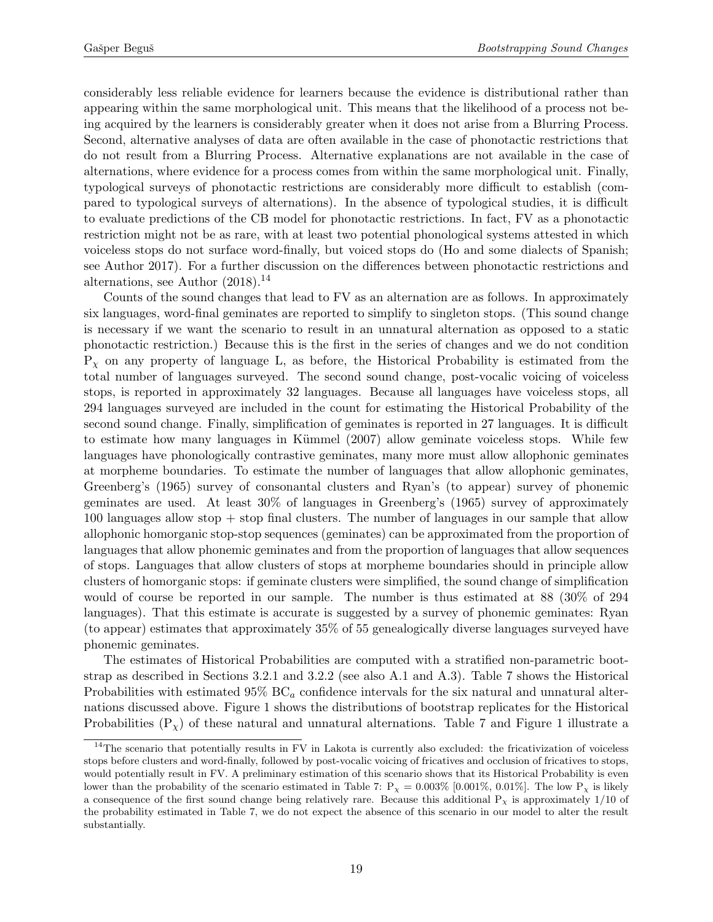considerably less reliable evidence for learners because the evidence is distributional rather than appearing within the same morphological unit. This means that the likelihood of a process not being acquired by the learners is considerably greater when it does not arise from a Blurring Process. Second, alternative analyses of data are often available in the case of phonotactic restrictions that do not result from a Blurring Process. Alternative explanations are not available in the case of alternations, where evidence for a process comes from within the same morphological unit. Finally, typological surveys of phonotactic restrictions are considerably more difficult to establish (compared to typological surveys of alternations). In the absence of typological studies, it is difficult to evaluate predictions of the CB model for phonotactic restrictions. In fact, FV as a phonotactic restriction might not be as rare, with at least two potential phonological systems attested in which voiceless stops do not surface word-finally, but voiced stops do (Ho and some dialects of Spanish; see Author 2017). For a further discussion on the differences between phonotactic restrictions and alternations, see Author (2018).[14]

Counts of the sound changes that lead to FV as an alternation are as follows. In approximately six languages, word-final geminates are reported to simplify to singleton stops. (This sound change is necessary if we want the scenario to result in an unnatural alternation as opposed to a static phonotactic restriction.) Because this is the first in the series of changes and we do not condition $P_\chi$ on any property of language L, as before, the Historical Probability is estimated from the total number of languages surveyed. The second sound change, post-vocalic voicing of voiceless stops, is reported in approximately 32 languages. Because all languages have voiceless stops, all 294 languages surveyed are included in the count for estimating the Historical Probability of the second sound change. Finally, simplification of geminates is reported in 27 languages. It is difficult to estimate how many languages in Kümmel (2007) allow geminate voiceless stops. While few languages have phonologically contrastive geminates, many more must allow allophonic geminates at morpheme boundaries. To estimate the number of languages that allow allophonic geminates, Greenberg's (1965) survey of consonantal clusters and Ryan's (to appear) survey of phonemic geminates are used. At least 30% of languages in Greenberg's (1965) survey of approximately 100 languages allow stop + stop final clusters. The number of languages in our sample that allow allophonic homorganic stop-stop sequences (geminates) can be approximated from the proportion of languages that allow phonemic geminates and from the proportion of languages that allow sequences of stops. Languages that allow clusters of stops at morpheme boundaries should in principle allow clusters of homorganic stops: if geminate clusters were simplified, the sound change of simplification would of course be reported in our sample. The number is thus estimated at 88 (30% of 294 languages). That this estimate is accurate is suggested by a survey of phonemic geminates: Ryan (to appear) estimates that approximately 35% of 55 genealogically diverse languages surveyed have phonemic geminates.

The estimates of Historical Probabilities are computed with a stratified non-parametric bootstrap as described in Sections 3.2.1 and 3.2.2 (see also A.1 and A.3). Table 7 shows the Historical Probabilities with estimated 95% $\text{BC}_a$ confidence intervals for the six natural and unnatural alternations discussed above. Figure 1 shows the distributions of bootstrap replicates for the Historical Probabilities ($P_\chi$) of these natural and unnatural alternations. Table 7 and Figure 1 illustrate a

[14] The scenario that potentially results in FV in Lakota is currently also excluded: the fricativization of voiceless stops before clusters and word-finally, followed by post-vocalic voicing of fricatives and occlusion of fricatives to stops, would potentially result in FV. A preliminary estimation of this scenario shows that its Historical Probability is even lower than the probability of the scenario estimated in Table 7: $P_\chi = 0.003\%$ [0.001%, 0.01%]. The low $P_\chi$ is likely a consequence of the first sound change being relatively rare. Because this additional $P_\chi$ is approximately 1/10 of the probability estimated in Table 7, we do not expect the absence of this scenario in our model to alter the result substantially.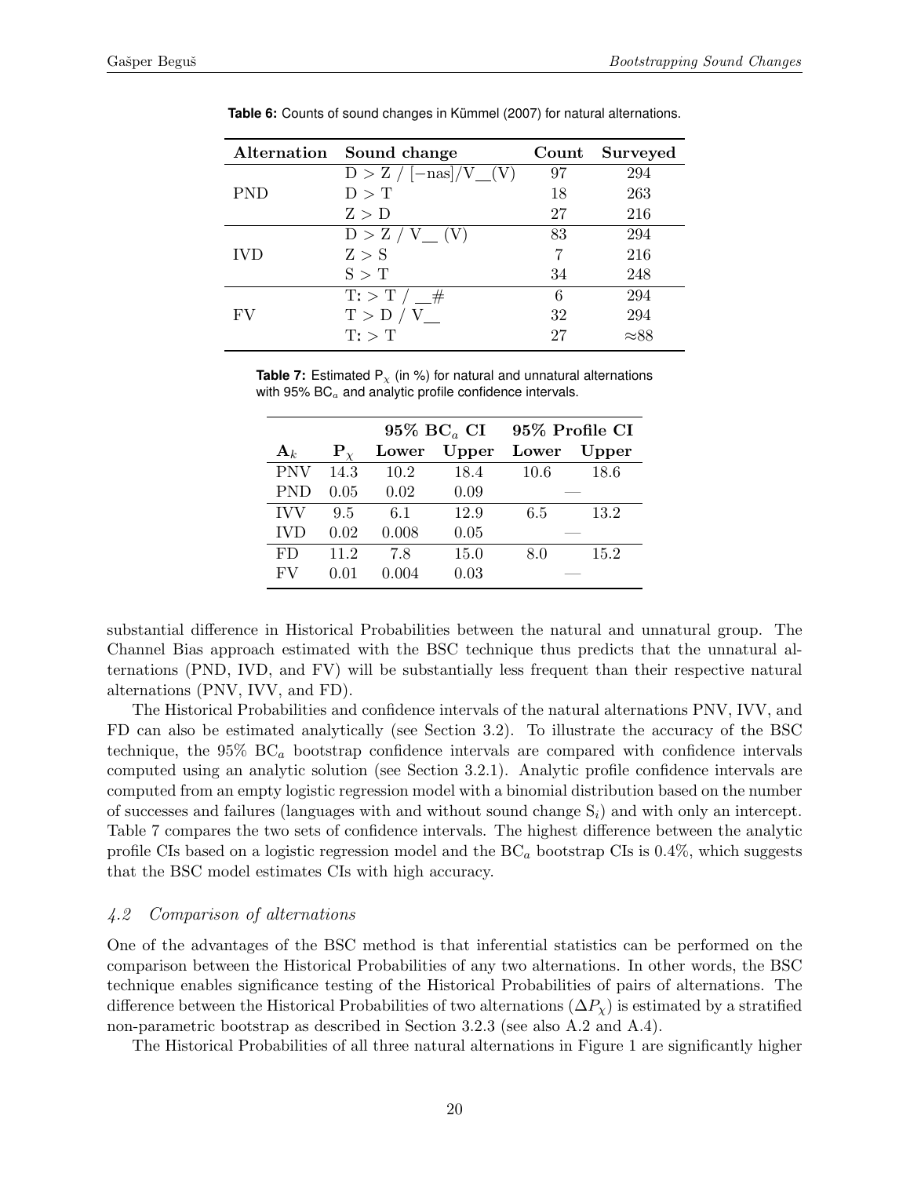**Table 6:** Counts of sound changes in Kümmel (2007) for natural alternations.

| Alternation | Sound change | Count | Surveyed |
|---|---|---|---|
| PND | D > Z / [−nas]/V__(V) | 97 | 294 |
| | D > T | 18 | 263 |
| | Z > D | 27 | 216 |
| IVD | D > Z / V__ (V) | 83 | 294 |
| | Z > S | 7 | 216 |
| | S > T | 34 | 248 |
| FV | T: > T / __# | 6 | 294 |
| | T > D / V__ | 32 | 294 |
| | T: > T | 27 | ≈88 |

**Table 7:** Estimated $P_\chi$ (in %) for natural and unnatural alternations with 95% $BC_a$ and analytic profile confidence intervals.

| | | 95% $BC_a$ CI | | 95% Profile CI | |
|---|---|---|---|---|---|
| $\mathbf{A}_k$ | $\mathbf{P}_\chi$ | Lower | Upper | Lower | Upper |
| PNV | 14.3 | 10.2 | 18.4 | 10.6 | 18.6 |
| PND | 0.05 | 0.02 | 0.09 | — | |
| IVV | 9.5 | 6.1 | 12.9 | 6.5 | 13.2 |
| IVD | 0.02 | 0.008 | 0.05 | — | |
| FD | 11.2 | 7.8 | 15.0 | 8.0 | 15.2 |
| FV | 0.01 | 0.004 | 0.03 | — | |

substantial difference in Historical Probabilities between the natural and unnatural group. The Channel Bias approach estimated with the BSC technique thus predicts that the unnatural alternations (PND, IVD, and FV) will be substantially less frequent than their respective natural alternations (PNV, IVV, and FD).

The Historical Probabilities and confidence intervals of the natural alternations PNV, IVV, and FD can also be estimated analytically (see Section 3.2). To illustrate the accuracy of the BSC technique, the 95% $BC_a$ bootstrap confidence intervals are compared with confidence intervals computed using an analytic solution (see Section 3.2.1). Analytic profile confidence intervals are computed from an empty logistic regression model with a binomial distribution based on the number of successes and failures (languages with and without sound change $S_i$) and with only an intercept. Table 7 compares the two sets of confidence intervals. The highest difference between the analytic profile CIs based on a logistic regression model and the $BC_a$ bootstrap CIs is 0.4%, which suggests that the BSC model estimates CIs with high accuracy.

### *4.2 Comparison of alternations*

One of the advantages of the BSC method is that inferential statistics can be performed on the comparison between the Historical Probabilities of any two alternations. In other words, the BSC technique enables significance testing of the Historical Probabilities of pairs of alternations. The difference between the Historical Probabilities of two alternations ($\Delta P_\chi$) is estimated by a stratified non-parametric bootstrap as described in Section 3.2.3 (see also A.2 and A.4).

The Historical Probabilities of all three natural alternations in Figure 1 are significantly higher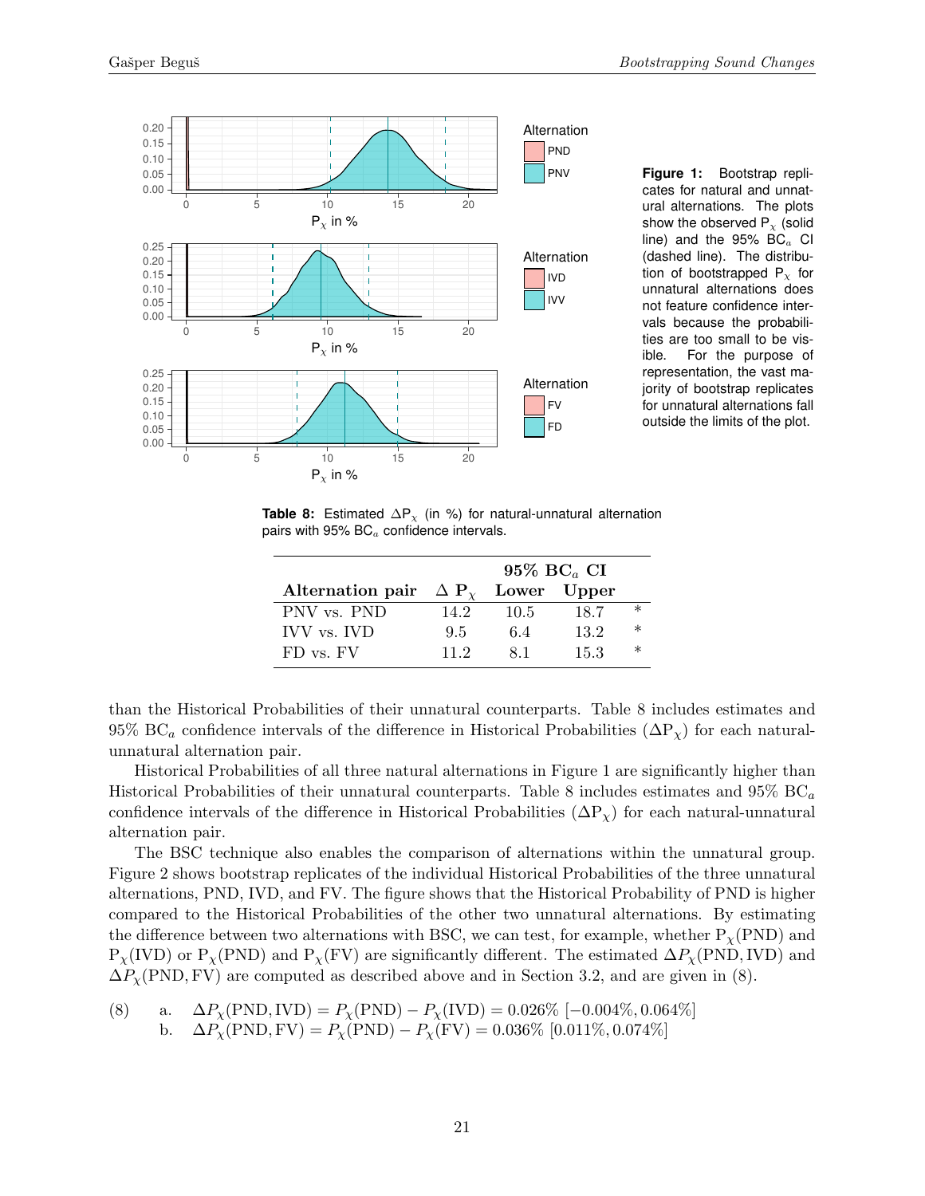Figure 1: Bootstrap replicates for natural and unnatural alternations. The plots show the observed $P_\chi$ (solid line) and the 95% $BC_a$ CI (dashed line). The distribution of bootstrapped $P_\chi$ for unnatural alternations does not feature confidence intervals because the probabilities are too small to be visible. For the purpose of representation, the vast majority of bootstrap replicates for unnatural alternations fall outside the limits of the plot.

**Table 8:** Estimated $\Delta P_\chi$ (in %) for natural-unnatural alternation pairs with 95% $BC_a$ confidence intervals.

| | | 95% $BC_a$ CI | | |
|---|---|---|---|---|
| **Alternation pair** | **$\Delta$ $P_\chi$** | **Lower** | **Upper** | |
| PNV vs. PND | 14.2 | 10.5 | 18.7 | * |
| IVV vs. IVD | 9.5 | 6.4 | 13.2 | * |
| FD vs. FV | 11.2 | 8.1 | 15.3 | * |

than the Historical Probabilities of their unnatural counterparts. Table 8 includes estimates and 95% $BC_a$ confidence intervals of the difference in Historical Probabilities ($\Delta P_\chi$) for each natural-unnatural alternation pair.

Historical Probabilities of all three natural alternations in Figure 1 are significantly higher than Historical Probabilities of their unnatural counterparts. Table 8 includes estimates and 95% $BC_a$ confidence intervals of the difference in Historical Probabilities ($\Delta P_\chi$) for each natural-unnatural alternation pair.

The BSC technique also enables the comparison of alternations within the unnatural group. Figure 2 shows bootstrap replicates of the individual Historical Probabilities of the three unnatural alternations, PND, IVD, and FV. The figure shows that the Historical Probability of PND is higher compared to the Historical Probabilities of the other two unnatural alternations. By estimating the difference between two alternations with BSC, we can test, for example, whether $P_\chi$(PND) and $P_\chi$(IVD) or $P_\chi$(PND) and $P_\chi$(FV) are significantly different. The estimated $\Delta P_\chi(\text{PND}, \text{IVD})$ and $\Delta P_\chi(\text{PND}, \text{FV})$ are computed as described above and in Section 3.2, and are given in (8).

(8) a. $\Delta P_\chi(\text{PND}, \text{IVD}) = P_\chi(\text{PND}) - P_\chi(\text{IVD}) = 0.026\%$ $[-0.004\%, 0.064\%]$
    b. $\Delta P_\chi(\text{PND}, \text{FV}) = P_\chi(\text{PND}) - P_\chi(\text{FV}) = 0.036\%$ $[0.011\%, 0.074\%]$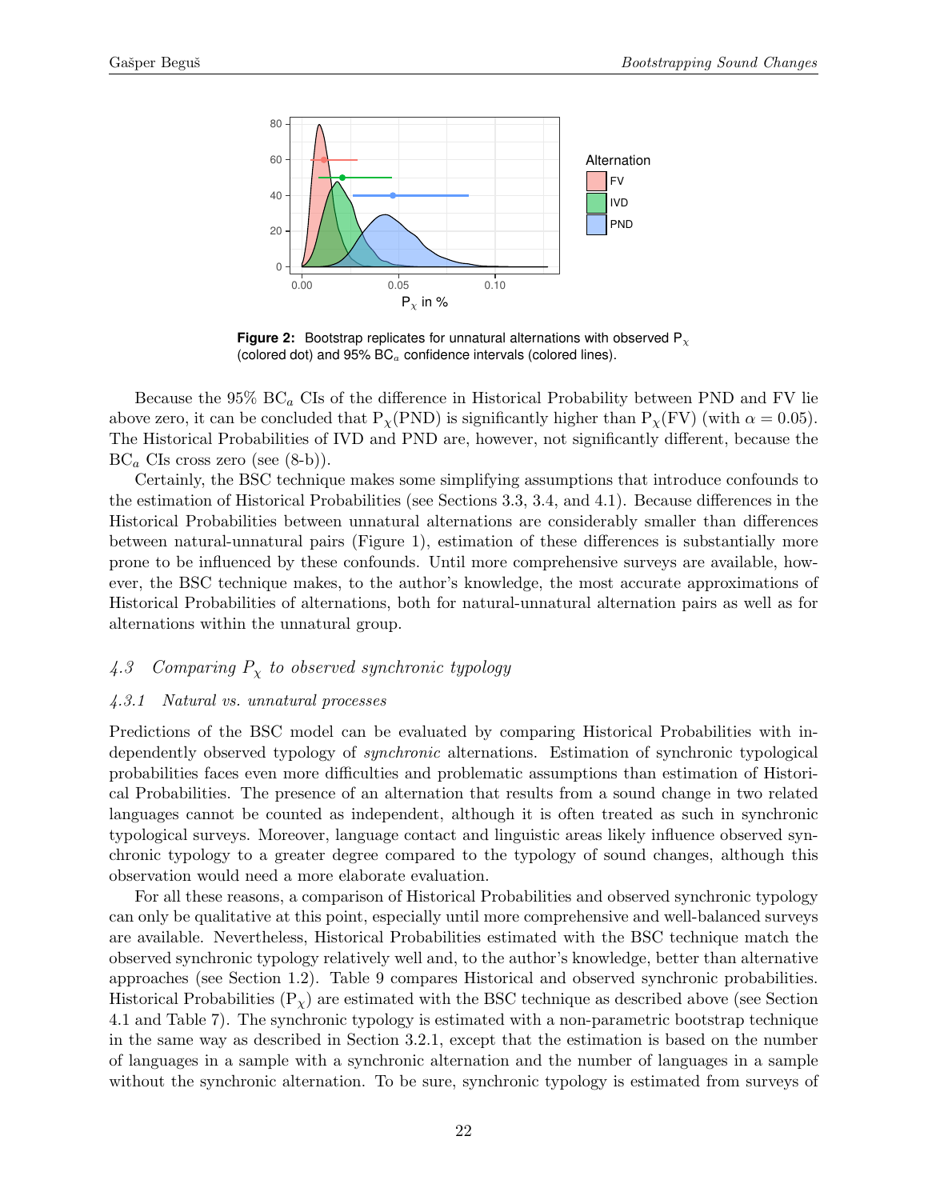**Figure 2:** Bootstrap replicates for unnatural alternations with observed $P_\chi$ (colored dot) and 95% $BC_a$ confidence intervals (colored lines).

Because the 95% $BC_a$ CIs of the difference in Historical Probability between PND and FV lie above zero, it can be concluded that $P_\chi$(PND) is significantly higher than $P_\chi$(FV) (with $\alpha = 0.05$). The Historical Probabilities of IVD and PND are, however, not significantly different, because the $BC_a$ CIs cross zero (see (8-b)).

Certainly, the BSC technique makes some simplifying assumptions that introduce confounds to the estimation of Historical Probabilities (see Sections 3.3, 3.4, and 4.1). Because differences in the Historical Probabilities between unnatural alternations are considerably smaller than differences between natural-unnatural pairs (Figure 1), estimation of these differences is substantially more prone to be influenced by these confounds. Until more comprehensive surveys are available, however, the BSC technique makes, to the author's knowledge, the most accurate approximations of Historical Probabilities of alternations, both for natural-unnatural alternation pairs as well as for alternations within the unnatural group.

### *4.3 Comparing $P_\chi$ to observed synchronic typology*

#### *4.3.1 Natural vs. unnatural processes*

Predictions of the BSC model can be evaluated by comparing Historical Probabilities with independently observed typology of *synchronic* alternations. Estimation of synchronic typological probabilities faces even more difficulties and problematic assumptions than estimation of Historical Probabilities. The presence of an alternation that results from a sound change in two related languages cannot be counted as independent, although it is often treated as such in synchronic typological surveys. Moreover, language contact and linguistic areas likely influence observed synchronic typology to a greater degree compared to the typology of sound changes, although this observation would need a more elaborate evaluation.

For all these reasons, a comparison of Historical Probabilities and observed synchronic typology can only be qualitative at this point, especially until more comprehensive and well-balanced surveys are available. Nevertheless, Historical Probabilities estimated with the BSC technique match the observed synchronic typology relatively well and, to the author's knowledge, better than alternative approaches (see Section 1.2). Table 9 compares Historical and observed synchronic probabilities. Historical Probabilities ($P_\chi$) are estimated with the BSC technique as described above (see Section 4.1 and Table 7). The synchronic typology is estimated with a non-parametric bootstrap technique in the same way as described in Section 3.2.1, except that the estimation is based on the number of languages in a sample with a synchronic alternation and the number of languages in a sample without the synchronic alternation. To be sure, synchronic typology is estimated from surveys of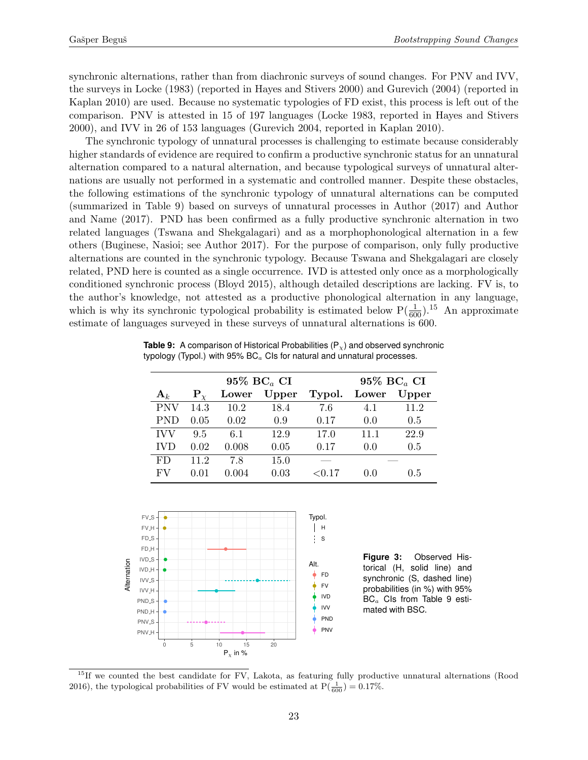synchronic alternations, rather than from diachronic surveys of sound changes. For PNV and IVV, the surveys in Locke (1983) (reported in Hayes and Stivers 2000) and Gurevich (2004) (reported in Kaplan 2010) are used. Because no systematic typologies of FD exist, this process is left out of the comparison. PNV is attested in 15 of 197 languages (Locke 1983, reported in Hayes and Stivers 2000), and IVV in 26 of 153 languages (Gurevich 2004, reported in Kaplan 2010).

The synchronic typology of unnatural processes is challenging to estimate because considerably higher standards of evidence are required to confirm a productive synchronic status for an unnatural alternation compared to a natural alternation, and because typological surveys of unnatural alternations are usually not performed in a systematic and controlled manner. Despite these obstacles, the following estimations of the synchronic typology of unnatural alternations can be computed (summarized in Table 9) based on surveys of unnatural processes in Author (2017) and Author and Name (2017). PND has been confirmed as a fully productive synchronic alternation in two related languages (Tswana and Shekgalagari) and as a morphophonological alternation in a few others (Buginese, Nasioi; see Author 2017). For the purpose of comparison, only fully productive alternations are counted in the synchronic typology. Because Tswana and Shekgalagari are closely related, PND here is counted as a single occurrence. IVD is attested only once as a morphologically conditioned synchronic process (Bloyd 2015), although detailed descriptions are lacking. FV is, to the author's knowledge, not attested as a productive phonological alternation in any language, which is why its synchronic typological probability is estimated below $P(\frac{1}{600})$.[15] An approximate estimate of languages surveyed in these surveys of unnatural alternations is 600.

**Table 9:** A comparison of Historical Probabilities ($P_\chi$) and observed synchronic typology (Typol.) with 95% $BC_a$ CIs for natural and unnatural processes.

| | | 95% $BC_a$ CI | | | 95% $BC_a$ CI | |
|---|---|---|---|---|---|---|
| $A_k$ | $P_\chi$ | Lower | Upper | Typol. | Lower | Upper |
| PNV | 14.3 | 10.2 | 18.4 | 7.6 | 4.1 | 11.2 |
| PND | 0.05 | 0.02 | 0.9 | 0.17 | 0.0 | 0.5 |
| IVV | 9.5 | 6.1 | 12.9 | 17.0 | 11.1 | 22.9 |
| IVD | 0.02 | 0.008 | 0.05 | 0.17 | 0.0 | 0.5 |
| FD | 11.2 | 7.8 | 15.0 | — | | — |
| FV | 0.01 | 0.004 | 0.03 | <0.17 | 0.0 | 0.5 |

**Figure 3:** Observed Historical (H, solid line) and synchronic (S, dashed line) probabilities (in %) with 95% $BC_a$ CIs from Table 9 estimated with BSC.

[15] If we counted the best candidate for FV, Lakota, as featuring fully productive unnatural alternations (Rood 2016), the typological probabilities of FV would be estimated at $P(\frac{1}{600}) = 0.17\%$.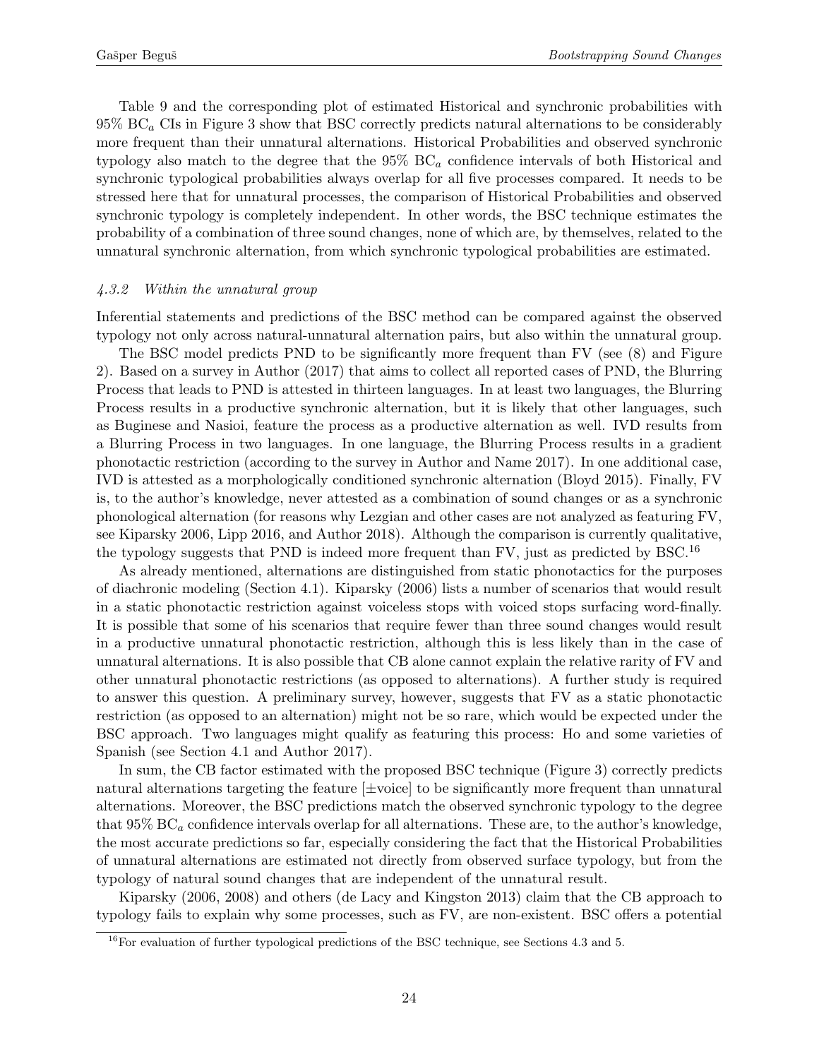Table 9 and the corresponding plot of estimated Historical and synchronic probabilities with 95% $BC_a$ CIs in Figure 3 show that BSC correctly predicts natural alternations to be considerably more frequent than their unnatural alternations. Historical Probabilities and observed synchronic typology also match to the degree that the 95% $BC_a$ confidence intervals of both Historical and synchronic typological probabilities always overlap for all five processes compared. It needs to be stressed here that for unnatural processes, the comparison of Historical Probabilities and observed synchronic typology is completely independent. In other words, the BSC technique estimates the probability of a combination of three sound changes, none of which are, by themselves, related to the unnatural synchronic alternation, from which synchronic typological probabilities are estimated.

#### *4.3.2 Within the unnatural group*

Inferential statements and predictions of the BSC method can be compared against the observed typology not only across natural-unnatural alternation pairs, but also within the unnatural group.

The BSC model predicts PND to be significantly more frequent than FV (see (8) and Figure 2). Based on a survey in Author (2017) that aims to collect all reported cases of PND, the Blurring Process that leads to PND is attested in thirteen languages. In at least two languages, the Blurring Process results in a productive synchronic alternation, but it is likely that other languages, such as Buginese and Nasioi, feature the process as a productive alternation as well. IVD results from a Blurring Process in two languages. In one language, the Blurring Process results in a gradient phonotactic restriction (according to the survey in Author and Name 2017). In one additional case, IVD is attested as a morphologically conditioned synchronic alternation (Bloyd 2015). Finally, FV is, to the author's knowledge, never attested as a combination of sound changes or as a synchronic phonological alternation (for reasons why Lezgian and other cases are not analyzed as featuring FV, see Kiparsky 2006, Lipp 2016, and Author 2018). Although the comparison is currently qualitative, the typology suggests that PND is indeed more frequent than FV, just as predicted by BSC.[16]

As already mentioned, alternations are distinguished from static phonotactics for the purposes of diachronic modeling (Section 4.1). Kiparsky (2006) lists a number of scenarios that would result in a static phonotactic restriction against voiceless stops with voiced stops surfacing word-finally. It is possible that some of his scenarios that require fewer than three sound changes would result in a productive unnatural phonotactic restriction, although this is less likely than in the case of unnatural alternations. It is also possible that CB alone cannot explain the relative rarity of FV and other unnatural phonotactic restrictions (as opposed to alternations). A further study is required to answer this question. A preliminary survey, however, suggests that FV as a static phonotactic restriction (as opposed to an alternation) might not be so rare, which would be expected under the BSC approach. Two languages might qualify as featuring this process: Ho and some varieties of Spanish (see Section 4.1 and Author 2017).

In sum, the CB factor estimated with the proposed BSC technique (Figure 3) correctly predicts natural alternations targeting the feature [±voice] to be significantly more frequent than unnatural alternations. Moreover, the BSC predictions match the observed synchronic typology to the degree that 95% $BC_a$ confidence intervals overlap for all alternations. These are, to the author's knowledge, the most accurate predictions so far, especially considering the fact that the Historical Probabilities of unnatural alternations are estimated not directly from observed surface typology, but from the typology of natural sound changes that are independent of the unnatural result.

Kiparsky (2006, 2008) and others (de Lacy and Kingston 2013) claim that the CB approach to typology fails to explain why some processes, such as FV, are non-existent. BSC offers a potential

[16] For evaluation of further typological predictions of the BSC technique, see Sections 4.3 and 5.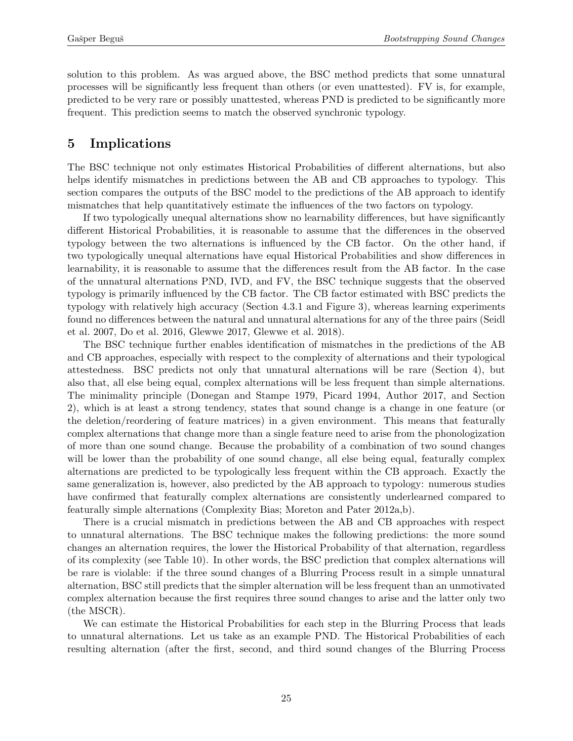solution to this problem. As was argued above, the BSC method predicts that some unnatural processes will be significantly less frequent than others (or even unattested). FV is, for example, predicted to be very rare or possibly unattested, whereas PND is predicted to be significantly more frequent. This prediction seems to match the observed synchronic typology.

## 5 Implications

The BSC technique not only estimates Historical Probabilities of different alternations, but also helps identify mismatches in predictions between the AB and CB approaches to typology. This section compares the outputs of the BSC model to the predictions of the AB approach to identify mismatches that help quantitatively estimate the influences of the two factors on typology.

If two typologically unequal alternations show no learnability differences, but have significantly different Historical Probabilities, it is reasonable to assume that the differences in the observed typology between the two alternations is influenced by the CB factor. On the other hand, if two typologically unequal alternations have equal Historical Probabilities and show differences in learnability, it is reasonable to assume that the differences result from the AB factor. In the case of the unnatural alternations PND, IVD, and FV, the BSC technique suggests that the observed typology is primarily influenced by the CB factor. The CB factor estimated with BSC predicts the typology with relatively high accuracy (Section 4.3.1 and Figure 3), whereas learning experiments found no differences between the natural and unnatural alternations for any of the three pairs (Seidl et al. 2007, Do et al. 2016, Glewwe 2017, Glewwe et al. 2018).

The BSC technique further enables identification of mismatches in the predictions of the AB and CB approaches, especially with respect to the complexity of alternations and their typological attestedness. BSC predicts not only that unnatural alternations will be rare (Section 4), but also that, all else being equal, complex alternations will be less frequent than simple alternations. The minimality principle (Donegan and Stampe 1979, Picard 1994, Author 2017, and Section 2), which is at least a strong tendency, states that sound change is a change in one feature (or the deletion/reordering of feature matrices) in a given environment. This means that featurally complex alternations that change more than a single feature need to arise from the phonologization of more than one sound change. Because the probability of a combination of two sound changes will be lower than the probability of one sound change, all else being equal, featurally complex alternations are predicted to be typologically less frequent within the CB approach. Exactly the same generalization is, however, also predicted by the AB approach to typology: numerous studies have confirmed that featurally complex alternations are consistently underlearned compared to featurally simple alternations (Complexity Bias; Moreton and Pater 2012a,b).

There is a crucial mismatch in predictions between the AB and CB approaches with respect to unnatural alternations. The BSC technique makes the following predictions: the more sound changes an alternation requires, the lower the Historical Probability of that alternation, regardless of its complexity (see Table 10). In other words, the BSC prediction that complex alternations will be rare is violable: if the three sound changes of a Blurring Process result in a simple unnatural alternation, BSC still predicts that the simpler alternation will be less frequent than an unmotivated complex alternation because the first requires three sound changes to arise and the latter only two (the MSCR).

We can estimate the Historical Probabilities for each step in the Blurring Process that leads to unnatural alternations. Let us take as an example PND. The Historical Probabilities of each resulting alternation (after the first, second, and third sound changes of the Blurring Process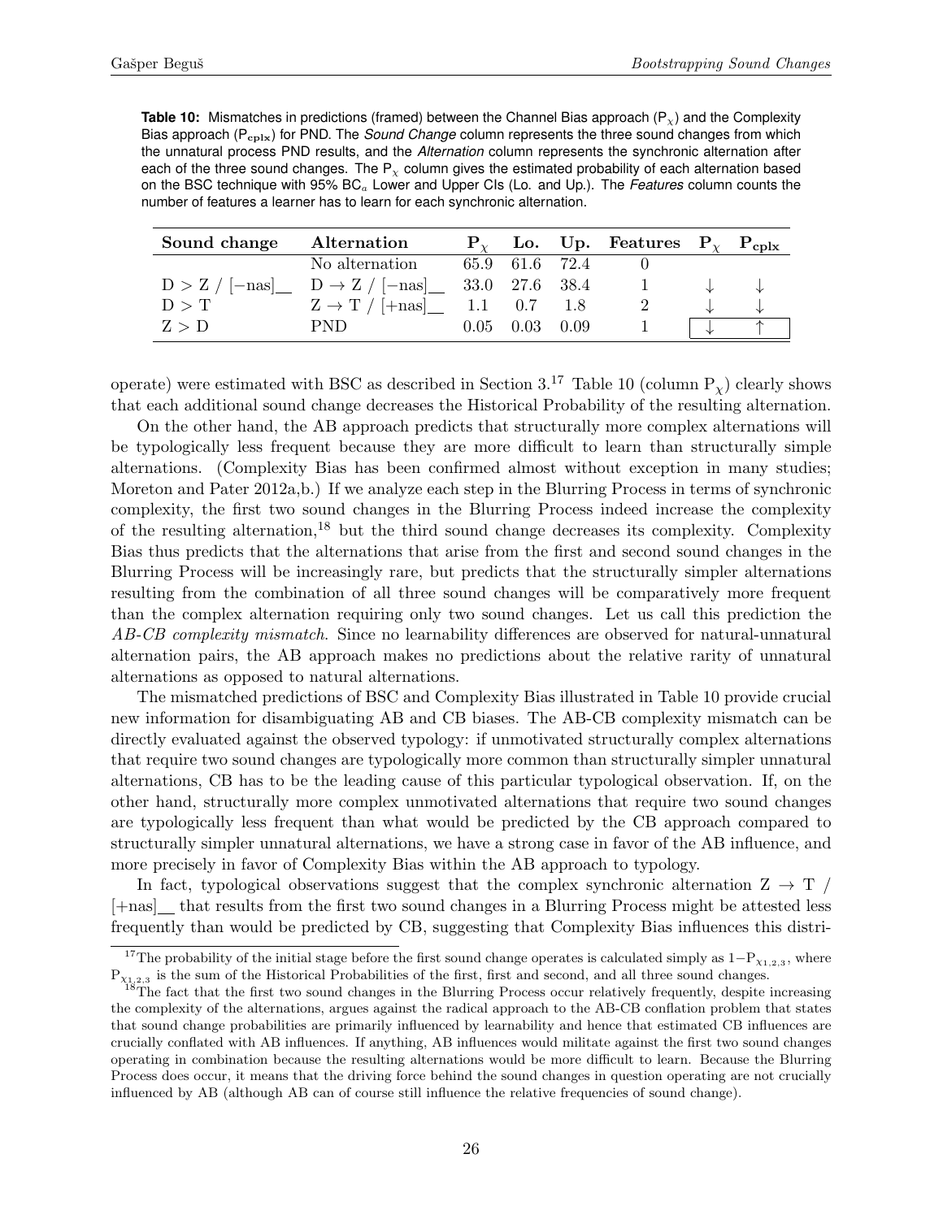**Table 10:** Mismatches in predictions (framed) between the Channel Bias approach ($P_\chi$) and the Complexity Bias approach ($P_{cplx}$) for PND. The *Sound Change* column represents the three sound changes from which the unnatural process PND results, and the *Alternation* column represents the synchronic alternation after each of the three sound changes. The $P_\chi$ column gives the estimated probability of each alternation based on the BSC technique with 95% $BC_a$ Lower and Upper CIs (Lo. and Up.). The *Features* column counts the number of features a learner has to learn for each synchronic alternation.

| Sound change | Alternation | $P_\chi$ | Lo. | Up. | Features | $P_\chi$ | $P_{cplx}$ |
|---|---|---|---|---|---|---|---|
| | No alternation | 65.9 | 61.6 | 72.4 | 0 | | |
| D > Z / [−nas]__ | D → Z / [−nas]__ | 33.0 | 27.6 | 38.4 | 1 | ↓ | ↓ |
| D > T | Z → T / [+nas]__ | 1.1 | 0.7 | 1.8 | 2 | ↓ | ↓ |
| Z > D | PND | 0.05 | 0.03 | 0.09 | 1 | ↓ | ↑ |

operate) were estimated with BSC as described in Section 3.[17] Table 10 (column $P_\chi$) clearly shows that each additional sound change decreases the Historical Probability of the resulting alternation.

On the other hand, the AB approach predicts that structurally more complex alternations will be typologically less frequent because they are more difficult to learn than structurally simple alternations. (Complexity Bias has been confirmed almost without exception in many studies; Moreton and Pater 2012a,b.) If we analyze each step in the Blurring Process in terms of synchronic complexity, the first two sound changes in the Blurring Process indeed increase the complexity of the resulting alternation,[18] but the third sound change decreases its complexity. Complexity Bias thus predicts that the alternations that arise from the first and second sound changes in the Blurring Process will be increasingly rare, but predicts that the structurally simpler alternations resulting from the combination of all three sound changes will be comparatively more frequent than the complex alternation requiring only two sound changes. Let us call this prediction the *AB-CB complexity mismatch*. Since no learnability differences are observed for natural-unnatural alternation pairs, the AB approach makes no predictions about the relative rarity of unnatural alternations as opposed to natural alternations.

The mismatched predictions of BSC and Complexity Bias illustrated in Table 10 provide crucial new information for disambiguating AB and CB biases. The AB-CB complexity mismatch can be directly evaluated against the observed typology: if unmotivated structurally complex alternations that require two sound changes are typologically more common than structurally simpler unnatural alternations, CB has to be the leading cause of this particular typological observation. If, on the other hand, structurally more complex unmotivated alternations that require two sound changes are typologically less frequent than what would be predicted by the CB approach compared to structurally simpler unnatural alternations, we have a strong case in favor of the AB influence, and more precisely in favor of Complexity Bias within the AB approach to typology.

In fact, typological observations suggest that the complex synchronic alternation Z → T / [+nas]__ that results from the first two sound changes in a Blurring Process might be attested less frequently than would be predicted by CB, suggesting that Complexity Bias influences this distri-

[17] The probability of the initial stage before the first sound change operates is calculated simply as $1 - P_{\chi_{1,2,3}}$, where $P_{\chi_{1,2,3}}$ is the sum of the Historical Probabilities of the first, first and second, and all three sound changes.

[18] The fact that the first two sound changes in the Blurring Process occur relatively frequently, despite increasing the complexity of the alternations, argues against the radical approach to the AB-CB conflation problem that states that sound change probabilities are primarily influenced by learnability and hence that estimated CB influences are crucially conflated with AB influences. If anything, AB influences would militate against the first two sound changes operating in combination because the resulting alternations would be more difficult to learn. Because the Blurring Process does occur, it means that the driving force behind the sound changes in question operating are not crucially influenced by AB (although AB can of course still influence the relative frequencies of sound change).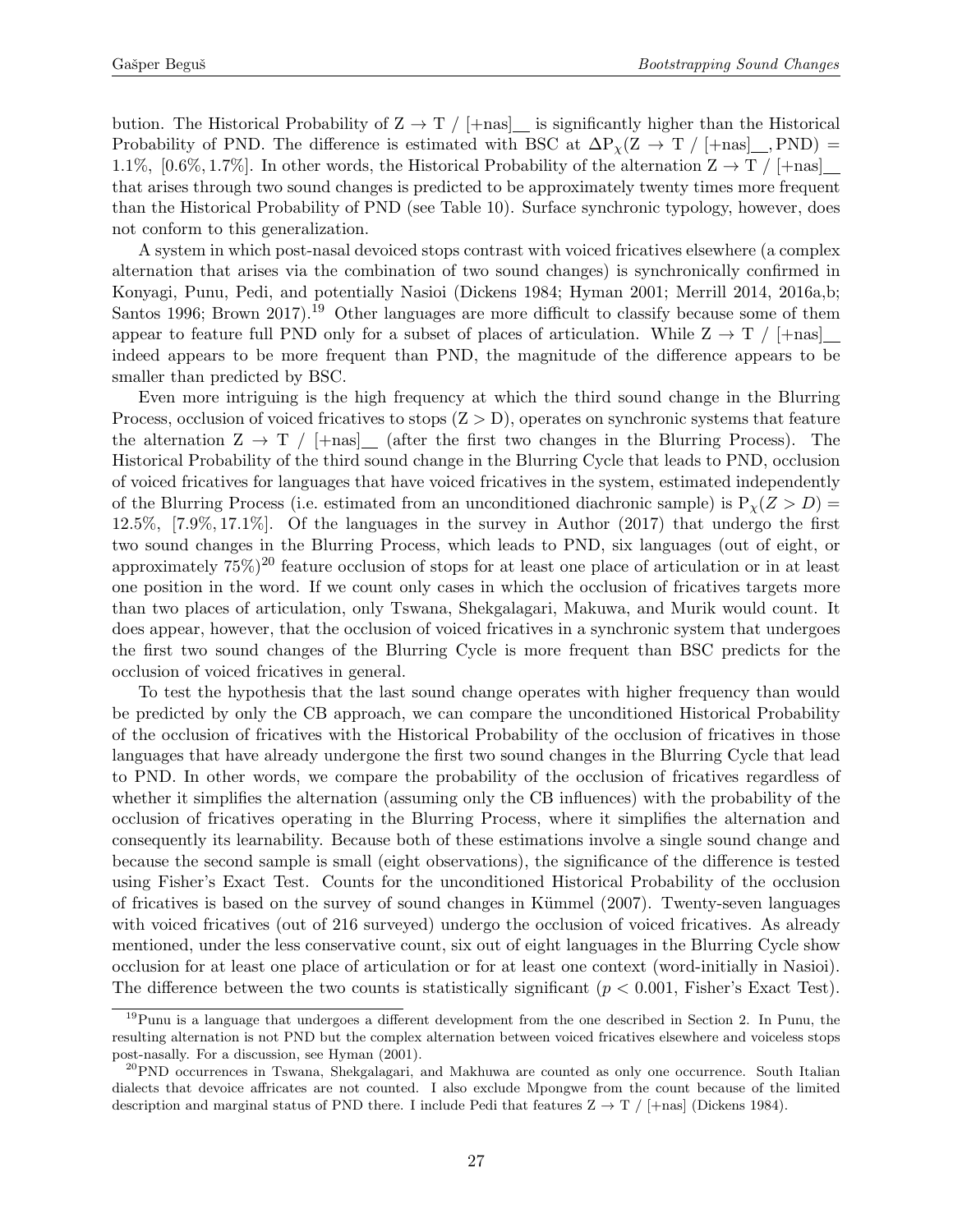bution. The Historical Probability of Z → T / [+nas]__ is significantly higher than the Historical Probability of PND. The difference is estimated with BSC at $\Delta P_{\chi}(Z \rightarrow T \ / \ [+nas]\_\_, \text{PND}) = 1.1\%$, $[0.6\%, 1.7\%]$. In other words, the Historical Probability of the alternation Z → T / [+nas]__ that arises through two sound changes is predicted to be approximately twenty times more frequent than the Historical Probability of PND (see Table 10). Surface synchronic typology, however, does not conform to this generalization.

A system in which post-nasal devoiced stops contrast with voiced fricatives elsewhere (a complex alternation that arises via the combination of two sound changes) is synchronically confirmed in Konyagi, Punu, Pedi, and potentially Nasioi (Dickens 1984; Hyman 2001; Merrill 2014, 2016a,b; Santos 1996; Brown 2017).[19] Other languages are more difficult to classify because some of them appear to feature full PND only for a subset of places of articulation. While Z → T / [+nas]__ indeed appears to be more frequent than PND, the magnitude of the difference appears to be smaller than predicted by BSC.

Even more intriguing is the high frequency at which the third sound change in the Blurring Process, occlusion of voiced fricatives to stops (Z > D), operates on synchronic systems that feature the alternation Z → T / [+nas]__ (after the first two changes in the Blurring Process). The Historical Probability of the third sound change in the Blurring Cycle that leads to PND, occlusion of voiced fricatives for languages that have voiced fricatives in the system, estimated independently of the Blurring Process (i.e. estimated from an unconditioned diachronic sample) is $P_{\chi}(Z > D) = 12.5\%$, $[7.9\%, 17.1\%]$. Of the languages in the survey in Author (2017) that undergo the first two sound changes in the Blurring Process, which leads to PND, six languages (out of eight, or approximately 75%)[20] feature occlusion of stops for at least one place of articulation or in at least one position in the word. If we count only cases in which the occlusion of fricatives targets more than two places of articulation, only Tswana, Shekgalagari, Makuwa, and Murik would count. It does appear, however, that the occlusion of voiced fricatives in a synchronic system that undergoes the first two sound changes of the Blurring Cycle is more frequent than BSC predicts for the occlusion of voiced fricatives in general.

To test the hypothesis that the last sound change operates with higher frequency than would be predicted by only the CB approach, we can compare the unconditioned Historical Probability of the occlusion of fricatives with the Historical Probability of the occlusion of fricatives in those languages that have already undergone the first two sound changes in the Blurring Cycle that lead to PND. In other words, we compare the probability of the occlusion of fricatives regardless of whether it simplifies the alternation (assuming only the CB influences) with the probability of the occlusion of fricatives operating in the Blurring Process, where it simplifies the alternation and consequently its learnability. Because both of these estimations involve a single sound change and because the second sample is small (eight observations), the significance of the difference is tested using Fisher's Exact Test. Counts for the unconditioned Historical Probability of the occlusion of fricatives is based on the survey of sound changes in Kümmel (2007). Twenty-seven languages with voiced fricatives (out of 216 surveyed) undergo the occlusion of voiced fricatives. As already mentioned, under the less conservative count, six out of eight languages in the Blurring Cycle show occlusion for at least one place of articulation or for at least one context (word-initially in Nasioi). The difference between the two counts is statistically significant ($p < 0.001$, Fisher's Exact Test).

[19] Punu is a language that undergoes a different development from the one described in Section 2. In Punu, the resulting alternation is not PND but the complex alternation between voiced fricatives elsewhere and voiceless stops post-nasally. For a discussion, see Hyman (2001).

[20] PND occurrences in Tswana, Shekgalagari, and Makhuwa are counted as only one occurrence. South Italian dialects that devoice affricates are not counted. I also exclude Mpongwe from the count because of the limited description and marginal status of PND there. I include Pedi that features Z → T / [+nas] (Dickens 1984).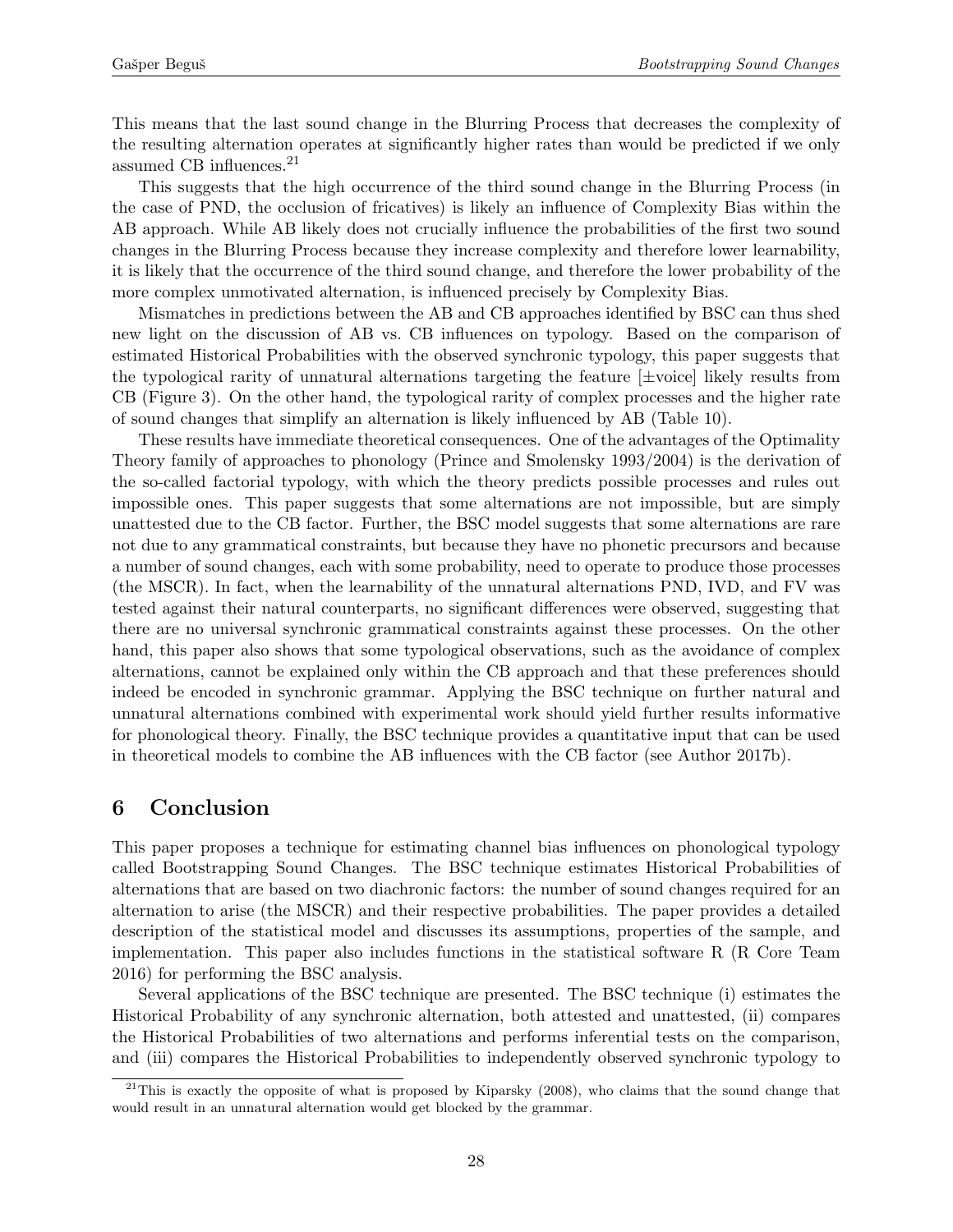This means that the last sound change in the Blurring Process that decreases the complexity of the resulting alternation operates at significantly higher rates than would be predicted if we only assumed CB influences.[21]

This suggests that the high occurrence of the third sound change in the Blurring Process (in the case of PND, the occlusion of fricatives) is likely an influence of Complexity Bias within the AB approach. While AB likely does not crucially influence the probabilities of the first two sound changes in the Blurring Process because they increase complexity and therefore lower learnability, it is likely that the occurrence of the third sound change, and therefore the lower probability of the more complex unmotivated alternation, is influenced precisely by Complexity Bias.

Mismatches in predictions between the AB and CB approaches identified by BSC can thus shed new light on the discussion of AB vs. CB influences on typology. Based on the comparison of estimated Historical Probabilities with the observed synchronic typology, this paper suggests that the typological rarity of unnatural alternations targeting the feature [±voice] likely results from CB (Figure 3). On the other hand, the typological rarity of complex processes and the higher rate of sound changes that simplify an alternation is likely influenced by AB (Table 10).

These results have immediate theoretical consequences. One of the advantages of the Optimality Theory family of approaches to phonology (Prince and Smolensky 1993/2004) is the derivation of the so-called factorial typology, with which the theory predicts possible processes and rules out impossible ones. This paper suggests that some alternations are not impossible, but are simply unattested due to the CB factor. Further, the BSC model suggests that some alternations are rare not due to any grammatical constraints, but because they have no phonetic precursors and because a number of sound changes, each with some probability, need to operate to produce those processes (the MSCR). In fact, when the learnability of the unnatural alternations PND, IVD, and FV was tested against their natural counterparts, no significant differences were observed, suggesting that there are no universal synchronic grammatical constraints against these processes. On the other hand, this paper also shows that some typological observations, such as the avoidance of complex alternations, cannot be explained only within the CB approach and that these preferences should indeed be encoded in synchronic grammar. Applying the BSC technique on further natural and unnatural alternations combined with experimental work should yield further results informative for phonological theory. Finally, the BSC technique provides a quantitative input that can be used in theoretical models to combine the AB influences with the CB factor (see Author 2017b).

## 6 Conclusion

This paper proposes a technique for estimating channel bias influences on phonological typology called Bootstrapping Sound Changes. The BSC technique estimates Historical Probabilities of alternations that are based on two diachronic factors: the number of sound changes required for an alternation to arise (the MSCR) and their respective probabilities. The paper provides a detailed description of the statistical model and discusses its assumptions, properties of the sample, and implementation. This paper also includes functions in the statistical software R (R Core Team 2016) for performing the BSC analysis.

Several applications of the BSC technique are presented. The BSC technique (i) estimates the Historical Probability of any synchronic alternation, both attested and unattested, (ii) compares the Historical Probabilities of two alternations and performs inferential tests on the comparison, and (iii) compares the Historical Probabilities to independently observed synchronic typology to

[21] This is exactly the opposite of what is proposed by Kiparsky (2008), who claims that the sound change that would result in an unnatural alternation would get blocked by the grammar.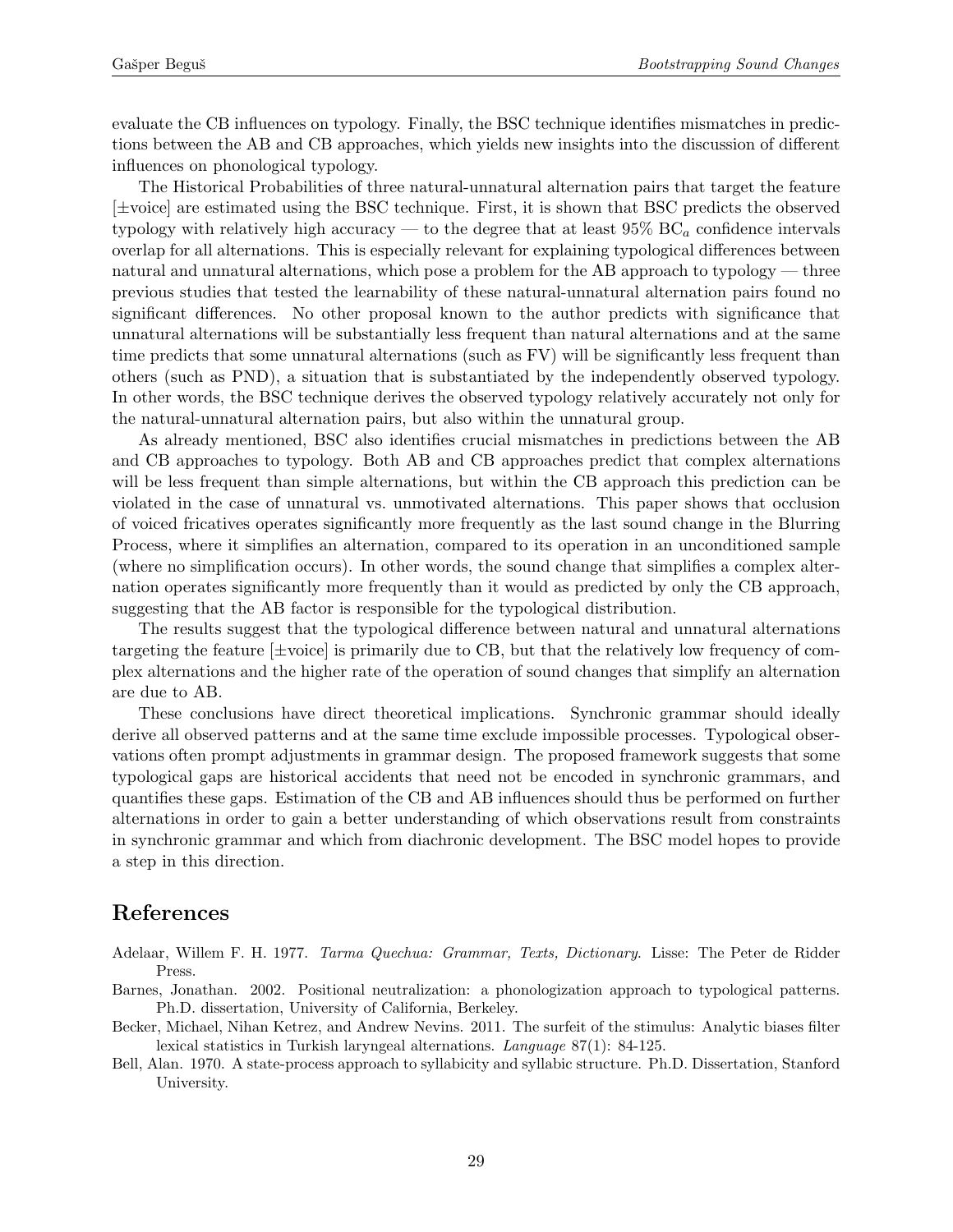evaluate the CB influences on typology. Finally, the BSC technique identifies mismatches in predictions between the AB and CB approaches, which yields new insights into the discussion of different influences on phonological typology.

The Historical Probabilities of three natural-unnatural alternation pairs that target the feature [±voice] are estimated using the BSC technique. First, it is shown that BSC predicts the observed typology with relatively high accuracy — to the degree that at least 95% $\text{BC}_a$ confidence intervals overlap for all alternations. This is especially relevant for explaining typological differences between natural and unnatural alternations, which pose a problem for the AB approach to typology — three previous studies that tested the learnability of these natural-unnatural alternation pairs found no significant differences. No other proposal known to the author predicts with significance that unnatural alternations will be substantially less frequent than natural alternations and at the same time predicts that some unnatural alternations (such as FV) will be significantly less frequent than others (such as PND), a situation that is substantiated by the independently observed typology. In other words, the BSC technique derives the observed typology relatively accurately not only for the natural-unnatural alternation pairs, but also within the unnatural group.

As already mentioned, BSC also identifies crucial mismatches in predictions between the AB and CB approaches to typology. Both AB and CB approaches predict that complex alternations will be less frequent than simple alternations, but within the CB approach this prediction can be violated in the case of unnatural vs. unmotivated alternations. This paper shows that occlusion of voiced fricatives operates significantly more frequently as the last sound change in the Blurring Process, where it simplifies an alternation, compared to its operation in an unconditioned sample (where no simplification occurs). In other words, the sound change that simplifies a complex alternation operates significantly more frequently than it would as predicted by only the CB approach, suggesting that the AB factor is responsible for the typological distribution.

The results suggest that the typological difference between natural and unnatural alternations targeting the feature [±voice] is primarily due to CB, but that the relatively low frequency of complex alternations and the higher rate of the operation of sound changes that simplify an alternation are due to AB.

These conclusions have direct theoretical implications. Synchronic grammar should ideally derive all observed patterns and at the same time exclude impossible processes. Typological observations often prompt adjustments in grammar design. The proposed framework suggests that some typological gaps are historical accidents that need not be encoded in synchronic grammars, and quantifies these gaps. Estimation of the CB and AB influences should thus be performed on further alternations in order to gain a better understanding of which observations result from constraints in synchronic grammar and which from diachronic development. The BSC model hopes to provide a step in this direction.

## References

Adelaar, Willem F. H. 1977. *Tarma Quechua: Grammar, Texts, Dictionary*. Lisse: The Peter de Ridder Press.

Barnes, Jonathan. 2002. Positional neutralization: a phonologization approach to typological patterns. Ph.D. dissertation, University of California, Berkeley.

Becker, Michael, Nihan Ketrez, and Andrew Nevins. 2011. The surfeit of the stimulus: Analytic biases filter lexical statistics in Turkish laryngeal alternations. *Language* 87(1): 84-125.

Bell, Alan. 1970. A state-process approach to syllabicity and syllabic structure. Ph.D. Dissertation, Stanford University.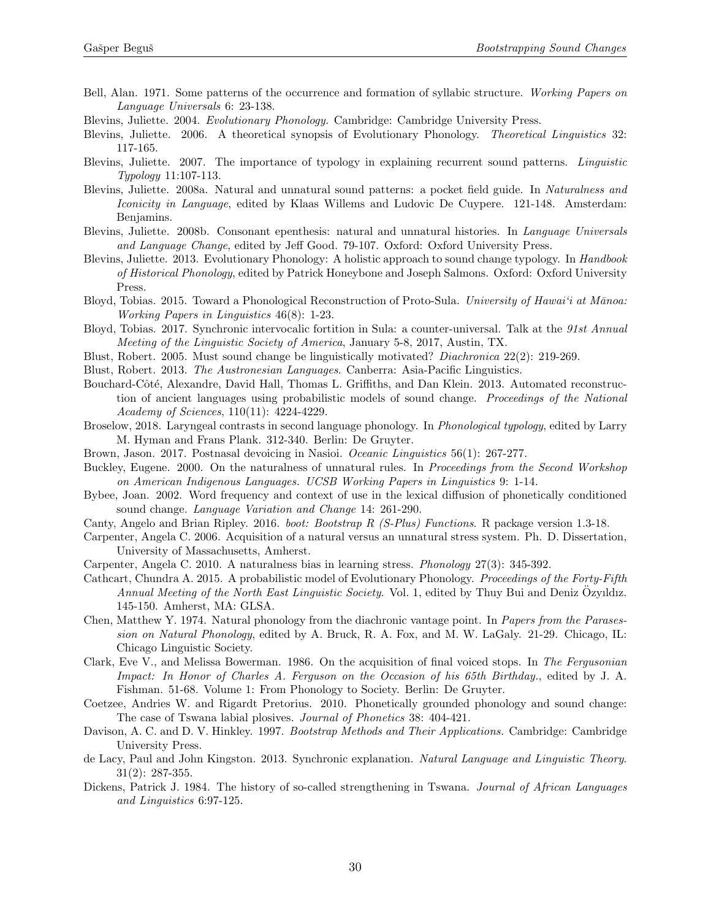Bell, Alan. 1971. Some patterns of the occurrence and formation of syllabic structure. *Working Papers on Language Universals* 6: 23-138.

Blevins, Juliette. 2004. *Evolutionary Phonology.* Cambridge: Cambridge University Press.

Blevins, Juliette. 2006. A theoretical synopsis of Evolutionary Phonology. *Theoretical Linguistics* 32: 117-165.

Blevins, Juliette. 2007. The importance of typology in explaining recurrent sound patterns. *Linguistic Typology* 11:107-113.

Blevins, Juliette. 2008a. Natural and unnatural sound patterns: a pocket field guide. In *Naturalness and Iconicity in Language*, edited by Klaas Willems and Ludovic De Cuypere. 121-148. Amsterdam: Benjamins.

Blevins, Juliette. 2008b. Consonant epenthesis: natural and unnatural histories. In *Language Universals and Language Change*, edited by Jeff Good. 79-107. Oxford: Oxford University Press.

Blevins, Juliette. 2013. Evolutionary Phonology: A holistic approach to sound change typology. In *Handbook of Historical Phonology*, edited by Patrick Honeybone and Joseph Salmons. Oxford: Oxford University Press.

Bloyd, Tobias. 2015. Toward a Phonological Reconstruction of Proto-Sula. *University of Hawai'i at Mānoa: Working Papers in Linguistics* 46(8): 1-23.

Bloyd, Tobias. 2017. Synchronic intervocalic fortition in Sula: a counter-universal. Talk at the *91st Annual Meeting of the Linguistic Society of America*, January 5-8, 2017, Austin, TX.

Blust, Robert. 2005. Must sound change be linguistically motivated? *Diachronica* 22(2): 219-269.

Blust, Robert. 2013. *The Austronesian Languages*. Canberra: Asia-Pacific Linguistics.

Bouchard-Côté, Alexandre, David Hall, Thomas L. Griffiths, and Dan Klein. 2013. Automated reconstruction of ancient languages using probabilistic models of sound change. *Proceedings of the National Academy of Sciences*, 110(11): 4224-4229.

Broselow, 2018. Laryngeal contrasts in second language phonology. In *Phonological typology*, edited by Larry M. Hyman and Frans Plank. 312-340. Berlin: De Gruyter.

Brown, Jason. 2017. Postnasal devoicing in Nasioi. *Oceanic Linguistics* 56(1): 267-277.

Buckley, Eugene. 2000. On the naturalness of unnatural rules. In *Proceedings from the Second Workshop on American Indigenous Languages. UCSB Working Papers in Linguistics* 9: 1-14.

Bybee, Joan. 2002. Word frequency and context of use in the lexical diffusion of phonetically conditioned sound change. *Language Variation and Change* 14: 261-290.

Canty, Angelo and Brian Ripley. 2016. *boot: Bootstrap R (S-Plus) Functions*. R package version 1.3-18.

Carpenter, Angela C. 2006. Acquisition of a natural versus an unnatural stress system. Ph. D. Dissertation, University of Massachusetts, Amherst.

Carpenter, Angela C. 2010. A naturalness bias in learning stress. *Phonology* 27(3): 345-392.

Cathcart, Chundra A. 2015. A probabilistic model of Evolutionary Phonology. *Proceedings of the Forty-Fifth Annual Meeting of the North East Linguistic Society*. Vol. 1, edited by Thuy Bui and Deniz Özyıldız. 145-150. Amherst, MA: GLSA.

Chen, Matthew Y. 1974. Natural phonology from the diachronic vantage point. In *Papers from the Parasession on Natural Phonology*, edited by A. Bruck, R. A. Fox, and M. W. LaGaly. 21-29. Chicago, IL: Chicago Linguistic Society.

Clark, Eve V., and Melissa Bowerman. 1986. On the acquisition of final voiced stops. In *The Fergusonian Impact: In Honor of Charles A. Ferguson on the Occasion of his 65th Birthday.*, edited by J. A. Fishman. 51-68. Volume 1: From Phonology to Society. Berlin: De Gruyter.

Coetzee, Andries W. and Rigardt Pretorius. 2010. Phonetically grounded phonology and sound change: The case of Tswana labial plosives. *Journal of Phonetics* 38: 404-421.

Davison, A. C. and D. V. Hinkley. 1997. *Bootstrap Methods and Their Applications.* Cambridge: Cambridge University Press.

de Lacy, Paul and John Kingston. 2013. Synchronic explanation. *Natural Language and Linguistic Theory*. 31(2): 287-355.

Dickens, Patrick J. 1984. The history of so-called strengthening in Tswana. *Journal of African Languages and Linguistics* 6:97-125.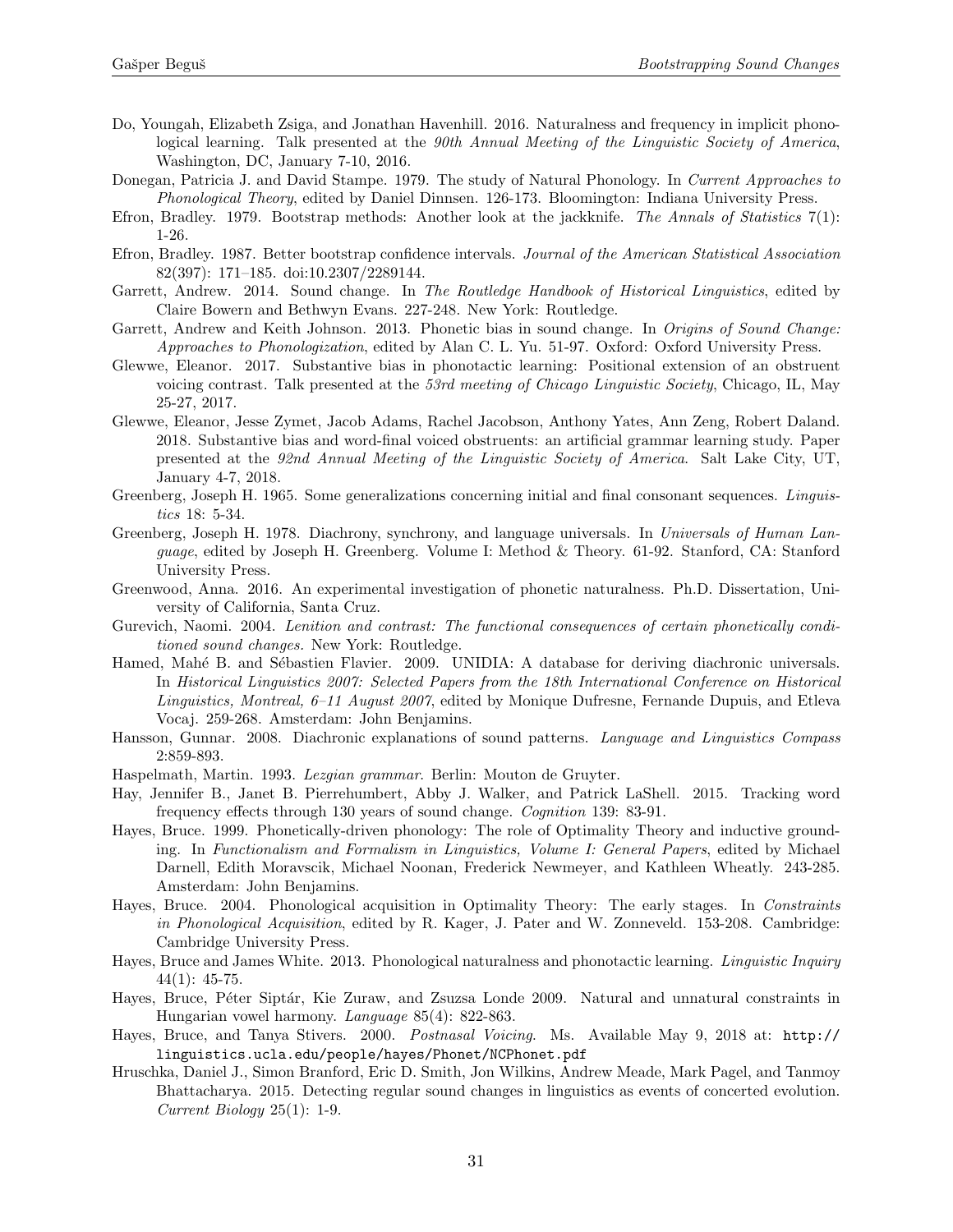Do, Youngah, Elizabeth Zsiga, and Jonathan Havenhill. 2016. Naturalness and frequency in implicit phonological learning. Talk presented at the *90th Annual Meeting of the Linguistic Society of America*, Washington, DC, January 7-10, 2016.

Donegan, Patricia J. and David Stampe. 1979. The study of Natural Phonology. In *Current Approaches to Phonological Theory*, edited by Daniel Dinnsen. 126-173. Bloomington: Indiana University Press.

Efron, Bradley. 1979. Bootstrap methods: Another look at the jackknife. *The Annals of Statistics* 7(1): 1-26.

Efron, Bradley. 1987. Better bootstrap confidence intervals. *Journal of the American Statistical Association* 82(397): 171–185. doi:10.2307/2289144.

Garrett, Andrew. 2014. Sound change. In *The Routledge Handbook of Historical Linguistics*, edited by Claire Bowern and Bethwyn Evans. 227-248. New York: Routledge.

Garrett, Andrew and Keith Johnson. 2013. Phonetic bias in sound change. In *Origins of Sound Change: Approaches to Phonologization*, edited by Alan C. L. Yu. 51-97. Oxford: Oxford University Press.

Glewwe, Eleanor. 2017. Substantive bias in phonotactic learning: Positional extension of an obstruent voicing contrast. Talk presented at the *53rd meeting of Chicago Linguistic Society*, Chicago, IL, May 25-27, 2017.

Glewwe, Eleanor, Jesse Zymet, Jacob Adams, Rachel Jacobson, Anthony Yates, Ann Zeng, Robert Daland. 2018. Substantive bias and word-final voiced obstruents: an artificial grammar learning study. Paper presented at the *92nd Annual Meeting of the Linguistic Society of America*. Salt Lake City, UT, January 4-7, 2018.

Greenberg, Joseph H. 1965. Some generalizations concerning initial and final consonant sequences. *Linguistics* 18: 5-34.

Greenberg, Joseph H. 1978. Diachrony, synchrony, and language universals. In *Universals of Human Language*, edited by Joseph H. Greenberg. Volume I: Method & Theory. 61-92. Stanford, CA: Stanford University Press.

Greenwood, Anna. 2016. An experimental investigation of phonetic naturalness. Ph.D. Dissertation, University of California, Santa Cruz.

Gurevich, Naomi. 2004. *Lenition and contrast: The functional consequences of certain phonetically conditioned sound changes.* New York: Routledge.

Hamed, Mahé B. and Sébastien Flavier. 2009. UNIDIA: A database for deriving diachronic universals. In *Historical Linguistics 2007: Selected Papers from the 18th International Conference on Historical Linguistics, Montreal, 6–11 August 2007*, edited by Monique Dufresne, Fernande Dupuis, and Etleva Vocaj. 259-268. Amsterdam: John Benjamins.

Hansson, Gunnar. 2008. Diachronic explanations of sound patterns. *Language and Linguistics Compass* 2:859-893.

Haspelmath, Martin. 1993. *Lezgian grammar*. Berlin: Mouton de Gruyter.

Hay, Jennifer B., Janet B. Pierrehumbert, Abby J. Walker, and Patrick LaShell. 2015. Tracking word frequency effects through 130 years of sound change. *Cognition* 139: 83-91.

Hayes, Bruce. 1999. Phonetically-driven phonology: The role of Optimality Theory and inductive grounding. In *Functionalism and Formalism in Linguistics, Volume I: General Papers*, edited by Michael Darnell, Edith Moravscik, Michael Noonan, Frederick Newmeyer, and Kathleen Wheatly. 243-285. Amsterdam: John Benjamins.

Hayes, Bruce. 2004. Phonological acquisition in Optimality Theory: The early stages. In *Constraints in Phonological Acquisition*, edited by R. Kager, J. Pater and W. Zonneveld. 153-208. Cambridge: Cambridge University Press.

Hayes, Bruce and James White. 2013. Phonological naturalness and phonotactic learning. *Linguistic Inquiry* 44(1): 45-75.

Hayes, Bruce, Péter Siptár, Kie Zuraw, and Zsuzsa Londe 2009. Natural and unnatural constraints in Hungarian vowel harmony. *Language* 85(4): 822-863.

Hayes, Bruce, and Tanya Stivers. 2000. *Postnasal Voicing*. Ms. Available May 9, 2018 at: `http://linguistics.ucla.edu/people/hayes/Phonet/NCPhonet.pdf`

Hruschka, Daniel J., Simon Branford, Eric D. Smith, Jon Wilkins, Andrew Meade, Mark Pagel, and Tanmoy Bhattacharya. 2015. Detecting regular sound changes in linguistics as events of concerted evolution. *Current Biology* 25(1): 1-9.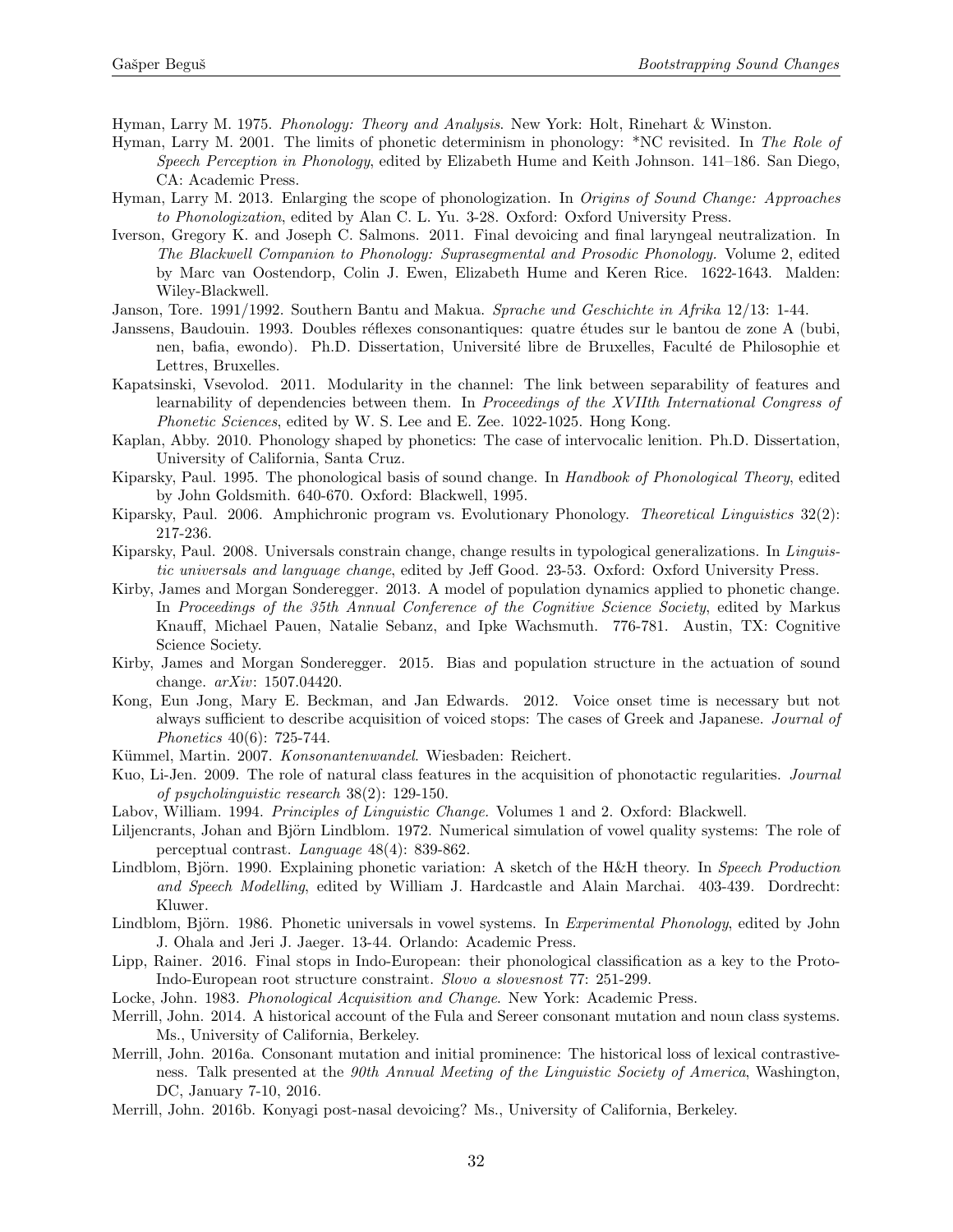Hyman, Larry M. 1975. *Phonology: Theory and Analysis*. New York: Holt, Rinehart & Winston.

Hyman, Larry M. 2001. The limits of phonetic determinism in phonology: *NC revisited. In *The Role of Speech Perception in Phonology*, edited by Elizabeth Hume and Keith Johnson. 141–186. San Diego, CA: Academic Press.

Hyman, Larry M. 2013. Enlarging the scope of phonologization. In *Origins of Sound Change: Approaches to Phonologization*, edited by Alan C. L. Yu. 3-28. Oxford: Oxford University Press.

Iverson, Gregory K. and Joseph C. Salmons. 2011. Final devoicing and final laryngeal neutralization. In *The Blackwell Companion to Phonology: Suprasegmental and Prosodic Phonology.* Volume 2, edited by Marc van Oostendorp, Colin J. Ewen, Elizabeth Hume and Keren Rice. 1622-1643. Malden: Wiley-Blackwell.

Janson, Tore. 1991/1992. Southern Bantu and Makua. *Sprache und Geschichte in Afrika* 12/13: 1-44.

Janssens, Baudouin. 1993. Doubles réflexes consonantiques: quatre études sur le bantou de zone A (bubi, nen, bafia, ewondo). Ph.D. Dissertation, Université libre de Bruxelles, Faculté de Philosophie et Lettres, Bruxelles.

Kapatsinski, Vsevolod. 2011. Modularity in the channel: The link between separability of features and learnability of dependencies between them. In *Proceedings of the XVIIth International Congress of Phonetic Sciences*, edited by W. S. Lee and E. Zee. 1022-1025. Hong Kong.

Kaplan, Abby. 2010. Phonology shaped by phonetics: The case of intervocalic lenition. Ph.D. Dissertation, University of California, Santa Cruz.

Kiparsky, Paul. 1995. The phonological basis of sound change. In *Handbook of Phonological Theory*, edited by John Goldsmith. 640-670. Oxford: Blackwell, 1995.

Kiparsky, Paul. 2006. Amphichronic program vs. Evolutionary Phonology. *Theoretical Linguistics* 32(2): 217-236.

Kiparsky, Paul. 2008. Universals constrain change, change results in typological generalizations. In *Linguistic universals and language change*, edited by Jeff Good. 23-53. Oxford: Oxford University Press.

Kirby, James and Morgan Sonderegger. 2013. A model of population dynamics applied to phonetic change. In *Proceedings of the 35th Annual Conference of the Cognitive Science Society*, edited by Markus Knauff, Michael Pauen, Natalie Sebanz, and Ipke Wachsmuth. 776-781. Austin, TX: Cognitive Science Society.

Kirby, James and Morgan Sonderegger. 2015. Bias and population structure in the actuation of sound change. *arXiv*: 1507.04420.

Kong, Eun Jong, Mary E. Beckman, and Jan Edwards. 2012. Voice onset time is necessary but not always sufficient to describe acquisition of voiced stops: The cases of Greek and Japanese. *Journal of Phonetics* 40(6): 725-744.

Kümmel, Martin. 2007. *Konsonantenwandel*. Wiesbaden: Reichert.

Kuo, Li-Jen. 2009. The role of natural class features in the acquisition of phonotactic regularities. *Journal of psycholinguistic research* 38(2): 129-150.

Labov, William. 1994. *Principles of Linguistic Change.* Volumes 1 and 2. Oxford: Blackwell.

Liljencrants, Johan and Björn Lindblom. 1972. Numerical simulation of vowel quality systems: The role of perceptual contrast. *Language* 48(4): 839-862.

Lindblom, Björn. 1990. Explaining phonetic variation: A sketch of the H&H theory. In *Speech Production and Speech Modelling*, edited by William J. Hardcastle and Alain Marchai. 403-439. Dordrecht: Kluwer.

Lindblom, Björn. 1986. Phonetic universals in vowel systems. In *Experimental Phonology*, edited by John J. Ohala and Jeri J. Jaeger. 13-44. Orlando: Academic Press.

Lipp, Rainer. 2016. Final stops in Indo-European: their phonological classification as a key to the Proto-Indo-European root structure constraint. *Slovo a slovesnost* 77: 251-299.

Locke, John. 1983. *Phonological Acquisition and Change*. New York: Academic Press.

Merrill, John. 2014. A historical account of the Fula and Sereer consonant mutation and noun class systems. Ms., University of California, Berkeley.

Merrill, John. 2016a. Consonant mutation and initial prominence: The historical loss of lexical contrastiveness. Talk presented at the *90th Annual Meeting of the Linguistic Society of America*, Washington, DC, January 7-10, 2016.

Merrill, John. 2016b. Konyagi post-nasal devoicing? Ms., University of California, Berkeley.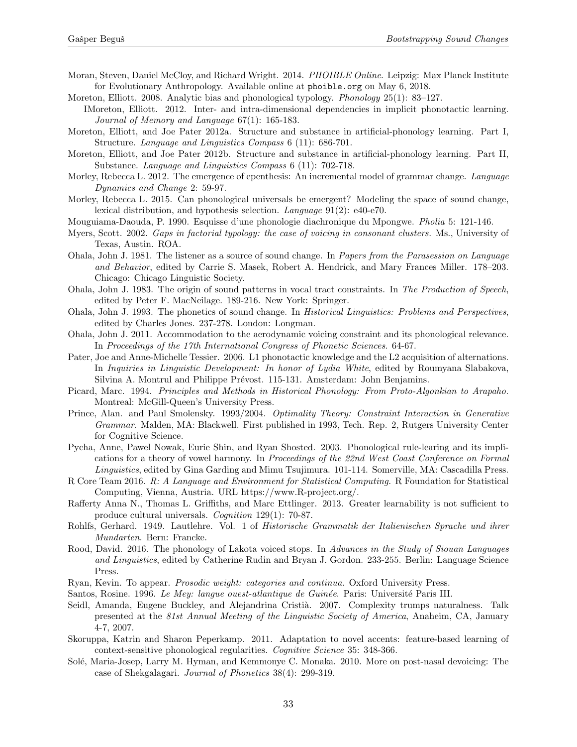Moran, Steven, Daniel McCloy, and Richard Wright. 2014. *PHOIBLE Online*. Leipzig: Max Planck Institute for Evolutionary Anthropology. Available online at phoible.org on May 6, 2018.

Moreton, Elliott. 2008. Analytic bias and phonological typology. *Phonology* 25(1): 83–127.

IMoreton, Elliott. 2012. Inter- and intra-dimensional dependencies in implicit phonotactic learning. *Journal of Memory and Language* 67(1): 165-183.

Moreton, Elliott, and Joe Pater 2012a. Structure and substance in artificial-phonology learning. Part I, Structure. *Language and Linguistics Compass* 6 (11): 686-701.

Moreton, Elliott, and Joe Pater 2012b. Structure and substance in artificial-phonology learning. Part II, Substance. *Language and Linguistics Compass* 6 (11): 702-718.

Morley, Rebecca L. 2012. The emergence of epenthesis: An incremental model of grammar change. *Language Dynamics and Change* 2: 59-97.

Morley, Rebecca L. 2015. Can phonological universals be emergent? Modeling the space of sound change, lexical distribution, and hypothesis selection. *Language* 91(2): e40-e70.

Mouguiama-Daouda, P. 1990. Esquisse d'une phonologie diachronique du Mpongwe. *Pholia* 5: 121-146.

Myers, Scott. 2002. *Gaps in factorial typology: the case of voicing in consonant clusters.* Ms., University of Texas, Austin. ROA.

Ohala, John J. 1981. The listener as a source of sound change. In *Papers from the Parasession on Language and Behavior*, edited by Carrie S. Masek, Robert A. Hendrick, and Mary Frances Miller. 178–203. Chicago: Chicago Linguistic Society.

Ohala, John J. 1983. The origin of sound patterns in vocal tract constraints. In *The Production of Speech*, edited by Peter F. MacNeilage. 189-216. New York: Springer.

Ohala, John J. 1993. The phonetics of sound change. In *Historical Linguistics: Problems and Perspectives*, edited by Charles Jones. 237-278. London: Longman.

Ohala, John J. 2011. Accommodation to the aerodynamic voicing constraint and its phonological relevance. In *Proceedings of the 17th International Congress of Phonetic Sciences*. 64-67.

Pater, Joe and Anne-Michelle Tessier. 2006. L1 phonotactic knowledge and the L2 acquisition of alternations. In *Inquiries in Linguistic Development: In honor of Lydia White*, edited by Roumyana Slabakova, Silvina A. Montrul and Philippe Prévost. 115-131. Amsterdam: John Benjamins.

Picard, Marc. 1994. *Principles and Methods in Historical Phonology: From Proto-Algonkian to Arapaho*. Montreal: McGill-Queen's University Press.

Prince, Alan. and Paul Smolensky. 1993/2004. *Optimality Theory: Constraint Interaction in Generative Grammar.* Malden, MA: Blackwell. First published in 1993, Tech. Rep. 2, Rutgers University Center for Cognitive Science.

Pycha, Anne, Pawel Nowak, Eurie Shin, and Ryan Shosted. 2003. Phonological rule-learing and its implications for a theory of vowel harmony. In *Proceedings of the 22nd West Coast Conference on Formal Linguistics*, edited by Gina Garding and Mimu Tsujimura. 101-114. Somerville, MA: Cascadilla Press.

R Core Team 2016. *R: A Language and Environment for Statistical Computing.* R Foundation for Statistical Computing, Vienna, Austria. URL https://www.R-project.org/.

Rafferty Anna N., Thomas L. Griffiths, and Marc Ettlinger. 2013. Greater learnability is not sufficient to produce cultural universals. *Cognition* 129(1): 70-87.

Rohlfs, Gerhard. 1949. Lautlehre. Vol. 1 of *Historische Grammatik der Italienischen Sprache und ihrer Mundarten*. Bern: Francke.

Rood, David. 2016. The phonology of Lakota voiced stops. In *Advances in the Study of Siouan Languages and Linguistics*, edited by Catherine Rudin and Bryan J. Gordon. 233-255. Berlin: Language Science Press.

Ryan, Kevin. To appear. *Prosodic weight: categories and continua*. Oxford University Press.

Santos, Rosine. 1996. *Le Mey: langue ouest-atlantique de Guinée*. Paris: Université Paris III.

Seidl, Amanda, Eugene Buckley, and Alejandrina Cristià. 2007. Complexity trumps naturalness. Talk presented at the *81st Annual Meeting of the Linguistic Society of America*, Anaheim, CA, January 4-7, 2007.

Skoruppa, Katrin and Sharon Peperkamp. 2011. Adaptation to novel accents: feature-based learning of context-sensitive phonological regularities. *Cognitive Science* 35: 348-366.

Solé, Maria-Josep, Larry M. Hyman, and Kemmonye C. Monaka. 2010. More on post-nasal devoicing: The case of Shekgalagari. *Journal of Phonetics* 38(4): 299-319.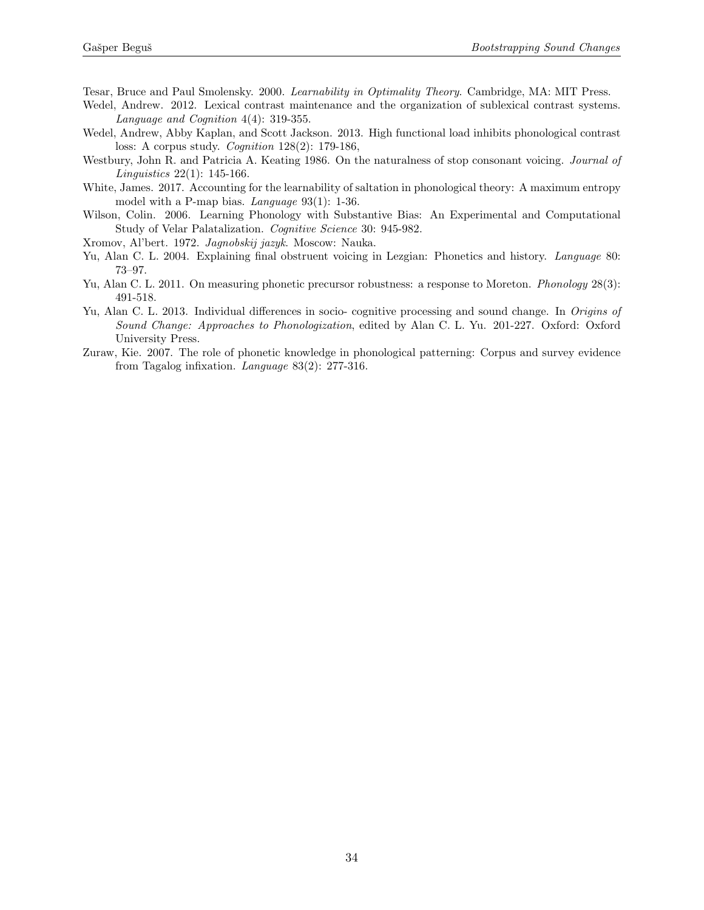Tesar, Bruce and Paul Smolensky. 2000. *Learnability in Optimality Theory*. Cambridge, MA: MIT Press.

Wedel, Andrew. 2012. Lexical contrast maintenance and the organization of sublexical contrast systems. *Language and Cognition* 4(4): 319-355.

Wedel, Andrew, Abby Kaplan, and Scott Jackson. 2013. High functional load inhibits phonological contrast loss: A corpus study. *Cognition* 128(2): 179-186,

Westbury, John R. and Patricia A. Keating 1986. On the naturalness of stop consonant voicing. *Journal of Linguistics* 22(1): 145-166.

White, James. 2017. Accounting for the learnability of saltation in phonological theory: A maximum entropy model with a P-map bias. *Language* 93(1): 1-36.

Wilson, Colin. 2006. Learning Phonology with Substantive Bias: An Experimental and Computational Study of Velar Palatalization. *Cognitive Science* 30: 945-982.

Xromov, Al'bert. 1972. *Jagnobskij jazyk*. Moscow: Nauka.

Yu, Alan C. L. 2004. Explaining final obstruent voicing in Lezgian: Phonetics and history. *Language* 80: 73–97.

Yu, Alan C. L. 2011. On measuring phonetic precursor robustness: a response to Moreton. *Phonology* 28(3): 491-518.

Yu, Alan C. L. 2013. Individual differences in socio- cognitive processing and sound change. In *Origins of Sound Change: Approaches to Phonologization*, edited by Alan C. L. Yu. 201-227. Oxford: Oxford University Press.

Zuraw, Kie. 2007. The role of phonetic knowledge in phonological patterning: Corpus and survey evidence from Tagalog infixation. *Language* 83(2): 277-316.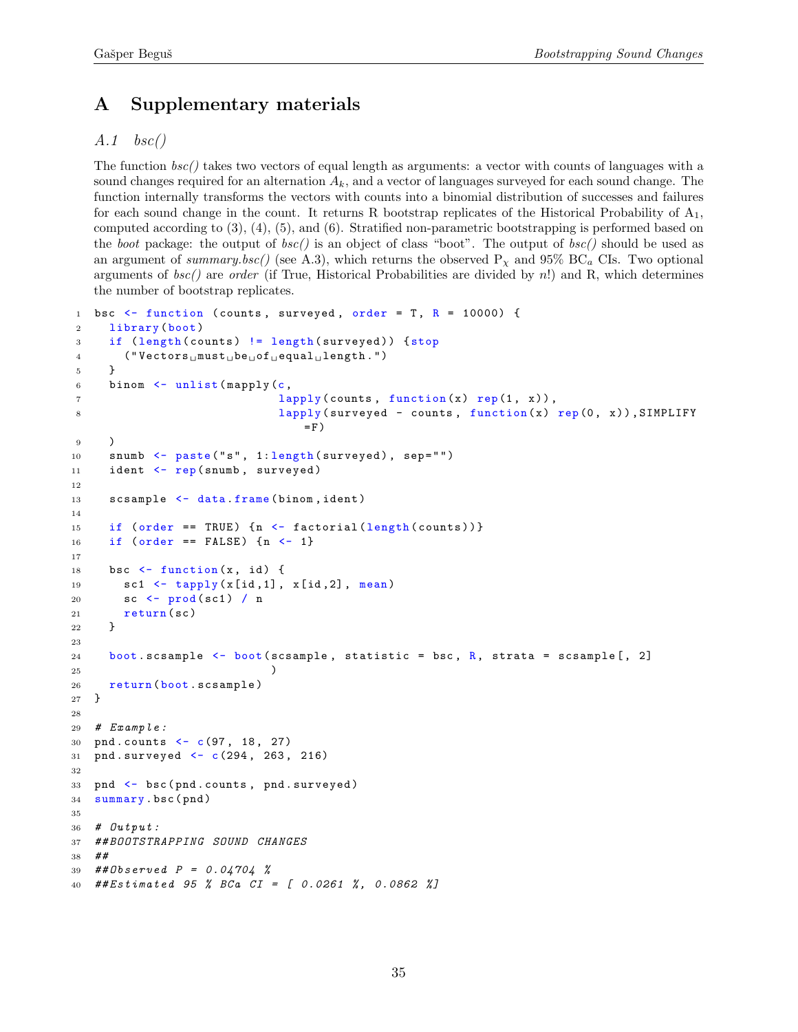# A Supplementary materials

## A.1 *bsc()*

The function *bsc()* takes two vectors of equal length as arguments: a vector with counts of languages with a sound changes required for an alternation $A_k$, and a vector of languages surveyed for each sound change. The function internally transforms the vectors with counts into a binomial distribution of successes and failures for each sound change in the count. It returns R bootstrap replicates of the Historical Probability of $A_1$, computed according to (3), (4), (5), and (6). Stratified non-parametric bootstrapping is performed based on the *boot* package: the output of *bsc()* is an object of class "boot". The output of *bsc()* should be used as an argument of *summary.bsc()* (see A.3), which returns the observed $P_\chi$ and 95% $BC_a$ CIs. Two optional arguments of *bsc()* are *order* (if True, Historical Probabilities are divided by $n$!) and R, which determines the number of bootstrap replicates.

```r
bsc <- function (counts, surveyed, order = T, R = 10000) {
  library(boot)
  if (length(counts) != length(surveyed)) {stop
    ("Vectors must be of equal length.")
  }
  binom <- unlist(mapply(c,
                          lapply(counts, function(x) rep(1, x)),
                          lapply(surveyed - counts, function(x) rep(0, x)),SIMPLIFY
                             =F)
  )
  snumb <- paste("s", 1:length(surveyed), sep="")
  ident <- rep(snumb, surveyed)

  scsample <- data.frame(binom,ident)

  if (order == TRUE) {n <- factorial(length(counts))}
  if (order == FALSE) {n <- 1}

  bsc <- function(x, id) {
    sc1 <- tapply(x[id,1], x[id,2], mean)
    sc <- prod(sc1) / n
    return(sc)
  }

  boot.scsample <- boot(scsample, statistic = bsc, R, strata = scsample[, 2]
                        )
  return(boot.scsample)
}

# Example:
pnd.counts <- c(97, 18, 27)
pnd.surveyed <- c(294, 263, 216)

pnd <- bsc(pnd.counts, pnd.surveyed)
summary.bsc(pnd)

# Output:
##BOOTSTRAPPING SOUND CHANGES
##
##Observed P = 0.04704 %
##Estimated 95 % BCa CI = [ 0.0261 %, 0.0862 %]
```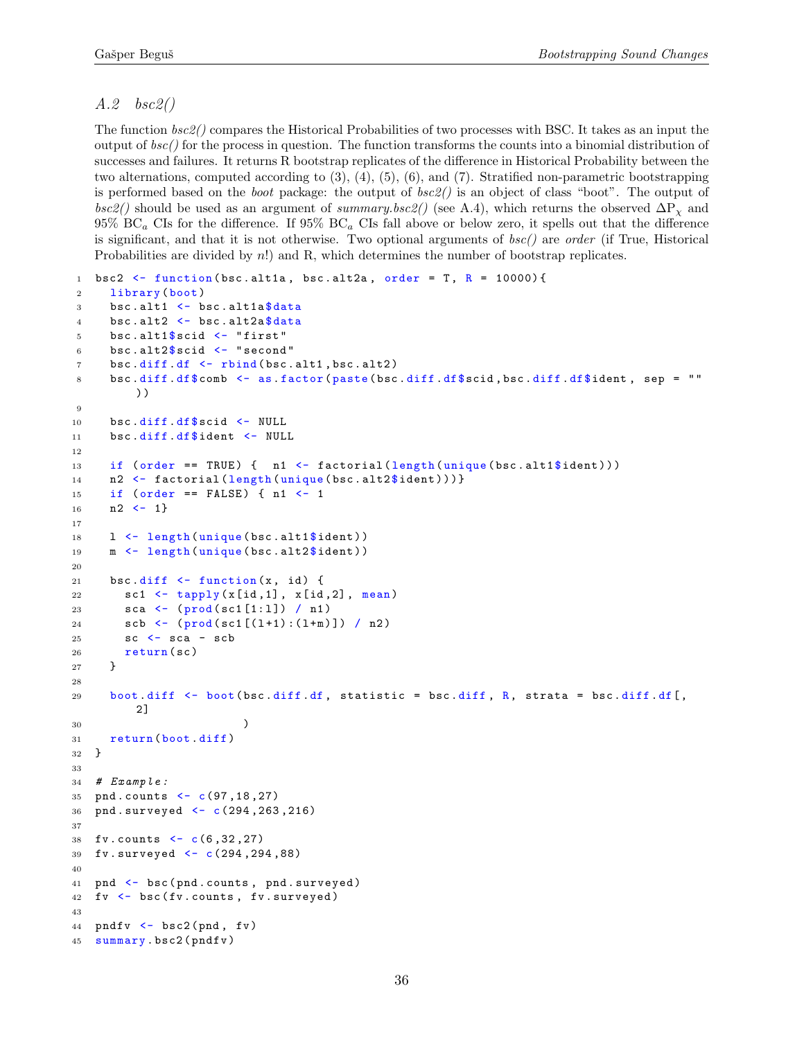### A.2 *bsc2()*

The function *bsc2()* compares the Historical Probabilities of two processes with BSC. It takes as an input the output of *bsc()* for the process in question. The function transforms the counts into a binomial distribution of successes and failures. It returns R bootstrap replicates of the difference in Historical Probability between the two alternations, computed according to (3), (4), (5), (6), and (7). Stratified non-parametric bootstrapping is performed based on the *boot* package: the output of *bsc2()* is an object of class "boot". The output of *bsc2()* should be used as an argument of *summary.bsc2()* (see A.4), which returns the observed $\Delta P_{\chi}$ and 95% $BC_a$ CIs for the difference. If 95% $BC_a$ CIs fall above or below zero, it spells out that the difference is significant, and that it is not otherwise. Two optional arguments of *bsc()* are *order* (if True, Historical Probabilities are divided by $n!$) and R, which determines the number of bootstrap replicates.

```
bsc2 <- function(bsc.alt1a, bsc.alt2a, order = T, R = 10000){
  library(boot)
  bsc.alt1 <- bsc.alt1a$data
  bsc.alt2 <- bsc.alt2a$data
  bsc.alt1$scid <- "first"
  bsc.alt2$scid <- "second"
  bsc.diff.df <- rbind(bsc.alt1,bsc.alt2)
  bsc.diff.df$comb <- as.factor(paste(bsc.diff.df$scid,bsc.diff.df$ident, sep = ""
    ))

  bsc.diff.df$scid <- NULL
  bsc.diff.df$ident <- NULL

  if (order == TRUE) {  n1 <- factorial(length(unique(bsc.alt1$ident)))
  n2 <- factorial(length(unique(bsc.alt2$ident)))}
  if (order == FALSE) { n1 <- 1
  n2 <- 1}

  l <- length(unique(bsc.alt1$ident))
  m <- length(unique(bsc.alt2$ident))

  bsc.diff <- function(x, id) {
    sc1 <- tapply(x[id,1], x[id,2], mean)
    sca <- (prod(sc1[1:l]) / n1)
    scb <- (prod(sc1[(l+1):(l+m)]) / n2)
    sc <- sca - scb
    return(sc)
  }

  boot.diff <- boot(bsc.diff.df, statistic = bsc.diff, R, strata = bsc.diff.df[,
    2]
                    )
  return(boot.diff)
}

# Example:
pnd.counts <- c(97,18,27)
pnd.surveyed <- c(294,263,216)

fv.counts <- c(6,32,27)
fv.surveyed <- c(294,294,88)

pnd <- bsc(pnd.counts, pnd.surveyed)
fv <- bsc(fv.counts, fv.surveyed)

pndfv <- bsc2(pnd, fv)
summary.bsc2(pndfv)
```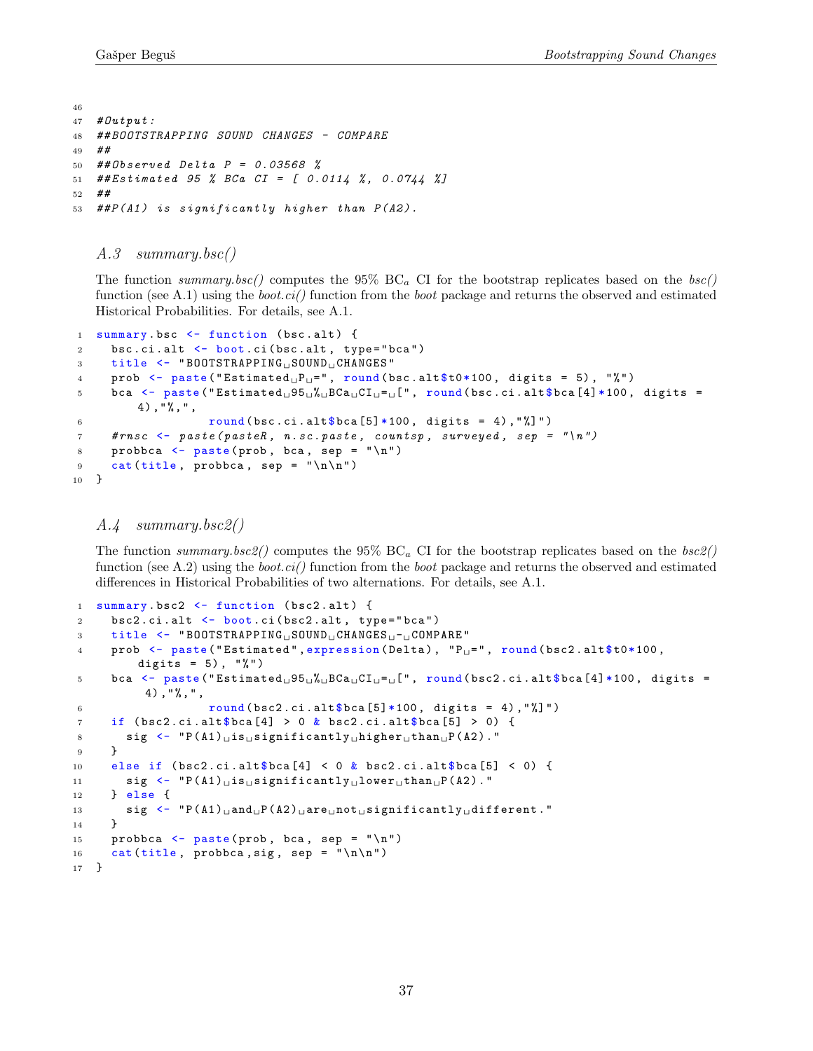```
#Output:
##BOOTSTRAPPING SOUND CHANGES - COMPARE
##
##Observed Delta P = 0.03568 %
##Estimated 95 % BCa CI = [ 0.0114 %, 0.0744 %]
##
##P(A1) is significantly higher than P(A2).
```

### A.3 *summary.bsc()*

The function *summary.bsc()* computes the 95% BC$_a$ CI for the bootstrap replicates based on the *bsc()* function (see A.1) using the *boot.ci()* function from the *boot* package and returns the observed and estimated Historical Probabilities. For details, see A.1.

```
summary.bsc <- function (bsc.alt) {
  bsc.ci.alt <- boot.ci(bsc.alt, type="bca")
  title <- "BOOTSTRAPPING SOUND CHANGES"
  prob <- paste("Estimated P =", round(bsc.alt$t0*100, digits = 5), "%")
  bca <- paste("Estimated 95 % BCa CI = [", round(bsc.ci.alt$bca[4]*100, digits =
      4),"%,",
               round(bsc.ci.alt$bca[5]*100, digits = 4),"%]")
  #rnsc <- paste(pasteR, n.sc.paste, countsp, surveyed, sep = "\n")
  probbca <- paste(prob, bca, sep = "\n")
  cat(title, probbca, sep = "\n\n")
}
```

### A.4 *summary.bsc2()*

The function *summary.bsc2()* computes the 95% BC$_a$ CI for the bootstrap replicates based on the *bsc2()* function (see A.2) using the *boot.ci()* function from the *boot* package and returns the observed and estimated differences in Historical Probabilities of two alternations. For details, see A.1.

```
summary.bsc2 <- function (bsc2.alt) {
  bsc2.ci.alt <- boot.ci(bsc2.alt, type="bca")
  title <- "BOOTSTRAPPING SOUND CHANGES - COMPARE"
  prob <- paste("Estimated",expression(Delta), "P =", round(bsc2.alt$t0*100,
      digits = 5), "%")
  bca <- paste("Estimated 95 % BCa CI = [", round(bsc2.ci.alt$bca[4]*100, digits =
       4),"%,",
               round(bsc2.ci.alt$bca[5]*100, digits = 4),"%]")
  if (bsc2.ci.alt$bca[4] > 0 & bsc2.ci.alt$bca[5] > 0) {
    sig <- "P(A1) is significantly higher than P(A2)."
  }
  else if (bsc2.ci.alt$bca[4] < 0 & bsc2.ci.alt$bca[5] < 0) {
    sig <- "P(A1) is significantly lower than P(A2)."
  } else {
    sig <- "P(A1) and P(A2) are not significantly different."
  }
  probbca <- paste(prob, bca, sep = "\n")
  cat(title, probbca,sig, sep = "\n\n")
}
```